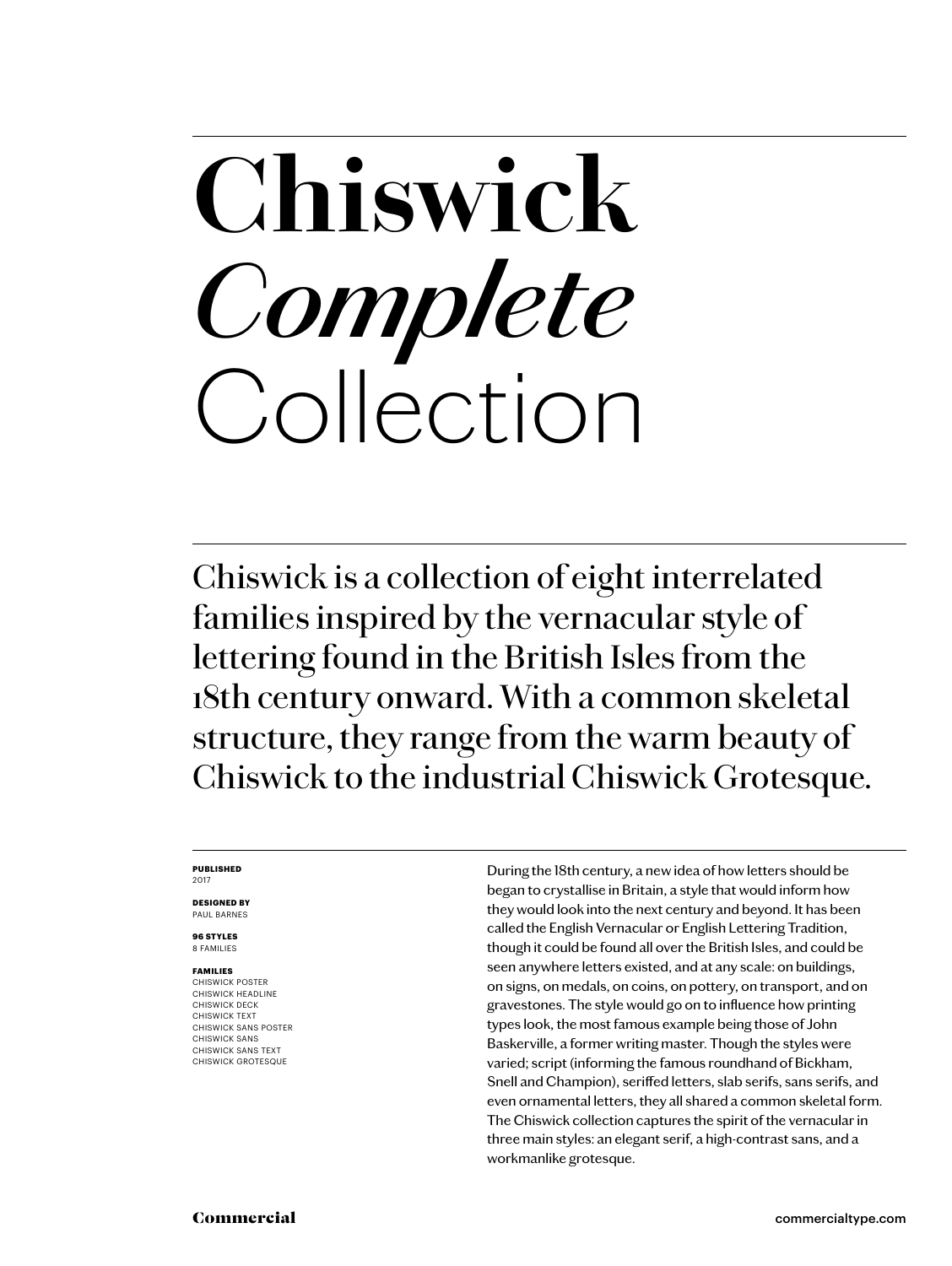# **Chiswick** *Complete* Collection

Chiswick is a collection of eight interrelated families inspired by the vernacular style of lettering found in the British Isles from the 18th century onward. With a common skeletal structure, they range from the warm beauty of Chiswick to the industrial Chiswick Grotesque.

**PUBLISHED**
2017

**DESIGNED BY**
PAUL BARNES

**96 STYLES**
8 FAMILIES

**FAMILIES**
CHISWICK POSTER
CHISWICK HEADLINE
CHISWICK DECK
CHISWICK TEXT
CHISWICK SANS POSTER
CHISWICK SANS
CHISWICK SANS TEXT
CHISWICK GROTESQUE

During the 18th century, a new idea of how letters should be began to crystallise in Britain, a style that would inform how they would look into the next century and beyond. It has been called the English Vernacular or English Lettering Tradition, though it could be found all over the British Isles, and could be seen anywhere letters existed, and at any scale: on buildings, on signs, on medals, on coins, on pottery, on transport, and on gravestones. The style would go on to influence how printing types look, the most famous example being those of John Baskerville, a former writing master. Though the styles were varied; script (informing the famous roundhand of Bickham, Snell and Champion), seriffed letters, slab serifs, sans serifs, and even ornamental letters, they all shared a common skeletal form. The Chiswick collection captures the spirit of the vernacular in three main styles: an elegant serif, a high-contrast sans, and a workmanlike grotesque.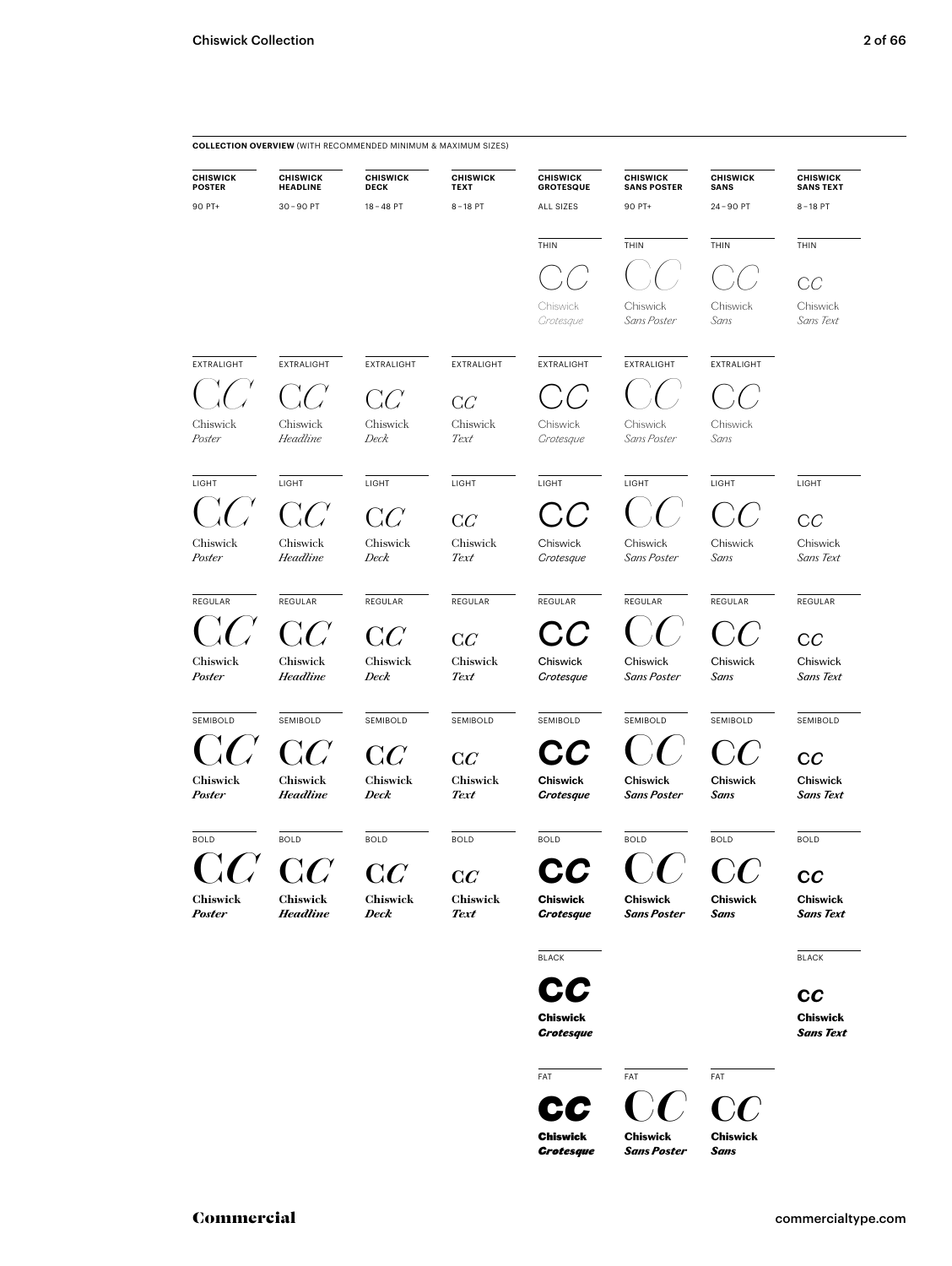**COLLECTION OVERVIEW** (WITH RECOMMENDED MINIMUM & MAXIMUM SIZES)

| CHISWICK POSTER | CHISWICK HEADLINE | CHISWICK DECK | CHISWICK TEXT | CHISWICK GROTESQUE | CHISWICK SANS POSTER | CHISWICK SANS | CHISWICK SANS TEXT |
|---|---|---|---|---|---|---|---|
| 90 PT+ | 30 – 90 PT | 18 – 48 PT | 8 – 18 PT | ALL SIZES | 90 PT+ | 24 – 90 PT | 8 – 18 PT |
| | | | | THIN<br>CC<br>Chiswick *Grotesque* | THIN<br>CC<br>Chiswick *Sans Poster* | THIN<br>CC<br>Chiswick *Sans* | THIN<br>CC<br>Chiswick *Sans Text* |
| EXTRALIGHT<br>CC<br>Chiswick *Poster* | EXTRALIGHT<br>CC<br>Chiswick *Headline* | EXTRALIGHT<br>CC<br>Chiswick *Deck* | EXTRALIGHT<br>CC<br>Chiswick *Text* | EXTRALIGHT<br>CC<br>Chiswick *Grotesque* | EXTRALIGHT<br>CC<br>Chiswick *Sans Poster* | EXTRALIGHT<br>CC<br>Chiswick *Sans* | |
| LIGHT<br>CC<br>Chiswick *Poster* | LIGHT<br>CC<br>Chiswick *Headline* | LIGHT<br>CC<br>Chiswick *Deck* | LIGHT<br>CC<br>Chiswick *Text* | LIGHT<br>CC<br>Chiswick *Grotesque* | LIGHT<br>CC<br>Chiswick *Sans Poster* | LIGHT<br>CC<br>Chiswick *Sans* | LIGHT<br>CC<br>Chiswick *Sans Text* |
| REGULAR<br>CC<br>Chiswick *Poster* | REGULAR<br>CC<br>Chiswick *Headline* | REGULAR<br>CC<br>Chiswick *Deck* | REGULAR<br>CC<br>Chiswick *Text* | REGULAR<br>CC<br>Chiswick *Grotesque* | REGULAR<br>CC<br>Chiswick *Sans Poster* | REGULAR<br>CC<br>Chiswick *Sans* | REGULAR<br>CC<br>Chiswick *Sans Text* |
| SEMIBOLD<br>CC<br>Chiswick *Poster* | SEMIBOLD<br>CC<br>Chiswick *Headline* | SEMIBOLD<br>CC<br>Chiswick *Deck* | SEMIBOLD<br>CC<br>Chiswick *Text* | SEMIBOLD<br>CC<br>Chiswick *Grotesque* | SEMIBOLD<br>CC<br>Chiswick *Sans Poster* | SEMIBOLD<br>CC<br>Chiswick *Sans* | SEMIBOLD<br>CC<br>Chiswick *Sans Text* |
| BOLD<br>CC<br>Chiswick *Poster* | BOLD<br>CC<br>Chiswick *Headline* | BOLD<br>CC<br>Chiswick *Deck* | BOLD<br>CC<br>Chiswick *Text* | BOLD<br>CC<br>Chiswick *Grotesque* | BOLD<br>CC<br>Chiswick *Sans Poster* | BOLD<br>CC<br>Chiswick *Sans* | BOLD<br>CC<br>Chiswick *Sans Text* |
| | | | | BLACK<br>CC<br>Chiswick *Grotesque* | | | BLACK<br>CC<br>Chiswick *Sans Text* |
| | | | | FAT<br>CC<br>Chiswick *Grotesque* | FAT<br>CC<br>Chiswick *Sans Poster* | FAT<br>CC<br>Chiswick *Sans* | |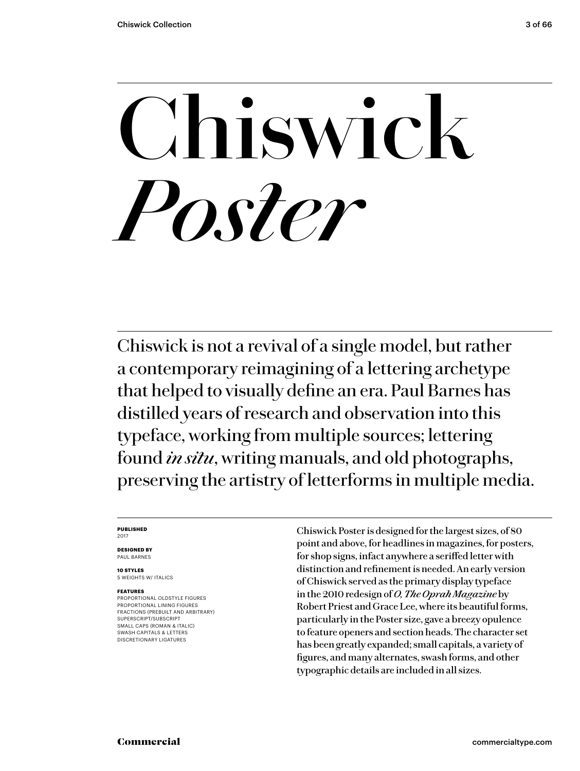# Chiswick *Poster*

Chiswick is not a revival of a single model, but rather a contemporary reimagining of a lettering archetype that helped to visually define an era. Paul Barnes has distilled years of research and observation into this typeface, working from multiple sources; lettering found *in situ*, writing manuals, and old photographs, preserving the artistry of letterforms in multiple media.

**PUBLISHED**
2017

**DESIGNED BY**
PAUL BARNES

**10 STYLES**
5 WEIGHTS W/ ITALICS

**FEATURES**
PROPORTIONAL OLDSTYLE FIGURES
PROPORTIONAL LINING FIGURES
FRACTIONS (PREBUILT AND ARBITRARY)
SUPERSCRIPT/SUBSCRIPT
SMALL CAPS (ROMAN & ITALIC)
SWASH CAPITALS & LETTERS
DISCRETIONARY LIGATURES

Chiswick Poster is designed for the largest sizes, of 80 point and above, for headlines in magazines, for posters, for shop signs, infact anywhere a seriffed letter with distinction and refinement is needed. An early version of Chiswick served as the primary display typeface in the 2010 redesign of *O, The Oprah Magazine* by Robert Priest and Grace Lee, where its beautiful forms, particularly in the Poster size, gave a breezy opulence to feature openers and section heads. The character set has been greatly expanded; small capitals, a variety of figures, and many alternates, swash forms, and other typographic details are included in all sizes.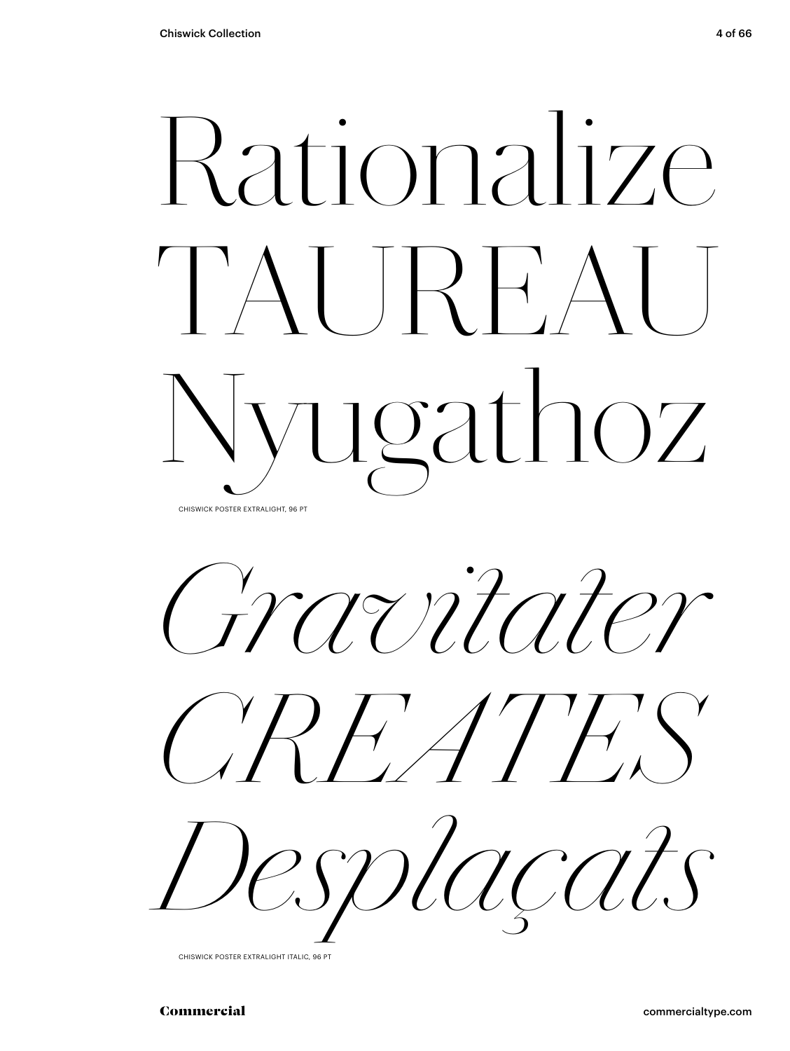Rationalize
TAUREAU
Nyugathoz

CHISWICK POSTER EXTRALIGHT, 96 PT

*Gravitater*
*CREATES*
*Desplaçats*

CHISWICK POSTER EXTRALIGHT ITALIC, 96 PT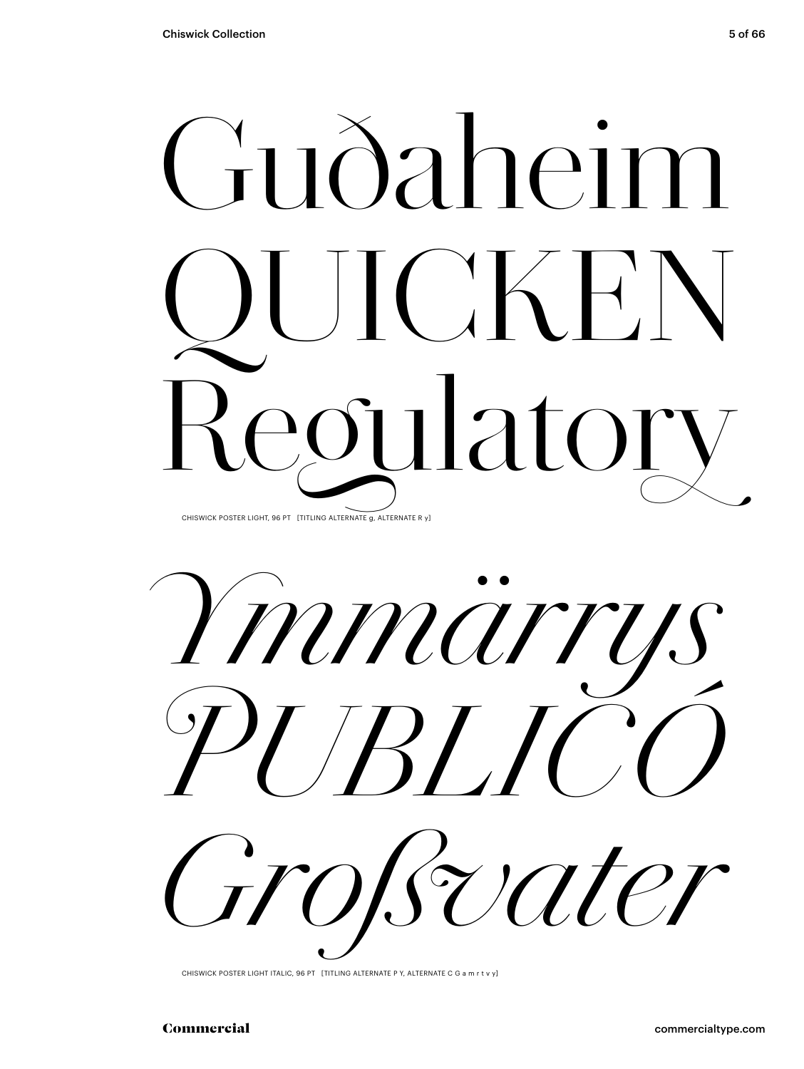Guðaheim

QUICKEN

Regulatory

CHISWICK POSTER LIGHT, 96 PT [TITLING ALTERNATE g, ALTERNATE R y]

*Ymmärrys*

*PUBLICÓ*

*Großvater*

CHISWICK POSTER LIGHT ITALIC, 96 PT [TITLING ALTERNATE P Y, ALTERNATE C G a m r t v y]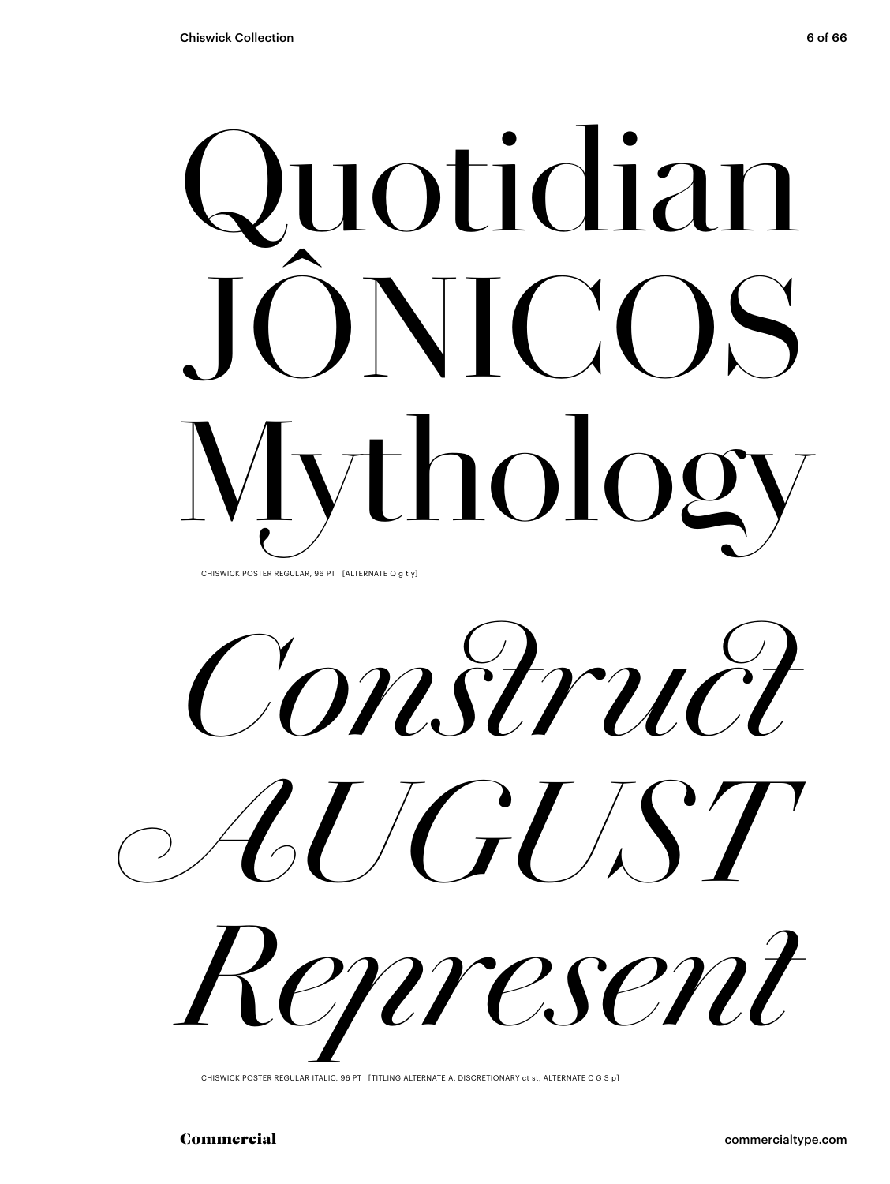Quotidian
JÔNICOS
Mythology

CHISWICK POSTER REGULAR, 96 PT [ALTERNATE Q g t y]

*Construct*
*AUGUST*
*Represent*

CHISWICK POSTER REGULAR ITALIC, 96 PT [TITLING ALTERNATE A, DISCRETIONARY ct st, ALTERNATE C G S p]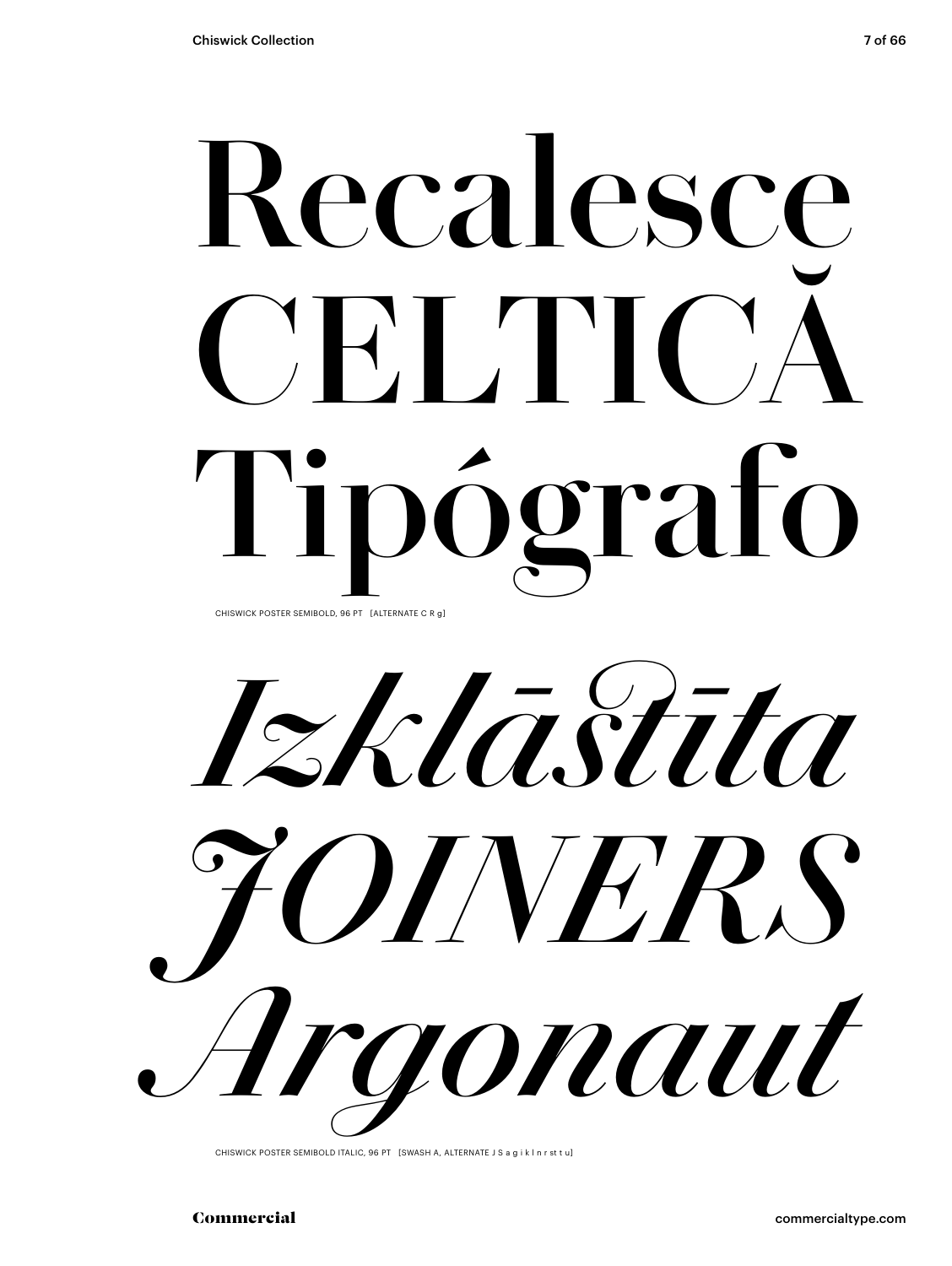# Recalesce CELTICĂ Tipógrafo

CHISWICK POSTER SEMIBOLD, 96 PT [ALTERNATE C R g]

# *Izklāstīta JOINERS Argonaut*

CHISWICK POSTER SEMIBOLD ITALIC, 96 PT [SWASH A, ALTERNATE J S a g i k l n r st t u]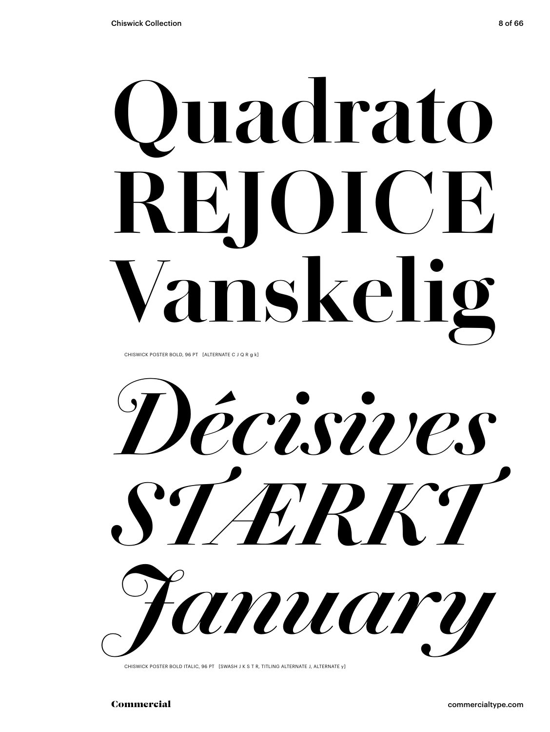# Quadrato REJOICE Vanskelig

CHISWICK POSTER BOLD, 96 PT [ALTERNATE C J Q R g k]

# *Décisives STÆRKT January*

CHISWICK POSTER BOLD ITALIC, 96 PT [SWASH J K S T R, TITLING ALTERNATE J, ALTERNATE y]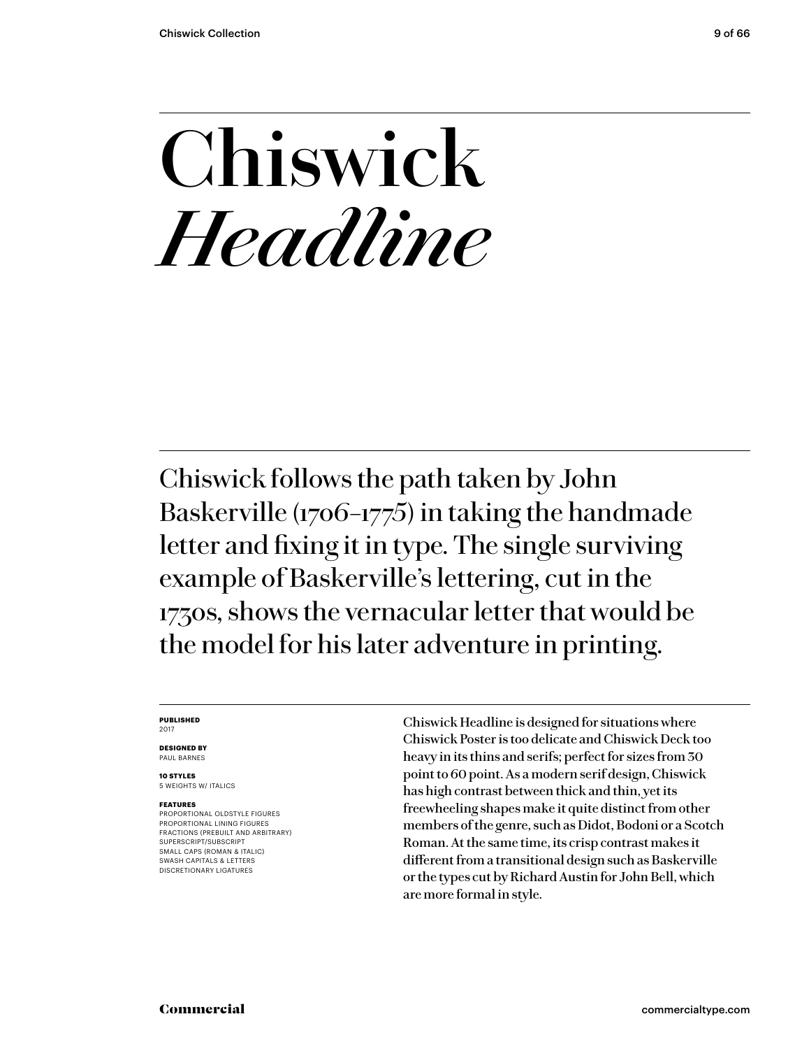# Chiswick *Headline*

Chiswick follows the path taken by John Baskerville (1706–1775) in taking the handmade letter and fixing it in type. The single surviving example of Baskerville's lettering, cut in the 1730s, shows the vernacular letter that would be the model for his later adventure in printing.

**PUBLISHED**
2017

**DESIGNED BY**
PAUL BARNES

**10 STYLES**
5 WEIGHTS W/ ITALICS

**FEATURES**
PROPORTIONAL OLDSTYLE FIGURES
PROPORTIONAL LINING FIGURES
FRACTIONS (PREBUILT AND ARBITRARY)
SUPERSCRIPT/SUBSCRIPT
SMALL CAPS (ROMAN & ITALIC)
SWASH CAPITALS & LETTERS
DISCRETIONARY LIGATURES

Chiswick Headline is designed for situations where Chiswick Poster is too delicate and Chiswick Deck too heavy in its thins and serifs; perfect for sizes from 30 point to 60 point. As a modern serif design, Chiswick has high contrast between thick and thin, yet its freewheeling shapes make it quite distinct from other members of the genre, such as Didot, Bodoni or a Scotch Roman. At the same time, its crisp contrast makes it different from a transitional design such as Baskerville or the types cut by Richard Austin for John Bell, which are more formal in style.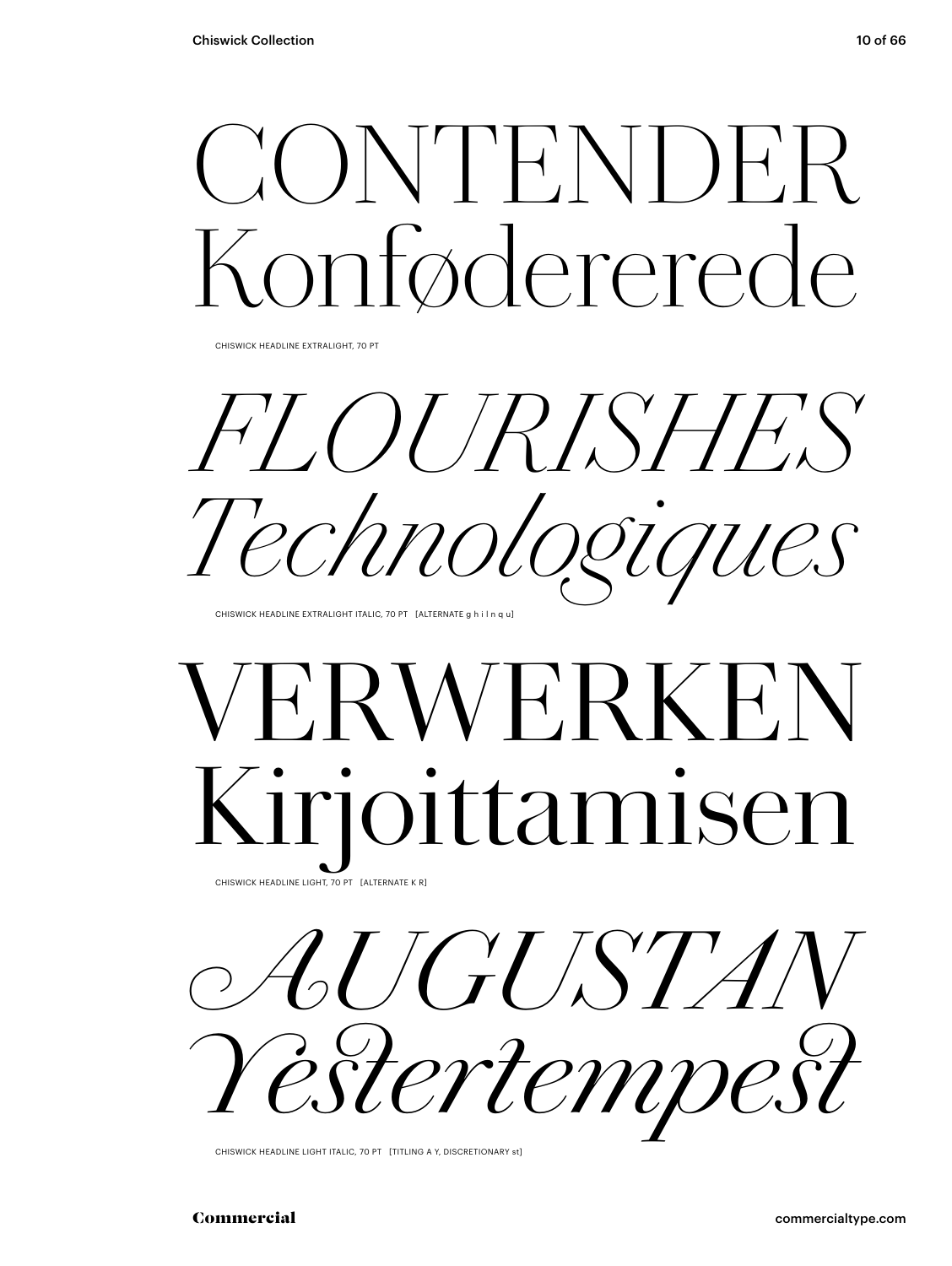CONTENDER
Konføderererede

CHISWICK HEADLINE EXTRALIGHT, 70 PT

*FLOURISHES*
*Technologiques*

CHISWICK HEADLINE EXTRALIGHT ITALIC, 70 PT [ALTERNATE g h i l n q u]

VERWERKEN
Kirjoittamisen

CHISWICK HEADLINE LIGHT, 70 PT [ALTERNATE K R]

*AUGUSTAN*
*Yestertempest*

CHISWICK HEADLINE LIGHT ITALIC, 70 PT [TITLING A Y, DISCRETIONARY st]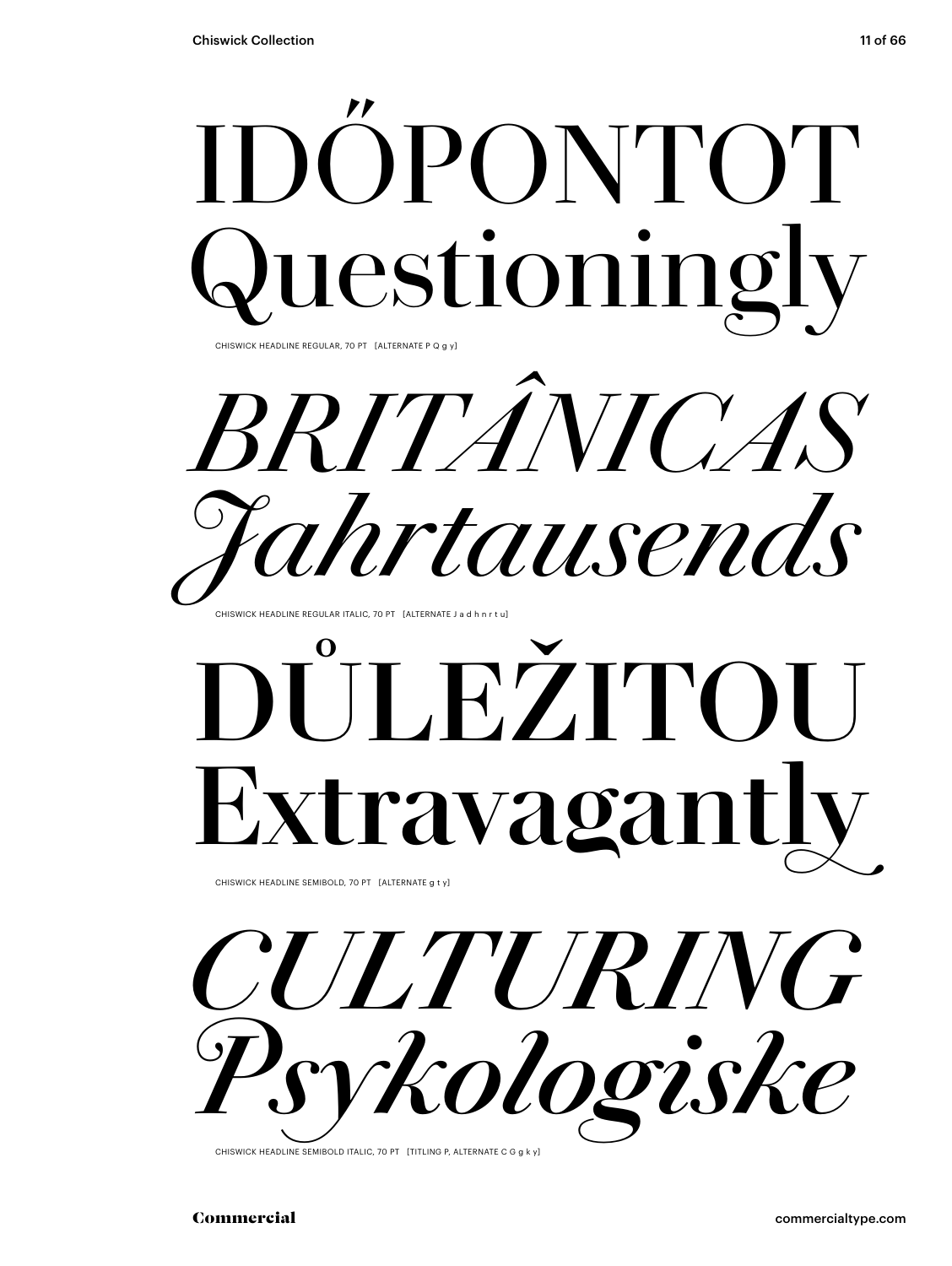IDŐPONTOT
Questioningly

CHISWICK HEADLINE REGULAR, 70 PT [ALTERNATE P Q g y]

*BRITÂNICAS*
*Jahrtausends*

CHISWICK HEADLINE REGULAR ITALIC, 70 PT [ALTERNATE J a d h n r t u]

**DŮLEŽITOU**
**Extravagantly**

CHISWICK HEADLINE SEMIBOLD, 70 PT [ALTERNATE g t y]

***CULTURING***
***Psykologiske***

CHISWICK HEADLINE SEMIBOLD ITALIC, 70 PT [TITLING P, ALTERNATE C G g k y]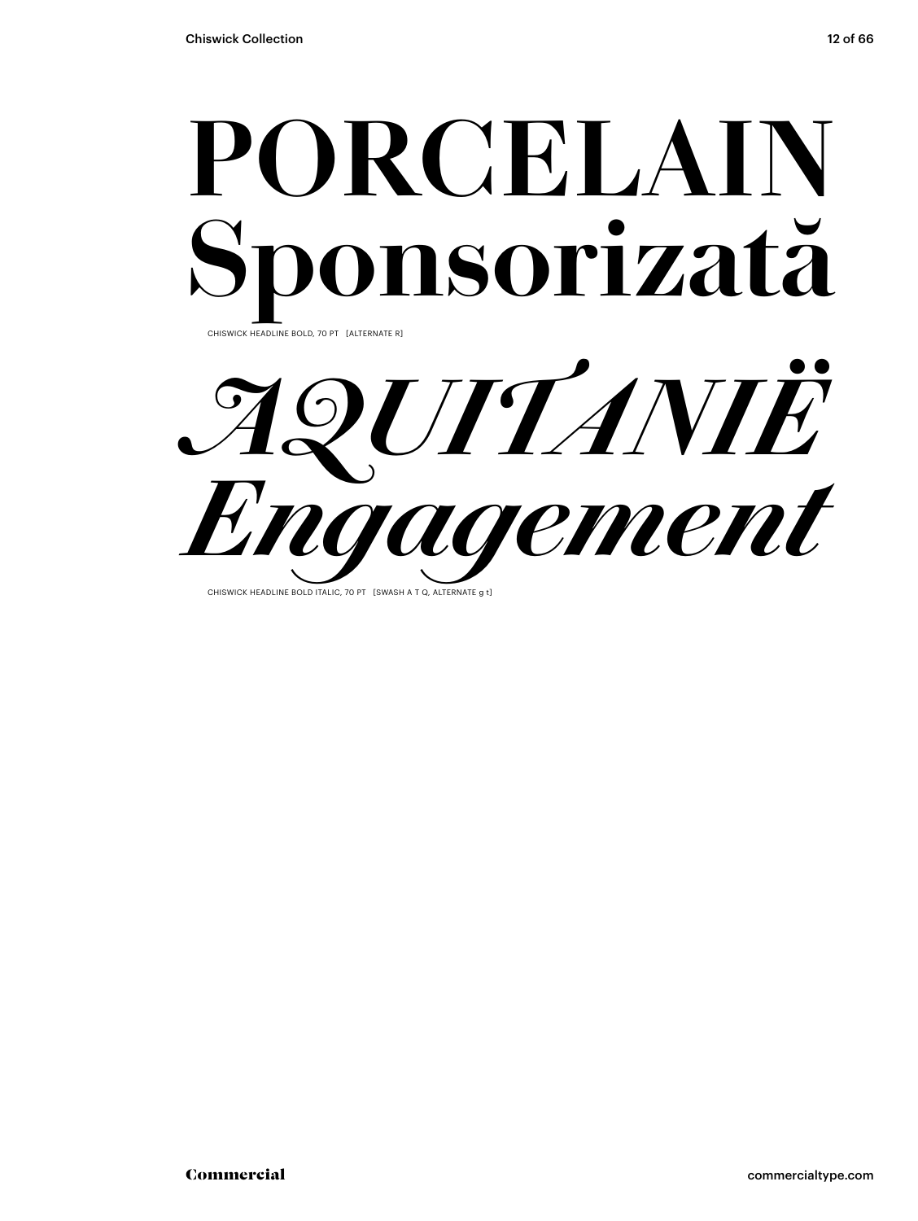# PORCELAIN Sponsorizată

CHISWICK HEADLINE BOLD, 70 PT [ALTERNATE R]

# *AQUITANIË Engagement*

CHISWICK HEADLINE BOLD ITALIC, 70 PT [SWASH A T Q, ALTERNATE g t]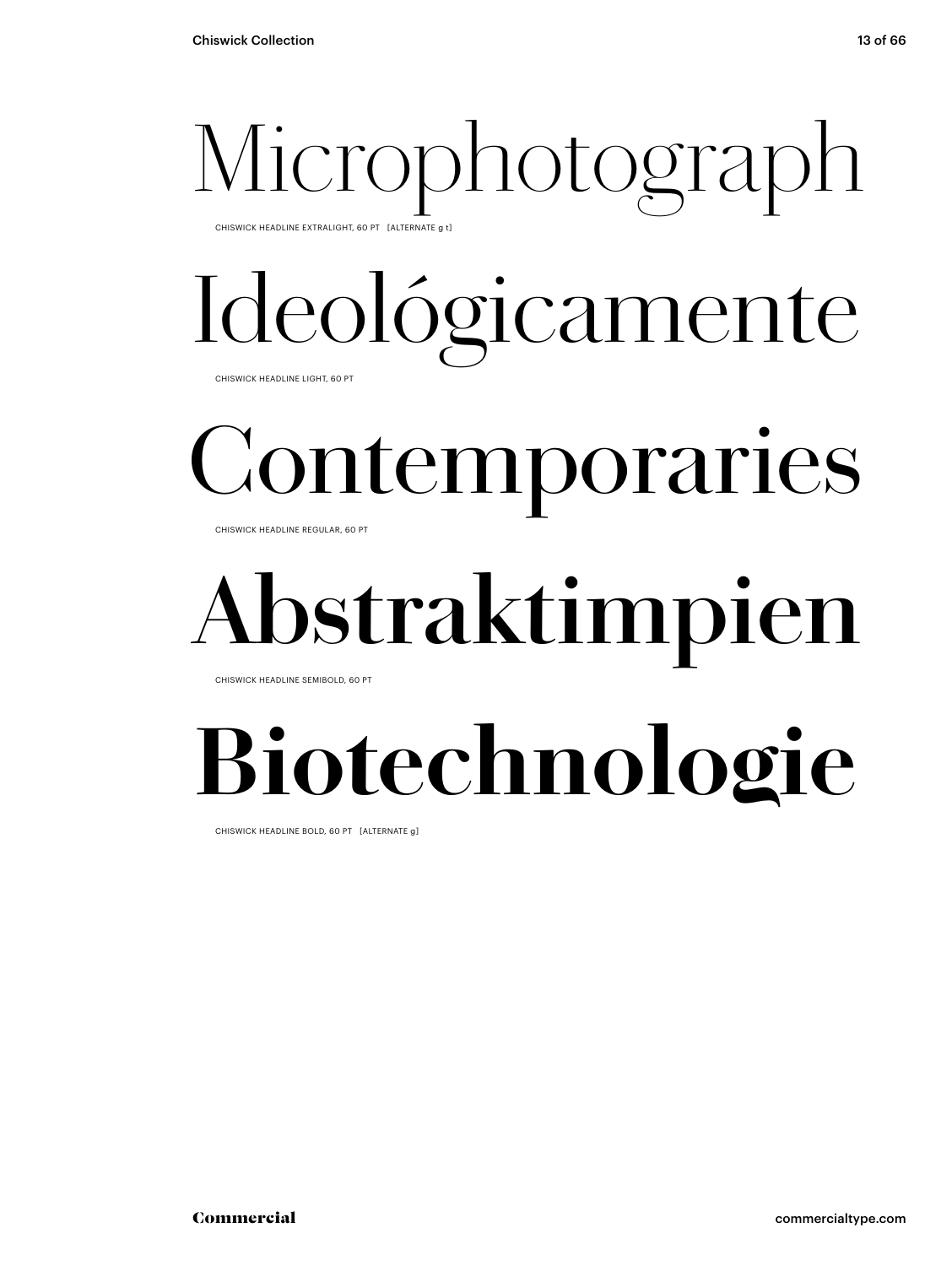Microphotograph

CHISWICK HEADLINE EXTRALIGHT, 60 PT [ALTERNATE g t]

Ideológicamente

CHISWICK HEADLINE LIGHT, 60 PT

Contemporaries

CHISWICK HEADLINE REGULAR, 60 PT

**Abstraktimpien**

CHISWICK HEADLINE SEMIBOLD, 60 PT

**Biotechnologie**

CHISWICK HEADLINE BOLD, 60 PT [ALTERNATE g]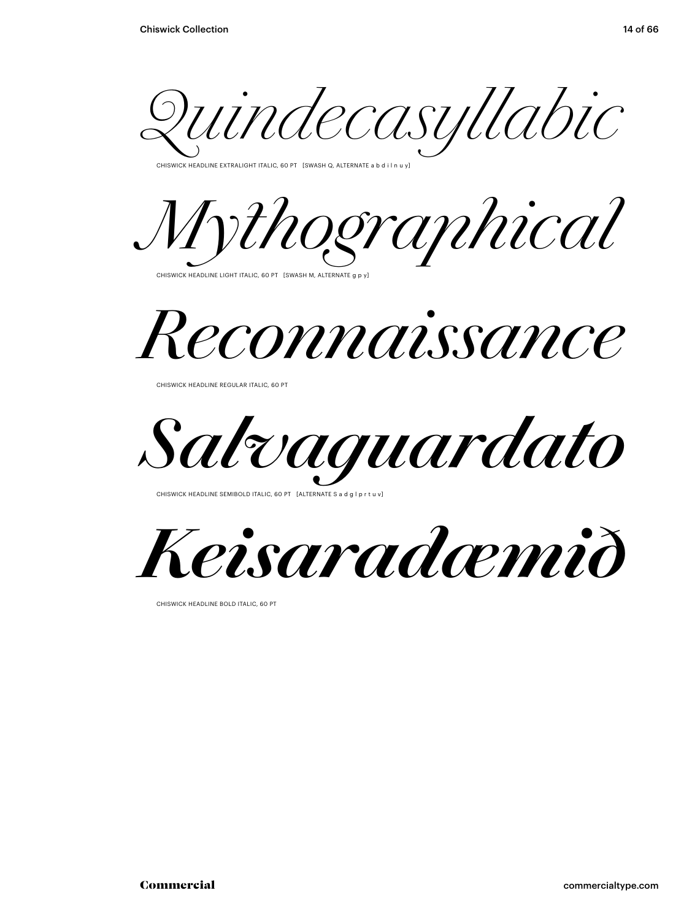*Quindecasyllabic*

CHISWICK HEADLINE EXTRALIGHT ITALIC, 60 PT [SWASH Q, ALTERNATE a b d i l n u y]

*Mythographical*

CHISWICK HEADLINE LIGHT ITALIC, 60 PT [SWASH M, ALTERNATE g p y]

*Reconnaissance*

CHISWICK HEADLINE REGULAR ITALIC, 60 PT

*Salvaguardato*

CHISWICK HEADLINE SEMIBOLD ITALIC, 60 PT [ALTERNATE S a d g l p r t u v]

*Keisaradæmið*

CHISWICK HEADLINE BOLD ITALIC, 60 PT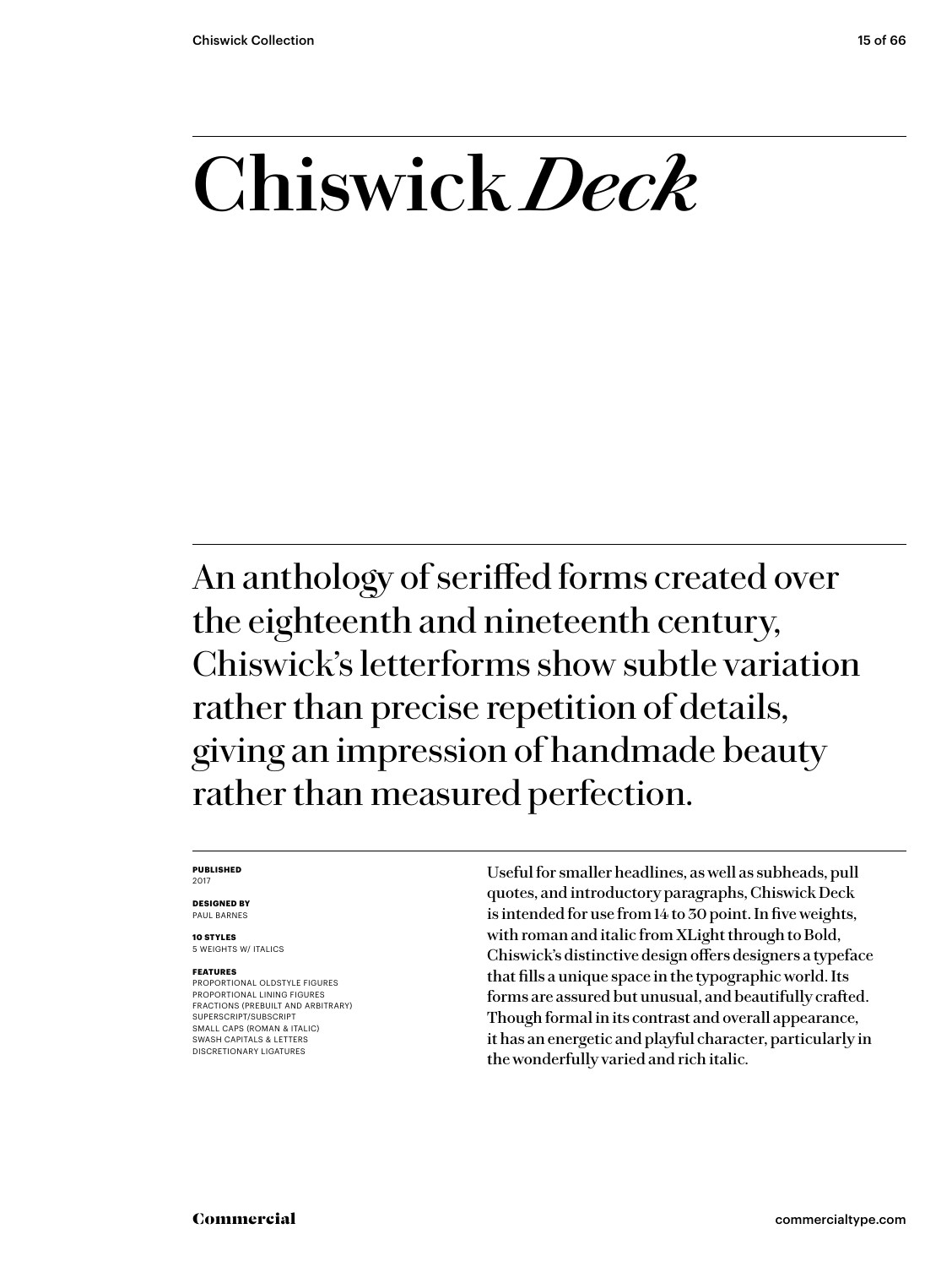# Chiswick *Deck*

An anthology of seriffed forms created over the eighteenth and nineteenth century, Chiswick's letterforms show subtle variation rather than precise repetition of details, giving an impression of handmade beauty rather than measured perfection.

**PUBLISHED**
2017

**DESIGNED BY**
PAUL BARNES

**10 STYLES**
5 WEIGHTS W/ ITALICS

**FEATURES**
PROPORTIONAL OLDSTYLE FIGURES
PROPORTIONAL LINING FIGURES
FRACTIONS (PREBUILT AND ARBITRARY)
SUPERSCRIPT/SUBSCRIPT
SMALL CAPS (ROMAN & ITALIC)
SWASH CAPITALS & LETTERS
DISCRETIONARY LIGATURES

Useful for smaller headlines, as well as subheads, pull quotes, and introductory paragraphs, Chiswick Deck is intended for use from 14 to 30 point. In five weights, with roman and italic from XLight through to Bold, Chiswick's distinctive design offers designers a typeface that fills a unique space in the typographic world. Its forms are assured but unusual, and beautifully crafted. Though formal in its contrast and overall appearance, it has an energetic and playful character, particularly in the wonderfully varied and rich italic.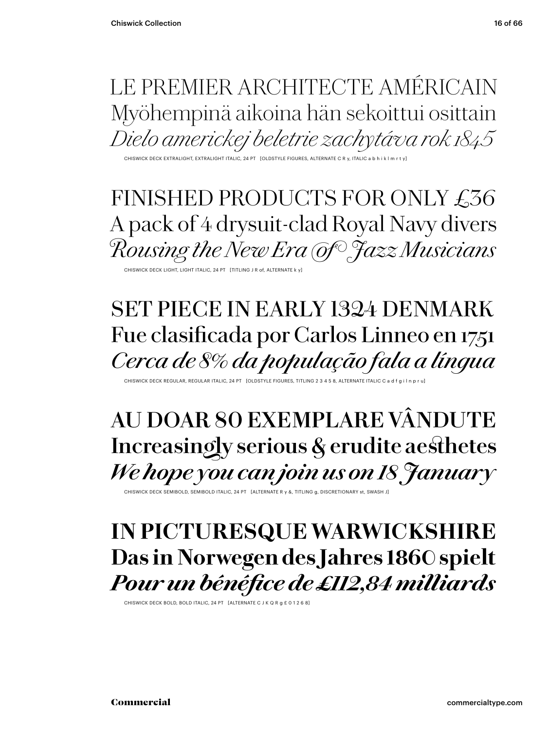LE PREMIER ARCHITECTE AMÉRICAIN
Myöhempinä aikoina hän sekoittui osittain
*Dielo americkej beletrie zachytáva rok 1845*

CHISWICK DECK EXTRALIGHT, EXTRALIGHT ITALIC, 24 PT [OLDSTYLE FIGURES, ALTERNATE C R y, ITALIC a b h i k l m r t y]

FINISHED PRODUCTS FOR ONLY £36
A pack of 4 drysuit-clad Royal Navy divers
*Rousing the New Era of Jazz Musicians*

CHISWICK DECK LIGHT, LIGHT ITALIC, 24 PT [TITLING J R of, ALTERNATE k y]

SET PIECE IN EARLY 1324 DENMARK
Fue clasificada por Carlos Linneo en 1751
*Cerca de 8% da população fala a língua*

CHISWICK DECK REGULAR, REGULAR ITALIC, 24 PT [OLDSTYLE FIGURES, TITLING 2 3 4 5 8, ALTERNATE ITALIC C a d f g i l n p r u]

AU DOAR 80 EXEMPLARE VÂNDUTE
Increasingly serious & erudite aesthetes
*We hope you can join us on 18 January*

CHISWICK DECK SEMIBOLD, SEMIBOLD ITALIC, 24 PT [ALTERNATE R y &, TITLING g, DISCRETIONARY st, SWASH J]

**IN PICTURESQUE WARWICKSHIRE**
**Das in Norwegen des Jahres 1860 spielt**
***Pour un bénéfice de £112,84 milliards***

CHISWICK DECK BOLD, BOLD ITALIC, 24 PT [ALTERNATE C J K Q R g £ 0 1 2 6 8]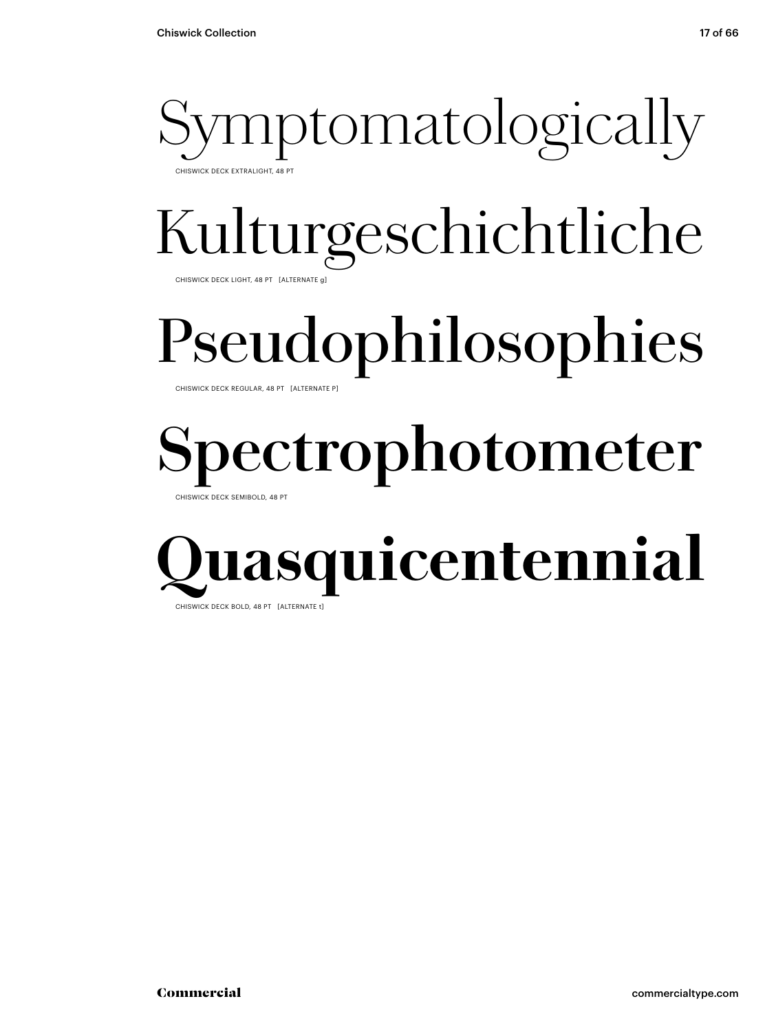Symptomatologically

CHISWICK DECK EXTRALIGHT, 48 PT

Kulturgeschichtliche

CHISWICK DECK LIGHT, 48 PT [ALTERNATE g]

Pseudophilosophies

CHISWICK DECK REGULAR, 48 PT [ALTERNATE P]

**Spectrophotometer**

CHISWICK DECK SEMIBOLD, 48 PT

**Quasquicentennial**

CHISWICK DECK BOLD, 48 PT [ALTERNATE t]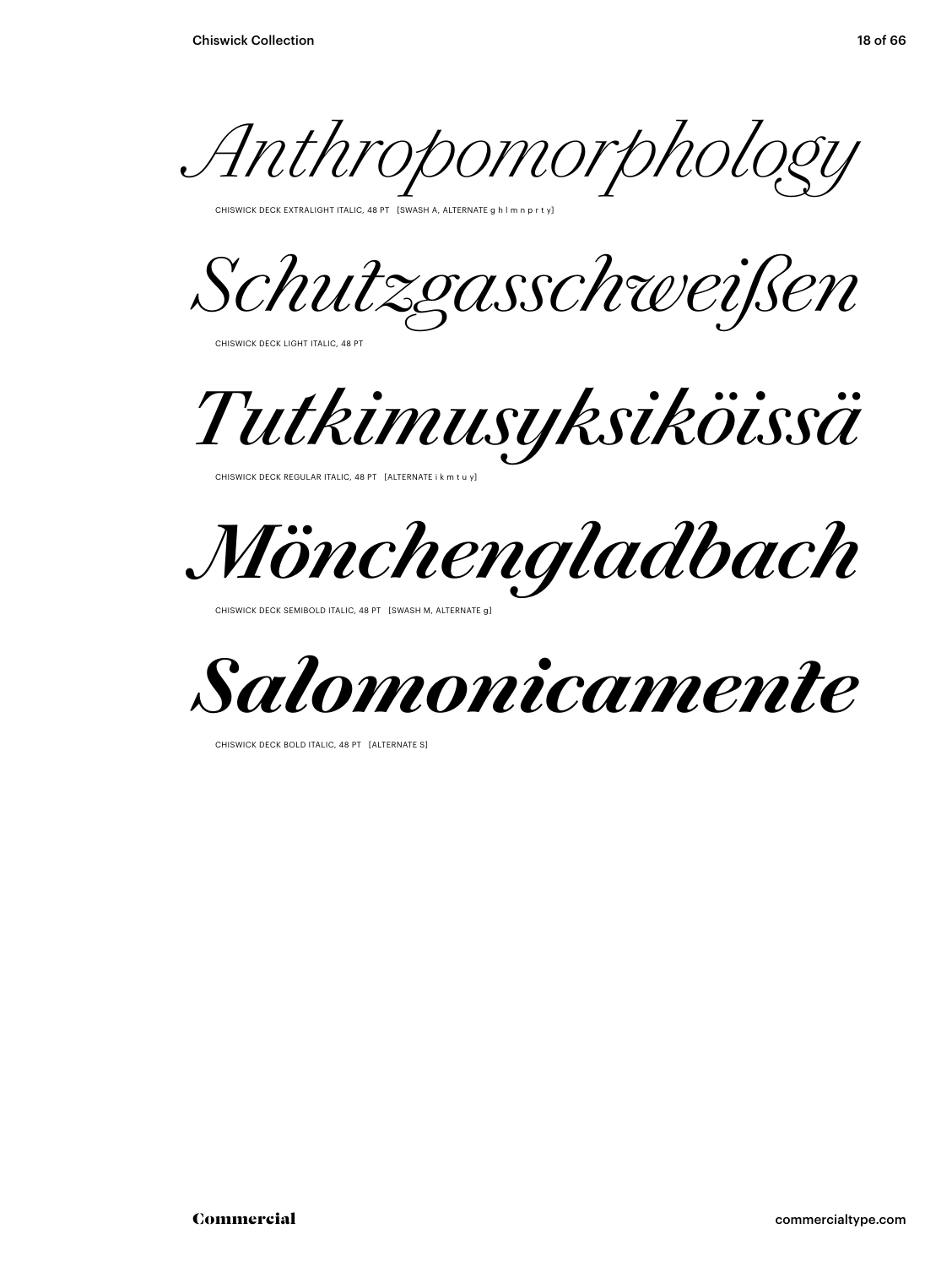*Anthropomorphology*

CHISWICK DECK EXTRALIGHT ITALIC, 48 PT [SWASH A, ALTERNATE g h l m n p r t y]

*Schutzgasschweißen*

CHISWICK DECK LIGHT ITALIC, 48 PT

*Tutkimusyksiköissä*

CHISWICK DECK REGULAR ITALIC, 48 PT [ALTERNATE i k m t u y]

***Mönchengladbach***

CHISWICK DECK SEMIBOLD ITALIC, 48 PT [SWASH M, ALTERNATE g]

***Salomonicamente***

CHISWICK DECK BOLD ITALIC, 48 PT [ALTERNATE S]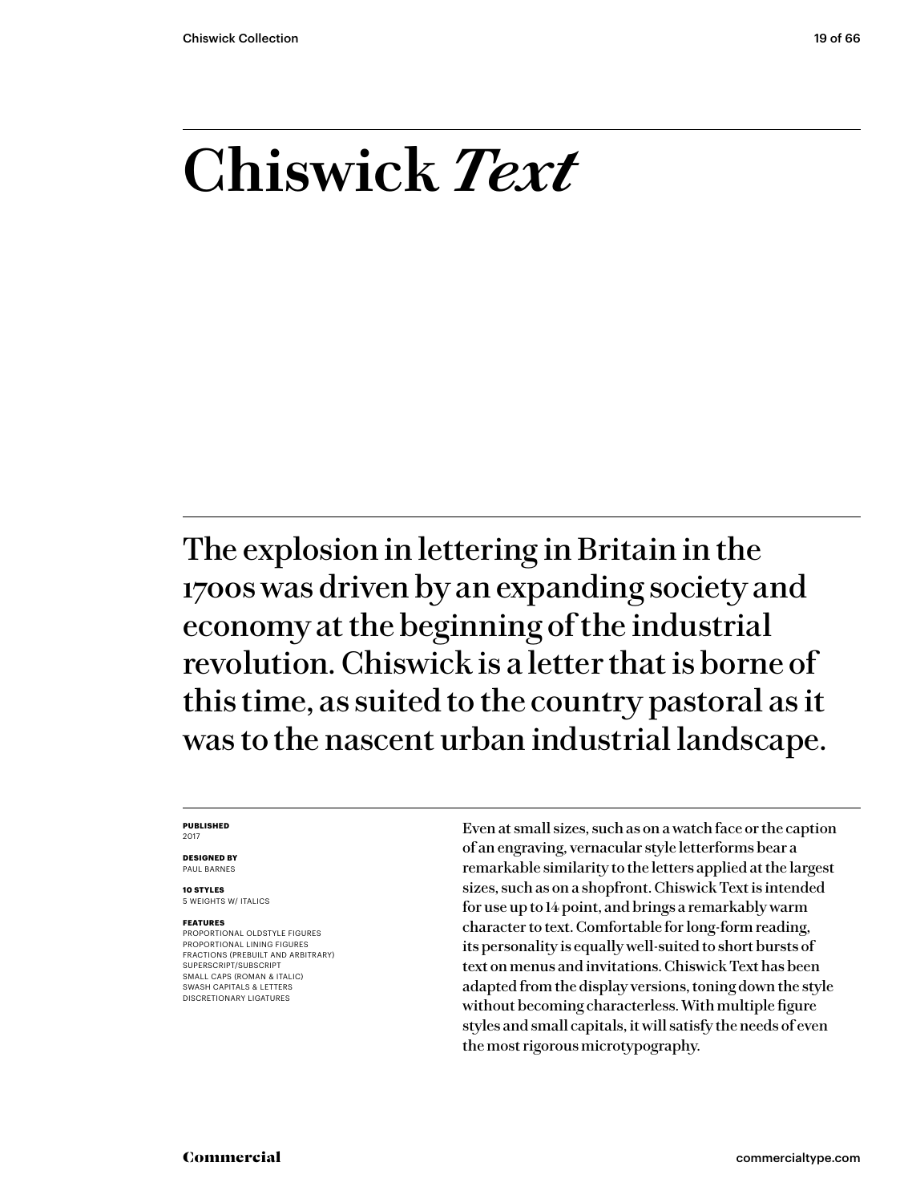# Chiswick *Text*

The explosion in lettering in Britain in the 1700s was driven by an expanding society and economy at the beginning of the industrial revolution. Chiswick is a letter that is borne of this time, as suited to the country pastoral as it was to the nascent urban industrial landscape.

**PUBLISHED**
2017

**DESIGNED BY**
PAUL BARNES

**10 STYLES**
5 WEIGHTS W/ ITALICS

**FEATURES**
PROPORTIONAL OLDSTYLE FIGURES
PROPORTIONAL LINING FIGURES
FRACTIONS (PREBUILT AND ARBITRARY)
SUPERSCRIPT/SUBSCRIPT
SMALL CAPS (ROMAN & ITALIC)
SWASH CAPITALS & LETTERS
DISCRETIONARY LIGATURES

Even at small sizes, such as on a watch face or the caption of an engraving, vernacular style letterforms bear a remarkable similarity to the letters applied at the largest sizes, such as on a shopfront. Chiswick Text is intended for use up to 14 point, and brings a remarkably warm character to text. Comfortable for long-form reading, its personality is equally well-suited to short bursts of text on menus and invitations. Chiswick Text has been adapted from the display versions, toning down the style without becoming characterless. With multiple figure styles and small capitals, it will satisfy the needs of even the most rigorous microtypography.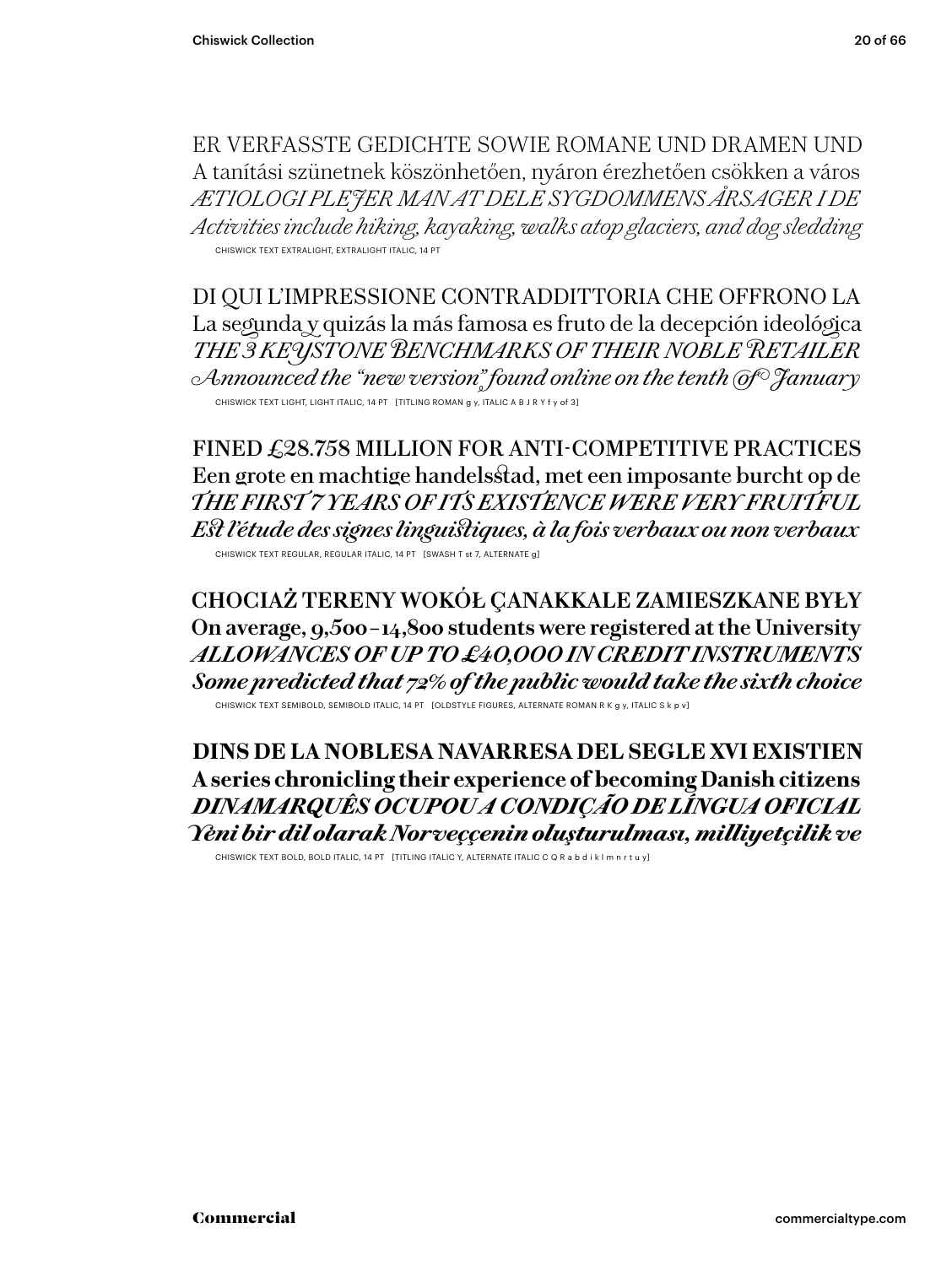ER VERFASSTE GEDICHTE SOWIE ROMANE UND DRAMEN UND
A tanítási szünetnek köszönhetően, nyáron érezhetően csökken a város
*ÆTIOLOGI PLEJER MAN AT DELE SYGDOMMENS ÅRSAGER I DE*
*Activities include hiking, kayaking, walks atop glaciers, and dog sledding*

CHISWICK TEXT EXTRALIGHT, EXTRALIGHT ITALIC, 14 PT

DI QUI L'IMPRESSIONE CONTRADDITTORIA CHE OFFRONO LA
La segunda y quizás la más famosa es fruto de la decepción ideológica
*THE 3 KEYSTONE BENCHMARKS OF THEIR NOBLE RETAILER*
*Announced the "new version" found online on the tenth of January*

CHISWICK TEXT LIGHT, LIGHT ITALIC, 14 PT [TITLING ROMAN g y, ITALIC A B J R Y f y of 3]

FINED £28.758 MILLION FOR ANTI-COMPETITIVE PRACTICES
Een grote en machtige handelsstad, met een imposante burcht op de
*THE FIRST 7 YEARS OF ITS EXISTENCE WERE VERY FRUITFUL*
*Est l'étude des signes linguistiques, à la fois verbaux ou non verbaux*

CHISWICK TEXT REGULAR, REGULAR ITALIC, 14 PT [SWASH T st 7, ALTERNATE g]

**CHOCIAŻ TERENY WOKÓŁ ÇANAKKALE ZAMIESZKANE BYŁY**
**On average, 9,500–14,800 students were registered at the University**
***ALLOWANCES OF UP TO £40,000 IN CREDIT INSTRUMENTS***
***Some predicted that 72% of the public would take the sixth choice***

CHISWICK TEXT SEMIBOLD, SEMIBOLD ITALIC, 14 PT [OLDSTYLE FIGURES, ALTERNATE ROMAN R K g y, ITALIC S k p v]

**DINS DE LA NOBLESA NAVARRESA DEL SEGLE XVI EXISTIEN**
**A series chronicling their experience of becoming Danish citizens**
***DINAMARQUÊS OCUPOU A CONDIÇÃO DE LÍNGUA OFICIAL***
***Yeni bir dil olarak Norveççenin oluşturulması, milliyetçilik ve***

CHISWICK TEXT BOLD, BOLD ITALIC, 14 PT [TITLING ITALIC Y, ALTERNATE ITALIC C Q R a b d i k l m n r t u y]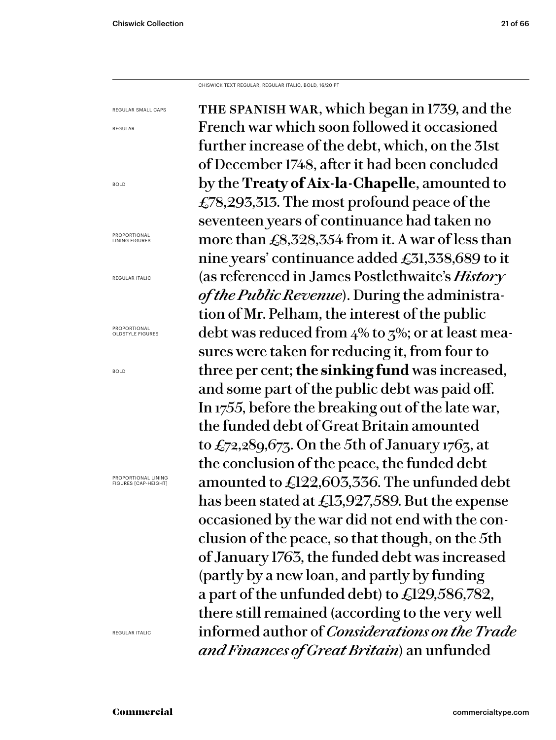CHISWICK TEXT REGULAR, REGULAR ITALIC, BOLD, 16/20 PT

REGULAR SMALL CAPS

REGULAR

BOLD

PROPORTIONAL LINING FIGURES

REGULAR ITALIC

PROPORTIONAL OLDSTYLE FIGURES

BOLD

PROPORTIONAL LINING FIGURES [CAP-HEIGHT]

REGULAR ITALIC

THE SPANISH WAR, which began in 1739, and the French war which soon followed it occasioned further increase of the debt, which, on the 31st of December 1748, after it had been concluded by the **Treaty of Aix-la-Chapelle**, amounted to £78,293,313. The most profound peace of the seventeen years of continuance had taken no more than £8,328,354 from it. A war of less than nine years' continuance added £31,338,689 to it (as referenced in James Postlethwaite's *History of the Public Revenue*). During the administration of Mr. Pelham, the interest of the public debt was reduced from 4% to 3%; or at least measures were taken for reducing it, from four to three per cent; **the sinking fund** was increased, and some part of the public debt was paid off. In 1755, before the breaking out of the late war, the funded debt of Great Britain amounted to £72,289,673. On the 5th of January 1763, at the conclusion of the peace, the funded debt amounted to £122,603,336. The unfunded debt has been stated at £13,927,589. But the expense occasioned by the war did not end with the conclusion of the peace, so that though, on the 5th of January 1763, the funded debt was increased (partly by a new loan, and partly by funding a part of the unfunded debt) to £129,586,782, there still remained (according to the very well informed author of *Considerations on the Trade and Finances of Great Britain*) an unfunded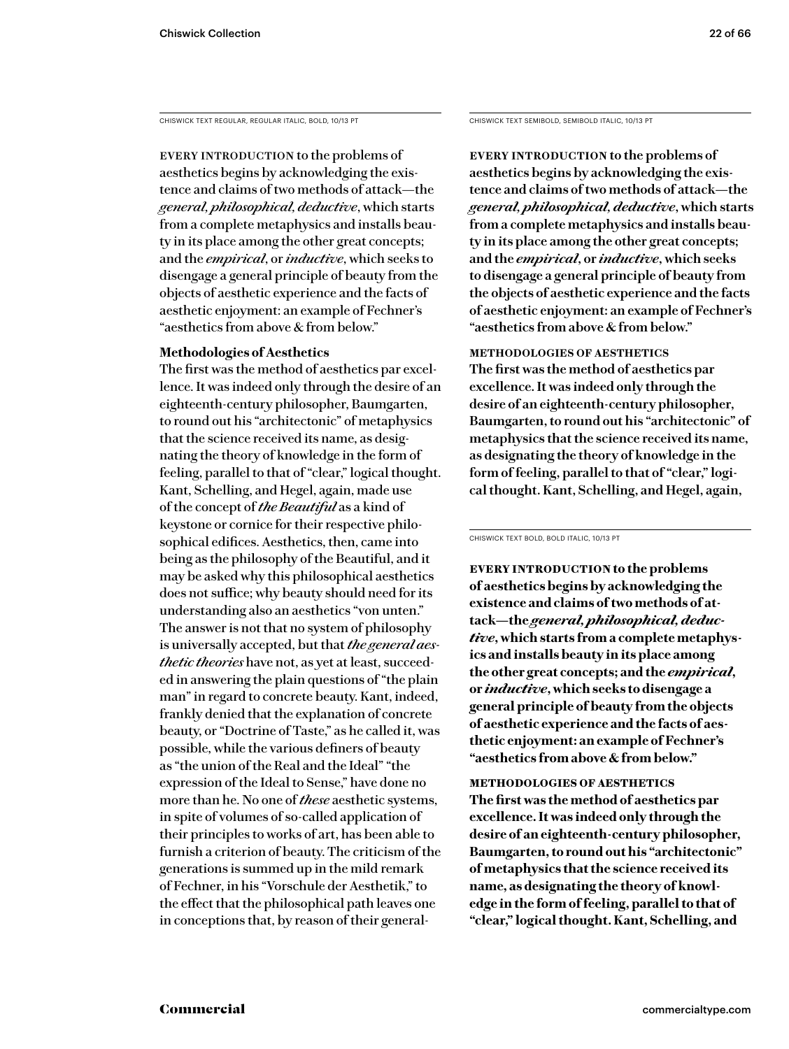CHISWICK TEXT REGULAR, REGULAR ITALIC, BOLD, 10/13 PT

EVERY INTRODUCTION to the problems of aesthetics begins by acknowledging the existence and claims of two methods of attack—the *general, philosophical, deductive*, which starts from a complete metaphysics and installs beauty in its place among the other great concepts; and the *empirical*, or *inductive*, which seeks to disengage a general principle of beauty from the objects of aesthetic experience and the facts of aesthetic enjoyment: an example of Fechner's "aesthetics from above & from below."

**Methodologies of Aesthetics**

The first was the method of aesthetics par excellence. It was indeed only through the desire of an eighteenth-century philosopher, Baumgarten, to round out his "architectonic" of metaphysics that the science received its name, as designating the theory of knowledge in the form of feeling, parallel to that of "clear," logical thought. Kant, Schelling, and Hegel, again, made use of the concept of *the Beautiful* as a kind of keystone or cornice for their respective philosophical edifices. Aesthetics, then, came into being as the philosophy of the Beautiful, and it may be asked why this philosophical aesthetics does not suffice; why beauty should need for its understanding also an aesthetics "von unten." The answer is not that no system of philosophy is universally accepted, but that *the general aesthetic theories* have not, as yet at least, succeeded in answering the plain questions of "the plain man" in regard to concrete beauty. Kant, indeed, frankly denied that the explanation of concrete beauty, or "Doctrine of Taste," as he called it, was possible, while the various definers of beauty as "the union of the Real and the Ideal" "the expression of the Ideal to Sense," have done no more than he. No one of *these* aesthetic systems, in spite of volumes of so-called application of their principles to works of art, has been able to furnish a criterion of beauty. The criticism of the generations is summed up in the mild remark of Fechner, in his "Vorschule der Aesthetik," to the effect that the philosophical path leaves one in conceptions that, by reason of their general-

CHISWICK TEXT SEMIBOLD, SEMIBOLD ITALIC, 10/13 PT

**EVERY INTRODUCTION to the problems of aesthetics begins by acknowledging the existence and claims of two methods of attack—the *general, philosophical, deductive*, which starts from a complete metaphysics and installs beauty in its place among the other great concepts; and the *empirical*, or *inductive*, which seeks to disengage a general principle of beauty from the objects of aesthetic experience and the facts of aesthetic enjoyment: an example of Fechner's "aesthetics from above & from below."**

**METHODOLOGIES OF AESTHETICS**

**The first was the method of aesthetics par excellence. It was indeed only through the desire of an eighteenth-century philosopher, Baumgarten, to round out his "architectonic" of metaphysics that the science received its name, as designating the theory of knowledge in the form of feeling, parallel to that of "clear," logical thought. Kant, Schelling, and Hegel, again,**

CHISWICK TEXT BOLD, BOLD ITALIC, 10/13 PT

**EVERY INTRODUCTION to the problems of aesthetics begins by acknowledging the existence and claims of two methods of attack—the *general, philosophical, deductive*, which starts from a complete metaphysics and installs beauty in its place among the other great concepts; and the *empirical*, or *inductive*, which seeks to disengage a general principle of beauty from the objects of aesthetic experience and the facts of aesthetic enjoyment: an example of Fechner's "aesthetics from above & from below."**

**METHODOLOGIES OF AESTHETICS**

**The first was the method of aesthetics par excellence. It was indeed only through the desire of an eighteenth-century philosopher, Baumgarten, to round out his "architectonic" of metaphysics that the science received its name, as designating the theory of knowledge in the form of feeling, parallel to that of "clear," logical thought. Kant, Schelling, and**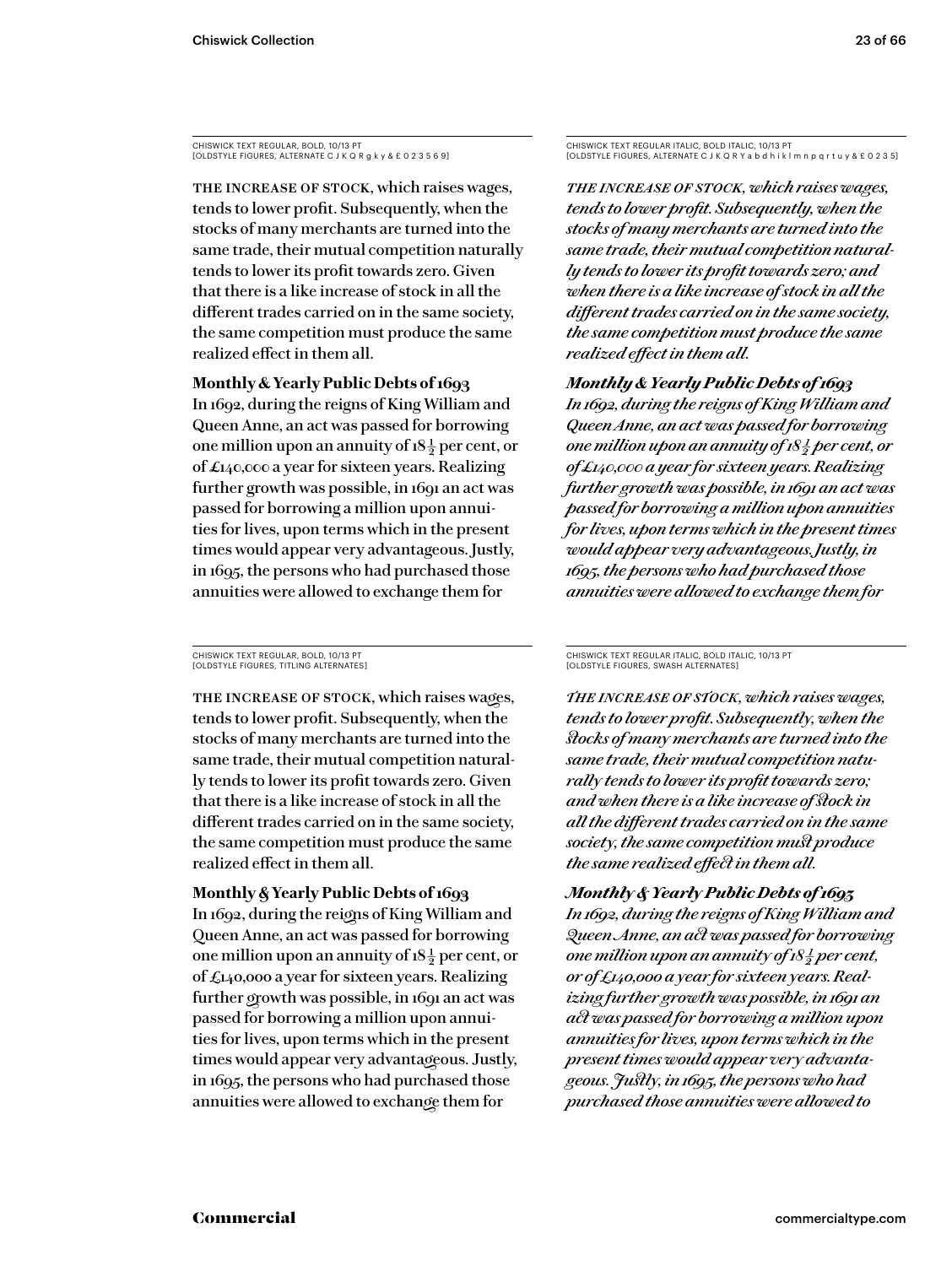CHISWICK TEXT REGULAR, BOLD, 10/13 PT
[OLDSTYLE FIGURES, ALTERNATE C J K Q R g k y & £ 0 2 3 5 6 9]

THE INCREASE OF STOCK, which raises wages, tends to lower profit. Subsequently, when the stocks of many merchants are turned into the same trade, their mutual competition naturally tends to lower its profit towards zero. Given that there is a like increase of stock in all the different trades carried on in the same society, the same competition must produce the same realized effect in them all.

**Monthly & Yearly Public Debts of 1693**
In 1692, during the reigns of King William and Queen Anne, an act was passed for borrowing one million upon an annuity of 18½ per cent, or of £140,000 a year for sixteen years. Realizing further growth was possible, in 1691 an act was passed for borrowing a million upon annuities for lives, upon terms which in the present times would appear very advantageous. Justly, in 1695, the persons who had purchased those annuities were allowed to exchange them for

CHISWICK TEXT REGULAR ITALIC, BOLD ITALIC, 10/13 PT
[OLDSTYLE FIGURES, ALTERNATE C J K Q R Y a b d h i k l m n p q r t u y & £ 0 2 3 5]

*THE INCREASE OF STOCK, which raises wages, tends to lower profit. Subsequently, when the stocks of many merchants are turned into the same trade, their mutual competition naturally tends to lower its profit towards zero; and when there is a like increase of stock in all the different trades carried on in the same society, the same competition must produce the same realized effect in them all.*

***Monthly & Yearly Public Debts of 1693***
*In 1692, during the reigns of King William and Queen Anne, an act was passed for borrowing one million upon an annuity of 18½ per cent, or of £140,000 a year for sixteen years. Realizing further growth was possible, in 1691 an act was passed for borrowing a million upon annuities for lives, upon terms which in the present times would appear very advantageous. Justly, in 1695, the persons who had purchased those annuities were allowed to exchange them for*

CHISWICK TEXT REGULAR, BOLD, 10/13 PT
[OLDSTYLE FIGURES, TITLING ALTERNATES]

THE INCREASE OF STOCK, which raises wages, tends to lower profit. Subsequently, when the stocks of many merchants are turned into the same trade, their mutual competition naturally tends to lower its profit towards zero. Given that there is a like increase of stock in all the different trades carried on in the same society, the same competition must produce the same realized effect in them all.

**Monthly & Yearly Public Debts of 1693**
In 1692, during the reigns of King William and Queen Anne, an act was passed for borrowing one million upon an annuity of 18½ per cent, or of £140,000 a year for sixteen years. Realizing further growth was possible, in 1691 an act was passed for borrowing a million upon annuities for lives, upon terms which in the present times would appear very advantageous. Justly, in 1695, the persons who had purchased those annuities were allowed to exchange them for

CHISWICK TEXT REGULAR ITALIC, BOLD ITALIC, 10/13 PT
[OLDSTYLE FIGURES, SWASH ALTERNATES]

*THE INCREASE OF STOCK, which raises wages, tends to lower profit. Subsequently, when the stocks of many merchants are turned into the same trade, their mutual competition naturally tends to lower its profit towards zero; and when there is a like increase of stock in all the different trades carried on in the same society, the same competition must produce the same realized effect in them all.*

***Monthly & Yearly Public Debts of 1693***
*In 1692, during the reigns of King William and Queen Anne, an act was passed for borrowing one million upon an annuity of 18½ per cent, or of £140,000 a year for sixteen years. Realizing further growth was possible, in 1691 an act was passed for borrowing a million upon annuities for lives, upon terms which in the present times would appear very advantageous. Justly, in 1695, the persons who had purchased those annuities were allowed to*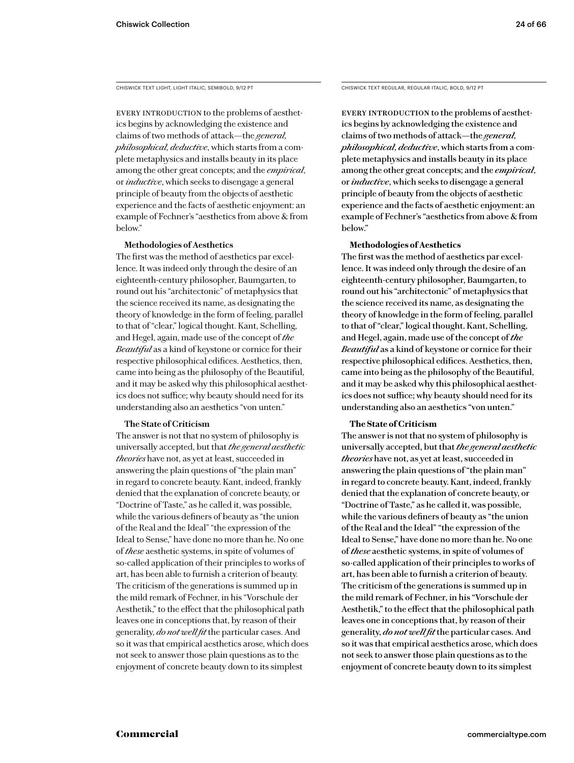CHISWICK TEXT LIGHT, LIGHT ITALIC, SEMIBOLD, 9/12 PT

EVERY INTRODUCTION to the problems of aesthetics begins by acknowledging the existence and claims of two methods of attack—the *general, philosophical, deductive*, which starts from a complete metaphysics and installs beauty in its place among the other great concepts; and the *empirical*, or *inductive*, which seeks to disengage a general principle of beauty from the objects of aesthetic experience and the facts of aesthetic enjoyment: an example of Fechner's "aesthetics from above & from below."

**Methodologies of Aesthetics**

The first was the method of aesthetics par excellence. It was indeed only through the desire of an eighteenth-century philosopher, Baumgarten, to round out his "architectonic" of metaphysics that the science received its name, as designating the theory of knowledge in the form of feeling, parallel to that of "clear," logical thought. Kant, Schelling, and Hegel, again, made use of the concept of *the Beautiful* as a kind of keystone or cornice for their respective philosophical edifices. Aesthetics, then, came into being as the philosophy of the Beautiful, and it may be asked why this philosophical aesthetics does not suffice; why beauty should need for its understanding also an aesthetics "von unten."

**The State of Criticism**

The answer is not that no system of philosophy is universally accepted, but that *the general aesthetic theories* have not, as yet at least, succeeded in answering the plain questions of "the plain man" in regard to concrete beauty. Kant, indeed, frankly denied that the explanation of concrete beauty, or "Doctrine of Taste," as he called it, was possible, while the various definers of beauty as "the union of the Real and the Ideal" "the expression of the Ideal to Sense," have done no more than he. No one of *these* aesthetic systems, in spite of volumes of so-called application of their principles to works of art, has been able to furnish a criterion of beauty. The criticism of the generations is summed up in the mild remark of Fechner, in his "Vorschule der Aesthetik," to the effect that the philosophical path leaves one in conceptions that, by reason of their generality, *do not well fit* the particular cases. And so it was that empirical aesthetics arose, which does not seek to answer those plain questions as to the enjoyment of concrete beauty down to its simplest

CHISWICK TEXT REGULAR, REGULAR ITALIC, BOLD, 9/12 PT

EVERY INTRODUCTION to the problems of aesthetics begins by acknowledging the existence and claims of two methods of attack—the *general, philosophical, deductive*, which starts from a complete metaphysics and installs beauty in its place among the other great concepts; and the *empirical*, or *inductive*, which seeks to disengage a general principle of beauty from the objects of aesthetic experience and the facts of aesthetic enjoyment: an example of Fechner's "aesthetics from above & from below."

**Methodologies of Aesthetics**

The first was the method of aesthetics par excellence. It was indeed only through the desire of an eighteenth-century philosopher, Baumgarten, to round out his "architectonic" of metaphysics that the science received its name, as designating the theory of knowledge in the form of feeling, parallel to that of "clear," logical thought. Kant, Schelling, and Hegel, again, made use of the concept of *the Beautiful* as a kind of keystone or cornice for their respective philosophical edifices. Aesthetics, then, came into being as the philosophy of the Beautiful, and it may be asked why this philosophical aesthetics does not suffice; why beauty should need for its understanding also an aesthetics "von unten."

**The State of Criticism**

The answer is not that no system of philosophy is universally accepted, but that *the general aesthetic theories* have not, as yet at least, succeeded in answering the plain questions of "the plain man" in regard to concrete beauty. Kant, indeed, frankly denied that the explanation of concrete beauty, or "Doctrine of Taste," as he called it, was possible, while the various definers of beauty as "the union of the Real and the Ideal" "the expression of the Ideal to Sense," have done no more than he. No one of *these* aesthetic systems, in spite of volumes of so-called application of their principles to works of art, has been able to furnish a criterion of beauty. The criticism of the generations is summed up in the mild remark of Fechner, in his "Vorschule der Aesthetik," to the effect that the philosophical path leaves one in conceptions that, by reason of their generality, *do not well fit* the particular cases. And so it was that empirical aesthetics arose, which does not seek to answer those plain questions as to the enjoyment of concrete beauty down to its simplest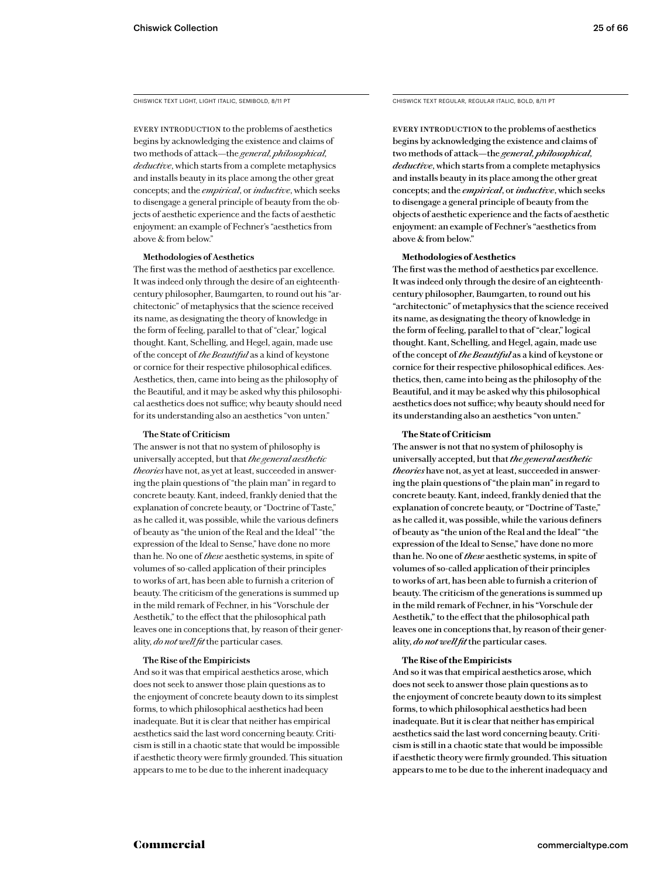CHISWICK TEXT LIGHT, LIGHT ITALIC, SEMIBOLD, 8/11 PT

EVERY INTRODUCTION to the problems of aesthetics begins by acknowledging the existence and claims of two methods of attack—the *general, philosophical, deductive*, which starts from a complete metaphysics and installs beauty in its place among the other great concepts; and the *empirical*, or *inductive*, which seeks to disengage a general principle of beauty from the objects of aesthetic experience and the facts of aesthetic enjoyment: an example of Fechner's "aesthetics from above & from below."

**Methodologies of Aesthetics**

The first was the method of aesthetics par excellence. It was indeed only through the desire of an eighteenth-century philosopher, Baumgarten, to round out his "architectonic" of metaphysics that the science received its name, as designating the theory of knowledge in the form of feeling, parallel to that of "clear," logical thought. Kant, Schelling, and Hegel, again, made use of the concept of *the Beautiful* as a kind of keystone or cornice for their respective philosophical edifices. Aesthetics, then, came into being as the philosophy of the Beautiful, and it may be asked why this philosophical aesthetics does not suffice; why beauty should need for its understanding also an aesthetics "von unten."

**The State of Criticism**

The answer is not that no system of philosophy is universally accepted, but that *the general aesthetic theories* have not, as yet at least, succeeded in answering the plain questions of "the plain man" in regard to concrete beauty. Kant, indeed, frankly denied that the explanation of concrete beauty, or "Doctrine of Taste," as he called it, was possible, while the various definers of beauty as "the union of the Real and the Ideal" "the expression of the Ideal to Sense," have done no more than he. No one of *these* aesthetic systems, in spite of volumes of so-called application of their principles to works of art, has been able to furnish a criterion of beauty. The criticism of the generations is summed up in the mild remark of Fechner, in his "Vorschule der Aesthetik," to the effect that the philosophical path leaves one in conceptions that, by reason of their generality, *do not well fit* the particular cases.

**The Rise of the Empiricists**

And so it was that empirical aesthetics arose, which does not seek to answer those plain questions as to the enjoyment of concrete beauty down to its simplest forms, to which philosophical aesthetics had been inadequate. But it is clear that neither has empirical aesthetics said the last word concerning beauty. Criticism is still in a chaotic state that would be impossible if aesthetic theory were firmly grounded. This situation appears to me to be due to the inherent inadequacy

CHISWICK TEXT REGULAR, REGULAR ITALIC, BOLD, 8/11 PT

EVERY INTRODUCTION to the problems of aesthetics begins by acknowledging the existence and claims of two methods of attack—the *general, philosophical, deductive*, which starts from a complete metaphysics and installs beauty in its place among the other great concepts; and the *empirical*, or *inductive*, which seeks to disengage a general principle of beauty from the objects of aesthetic experience and the facts of aesthetic enjoyment: an example of Fechner's "aesthetics from above & from below."

**Methodologies of Aesthetics**

The first was the method of aesthetics par excellence. It was indeed only through the desire of an eighteenth-century philosopher, Baumgarten, to round out his "architectonic" of metaphysics that the science received its name, as designating the theory of knowledge in the form of feeling, parallel to that of "clear," logical thought. Kant, Schelling, and Hegel, again, made use of the concept of *the Beautiful* as a kind of keystone or cornice for their respective philosophical edifices. Aesthetics, then, came into being as the philosophy of the Beautiful, and it may be asked why this philosophical aesthetics does not suffice; why beauty should need for its understanding also an aesthetics "von unten."

**The State of Criticism**

The answer is not that no system of philosophy is universally accepted, but that *the general aesthetic theories* have not, as yet at least, succeeded in answering the plain questions of "the plain man" in regard to concrete beauty. Kant, indeed, frankly denied that the explanation of concrete beauty, or "Doctrine of Taste," as he called it, was possible, while the various definers of beauty as "the union of the Real and the Ideal" "the expression of the Ideal to Sense," have done no more than he. No one of *these* aesthetic systems, in spite of volumes of so-called application of their principles to works of art, has been able to furnish a criterion of beauty. The criticism of the generations is summed up in the mild remark of Fechner, in his "Vorschule der Aesthetik," to the effect that the philosophical path leaves one in conceptions that, by reason of their generality, *do not well fit* the particular cases.

**The Rise of the Empiricists**

And so it was that empirical aesthetics arose, which does not seek to answer those plain questions as to the enjoyment of concrete beauty down to its simplest forms, to which philosophical aesthetics had been inadequate. But it is clear that neither has empirical aesthetics said the last word concerning beauty. Criticism is still in a chaotic state that would be impossible if aesthetic theory were firmly grounded. This situation appears to me to be due to the inherent inadequacy and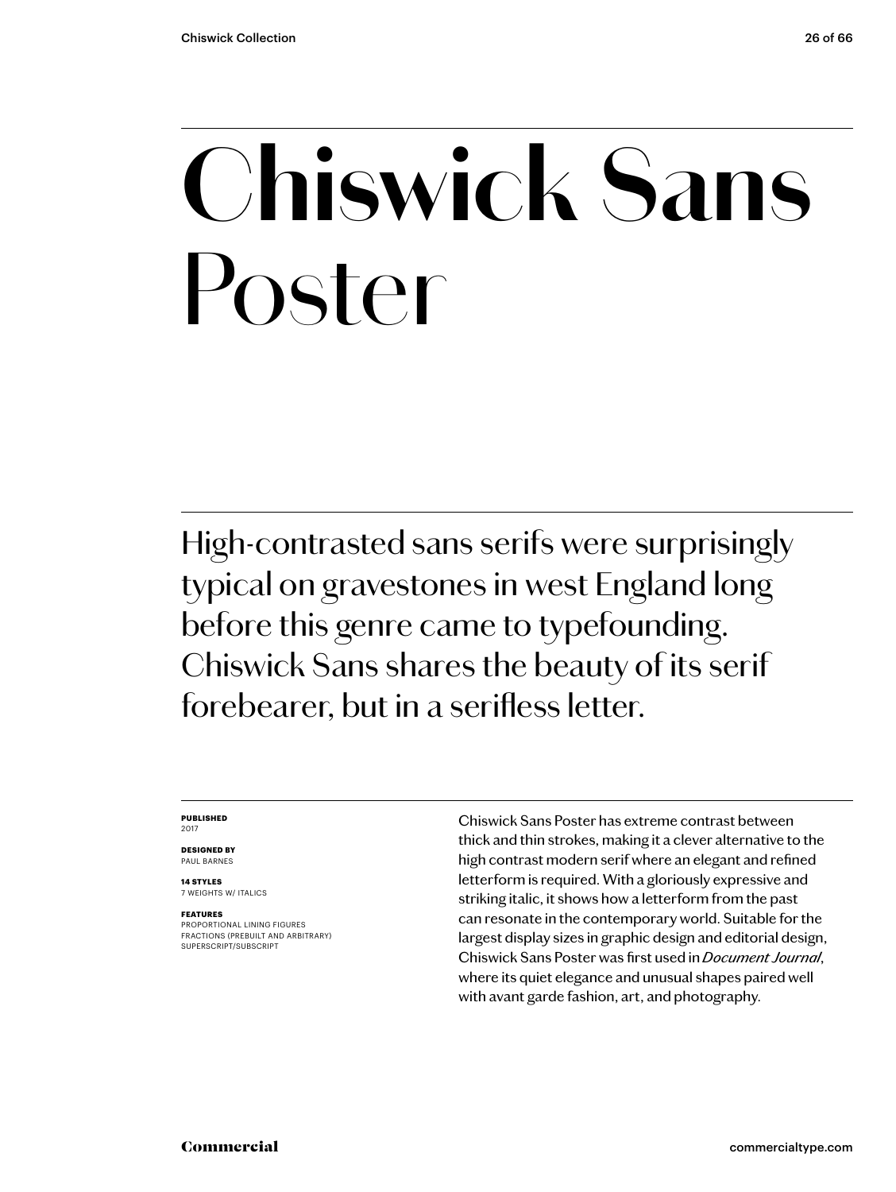# Chiswick Sans Poster

High-contrasted sans serifs were surprisingly typical on gravestones in west England long before this genre came to typefounding. Chiswick Sans shares the beauty of its serif forebearer, but in a serifless letter.

**PUBLISHED**
2017

**DESIGNED BY**
PAUL BARNES

**14 STYLES**
7 WEIGHTS W/ ITALICS

**FEATURES**
PROPORTIONAL LINING FIGURES
FRACTIONS (PREBUILT AND ARBITRARY)
SUPERSCRIPT/SUBSCRIPT

Chiswick Sans Poster has extreme contrast between thick and thin strokes, making it a clever alternative to the high contrast modern serif where an elegant and refined letterform is required. With a gloriously expressive and striking italic, it shows how a letterform from the past can resonate in the contemporary world. Suitable for the largest display sizes in graphic design and editorial design, Chiswick Sans Poster was first used in *Document Journal*, where its quiet elegance and unusual shapes paired well with avant garde fashion, art, and photography.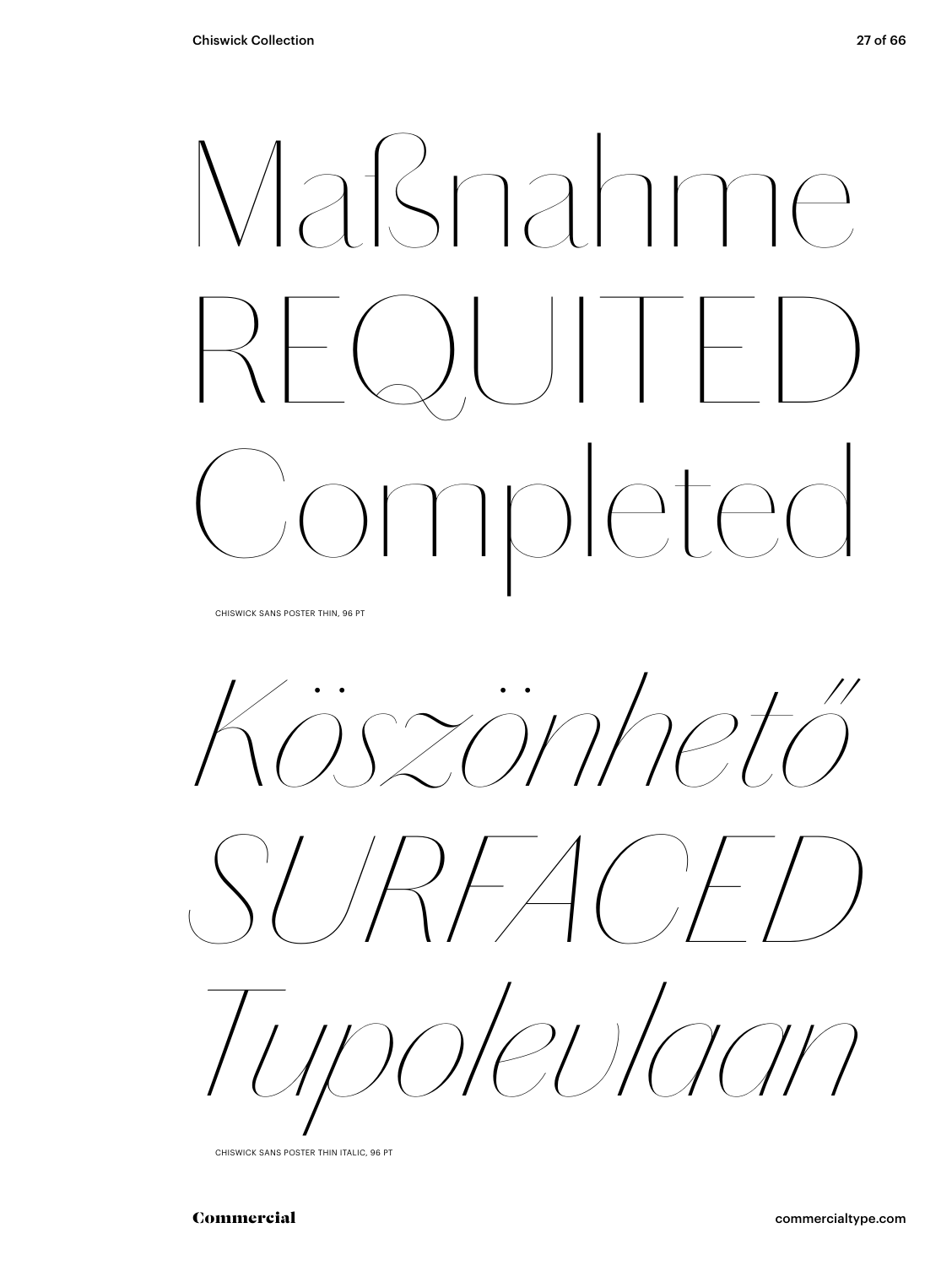Maßnahme
REQUITED
Completed

CHISWICK SANS POSTER THIN, 96 PT

*Köszönhető*
*SURFACED*
*Tupolevlaan*

CHISWICK SANS POSTER THIN ITALIC, 96 PT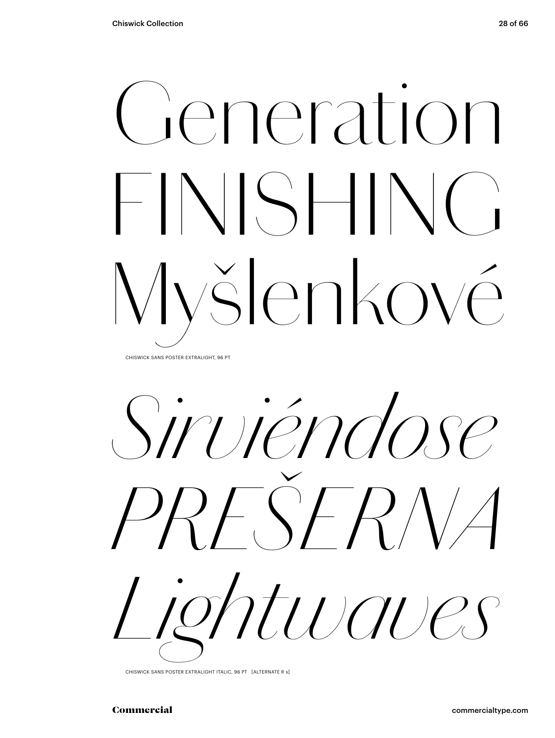Generation
FINISHING
Myšlenkové

CHISWICK SANS POSTER EXTRALIGHT, 96 PT

*Sirviéndose*
*PREŠERNA*
*Lightwaves*

CHISWICK SANS POSTER EXTRALIGHT ITALIC, 96 PT [ALTERNATE R s]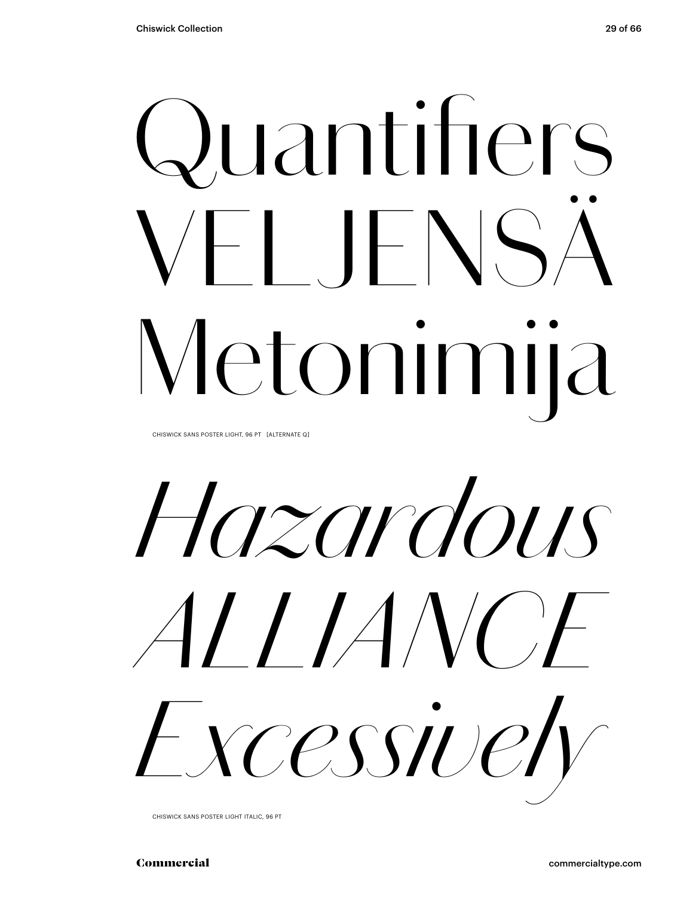Quantifiers
VELJENSÄ
Metonimija

CHISWICK SANS POSTER LIGHT, 96 PT [ALTERNATE Q]

*Hazardous*
*ALLIANCE*
*Excessively*

CHISWICK SANS POSTER LIGHT ITALIC, 96 PT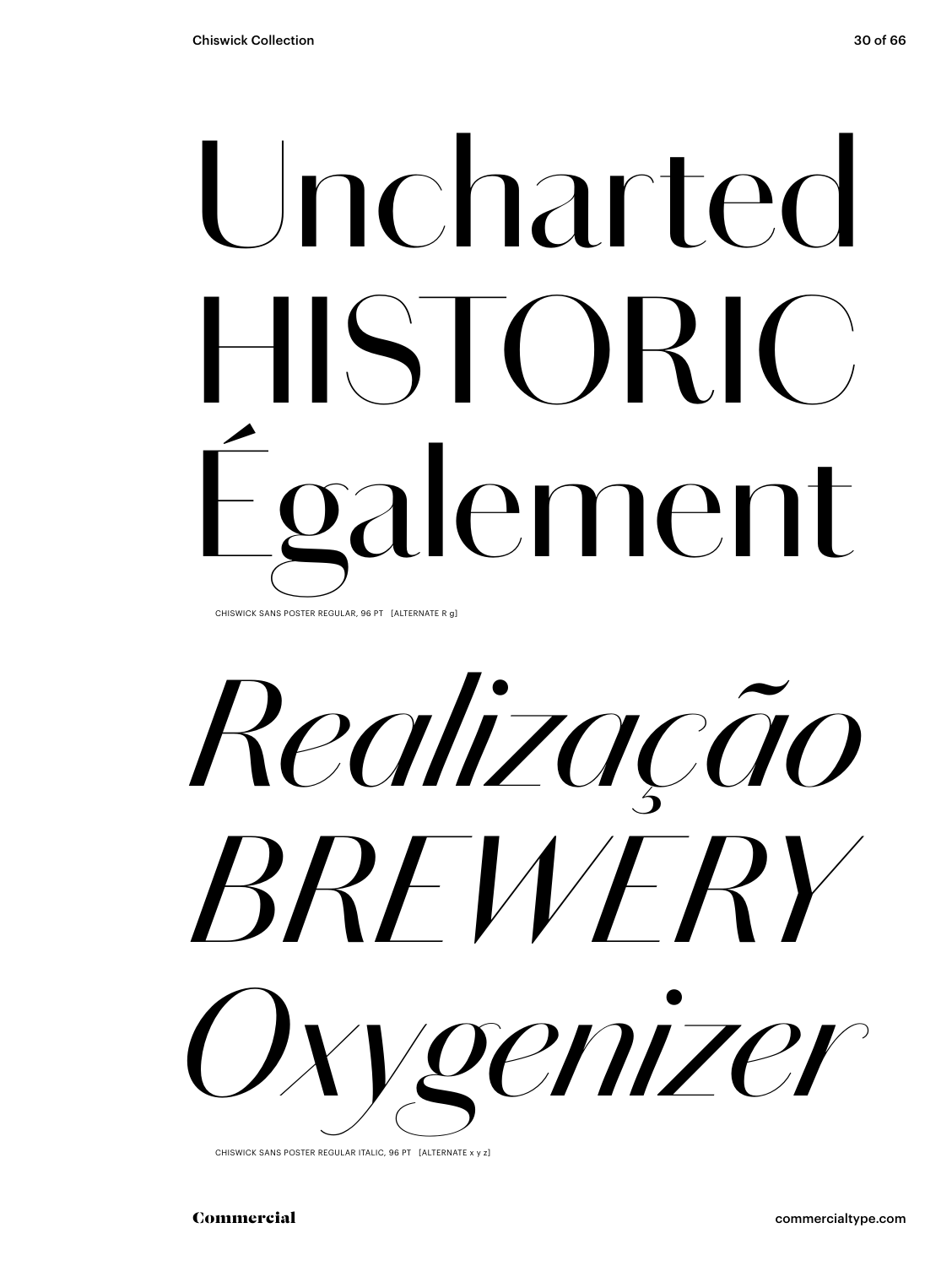Uncharted
HISTORIC
Également

CHISWICK SANS POSTER REGULAR, 96 PT [ALTERNATE R g]

*Realização*
*BREWERY*
*Oxygenizer*

CHISWICK SANS POSTER REGULAR ITALIC, 96 PT [ALTERNATE x y z]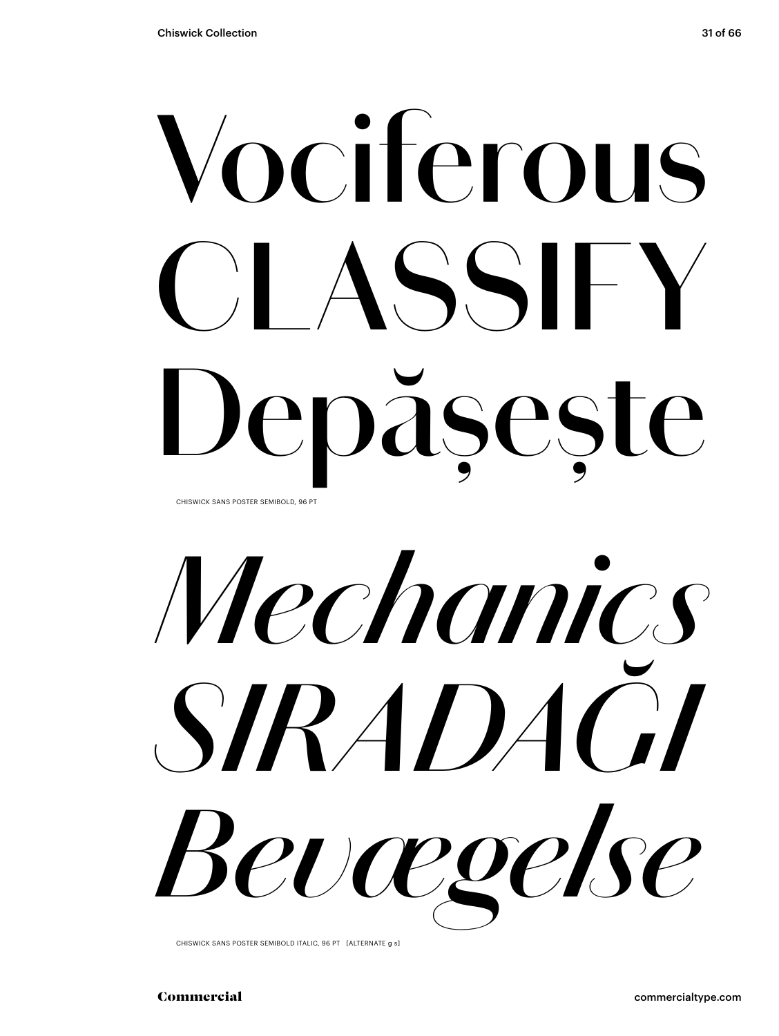Vociferous
CLASSIFY
Depășește

CHISWICK SANS POSTER SEMIBOLD, 96 PT

*Mechanics*
*SIRADAĞI*
*Bevægelse*

CHISWICK SANS POSTER SEMIBOLD ITALIC, 96 PT [ALTERNATE g s]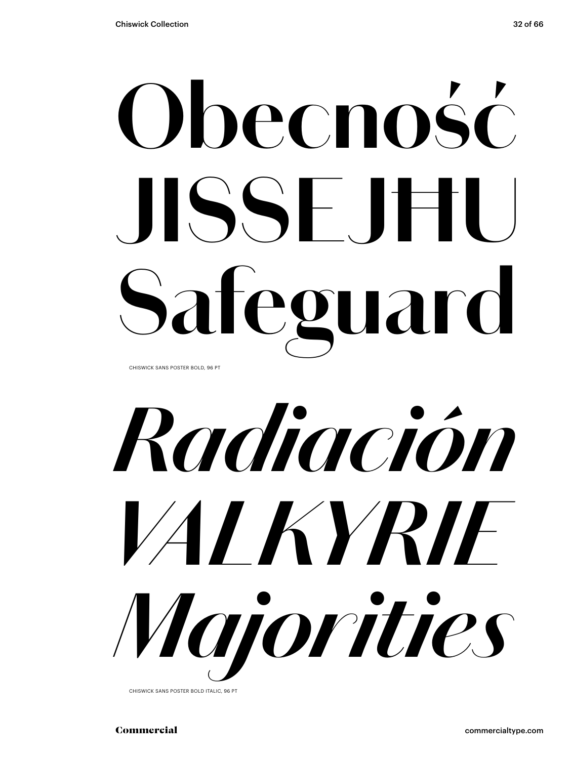Obecność
JISSEJĦU
Safeguard

CHISWICK SANS POSTER BOLD, 96 PT

*Radiación*
*VALKYRIE*
*Majorities*

CHISWICK SANS POSTER BOLD ITALIC, 96 PT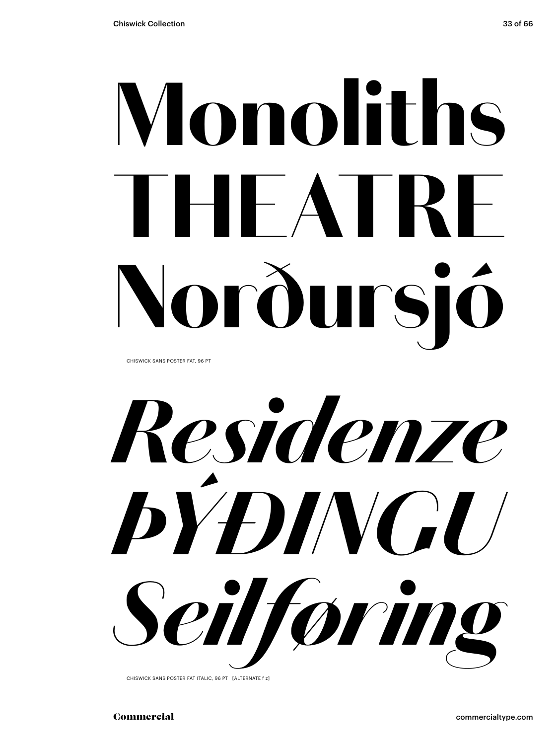Monoliths
THEATRE
Norðursjó

CHISWICK SANS POSTER FAT, 96 PT

*Residenze*
*ÞÝÐINGU*
*Seilføring*

CHISWICK SANS POSTER FAT ITALIC, 96 PT [ALTERNATE f z]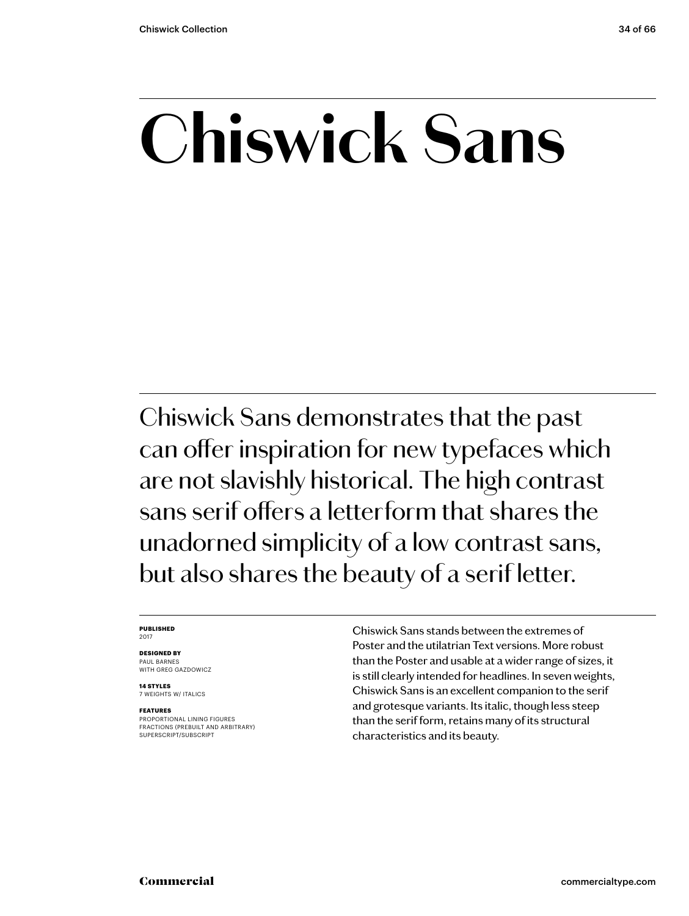# Chiswick Sans

Chiswick Sans demonstrates that the past can offer inspiration for new typefaces which are not slavishly historical. The high contrast sans serif offers a letterform that shares the unadorned simplicity of a low contrast sans, but also shares the beauty of a serif letter.

**PUBLISHED**
2017

**DESIGNED BY**
PAUL BARNES
WITH GREG GAZDOWICZ

**14 STYLES**
7 WEIGHTS W/ ITALICS

**FEATURES**
PROPORTIONAL LINING FIGURES
FRACTIONS (PREBUILT AND ARBITRARY)
SUPERSCRIPT/SUBSCRIPT

Chiswick Sans stands between the extremes of Poster and the utilatrian Text versions. More robust than the Poster and usable at a wider range of sizes, it is still clearly intended for headlines. In seven weights, Chiswick Sans is an excellent companion to the serif and grotesque variants. Its italic, though less steep than the serif form, retains many of its structural characteristics and its beauty.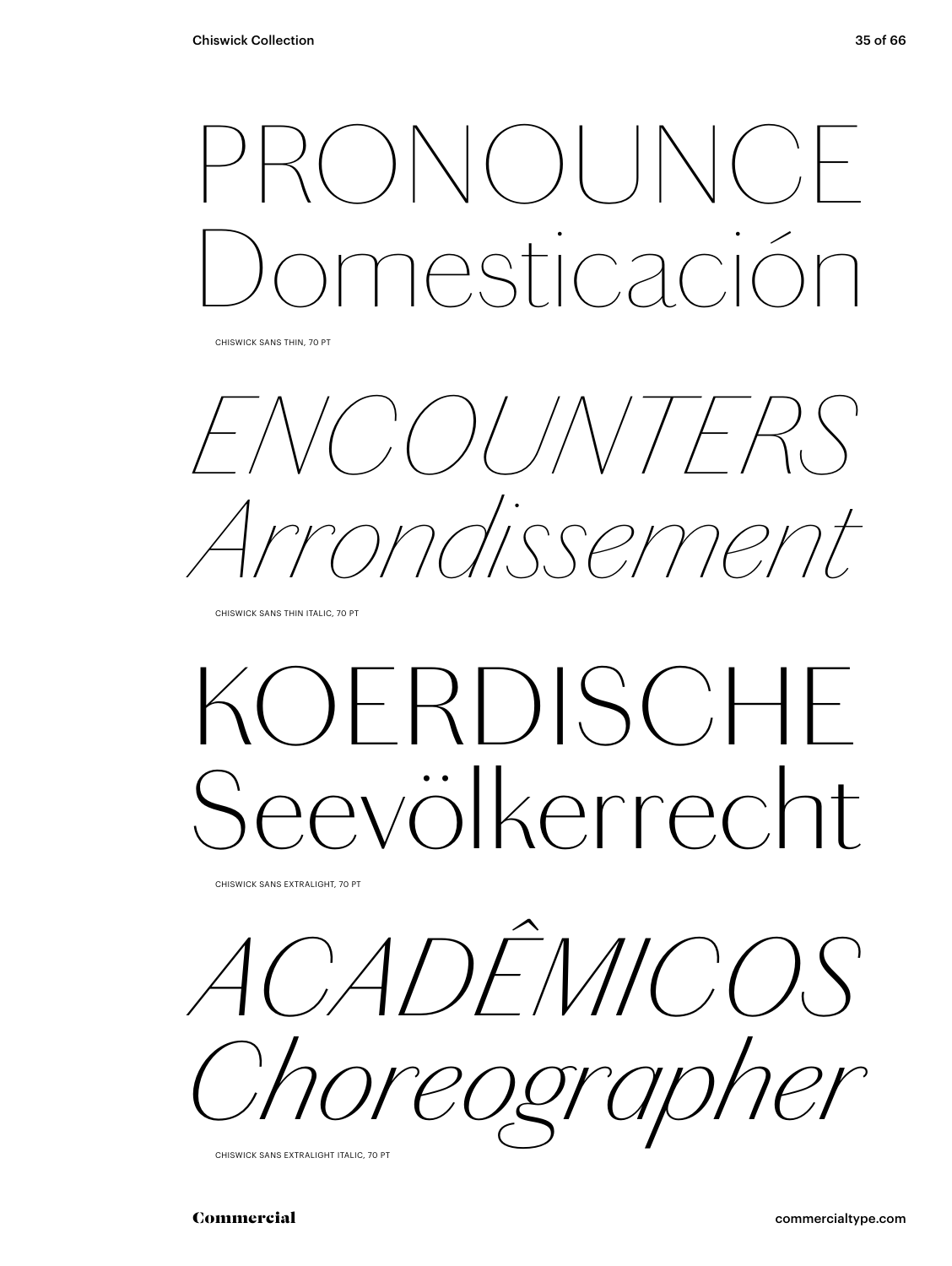PRONOUNCE
Domesticación

CHISWICK SANS THIN, 70 PT

*ENCOUNTERS*
*Arrondissement*

CHISWICK SANS THIN ITALIC, 70 PT

KOERDISCHE
Seevölkerrecht

CHISWICK SANS EXTRALIGHT, 70 PT

*ACADÊMICOS*
*Choreographer*

CHISWICK SANS EXTRALIGHT ITALIC, 70 PT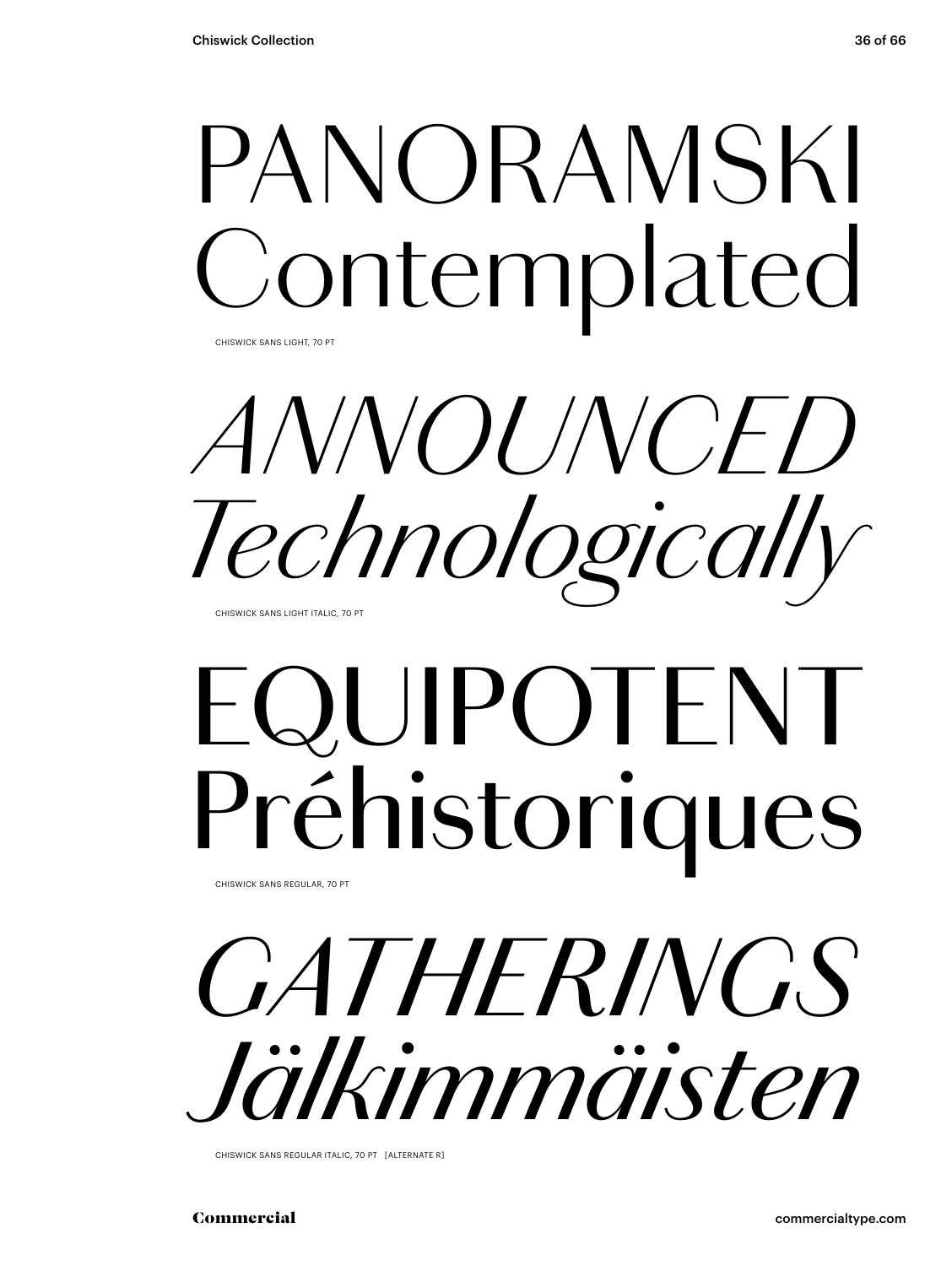PANORAMSKI
Contemplated

CHISWICK SANS LIGHT, 70 PT

*ANNOUNCED*
*Technologically*

CHISWICK SANS LIGHT ITALIC, 70 PT

EQUIPOTENT
Préhistoriques

CHISWICK SANS REGULAR, 70 PT

*GATHERINGS*
*Jälkimmäisten*

CHISWICK SANS REGULAR ITALIC, 70 PT [ALTERNATE R]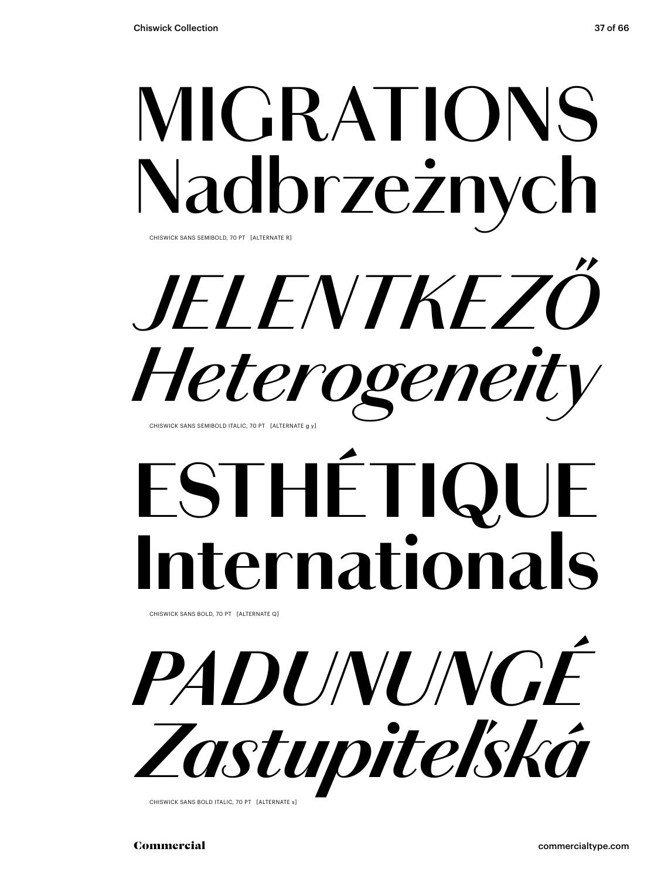# MIGRATIONS Nadbrzeżnych

CHISWICK SANS SEMIBOLD, 70 PT [ALTERNATE R]

# *JELENTKEZŐ Heterogeneity*

CHISWICK SANS SEMIBOLD ITALIC, 70 PT [ALTERNATE g y]

# **ESTHÉTIQUE Internationals**

CHISWICK SANS BOLD, 70 PT [ALTERNATE Q]

# ***PADUNUNGÉ Zastupiteľská***

CHISWICK SANS BOLD ITALIC, 70 PT [ALTERNATE s]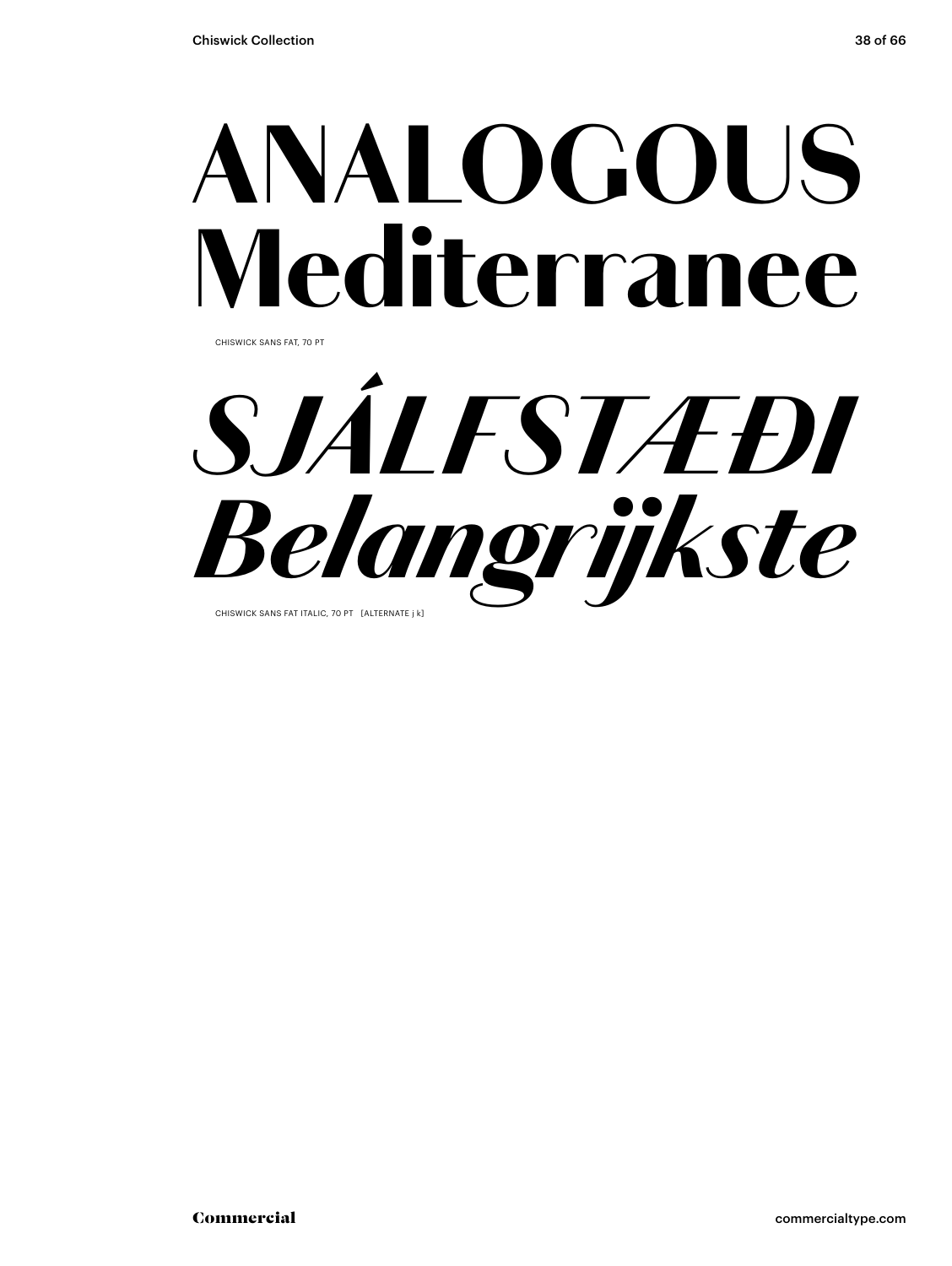# ANALOGOUS Mediterranee

CHISWICK SANS FAT, 70 PT

# *SJÁLFSTÆÐI Belangrijkste*

CHISWICK SANS FAT ITALIC, 70 PT [ALTERNATE j k]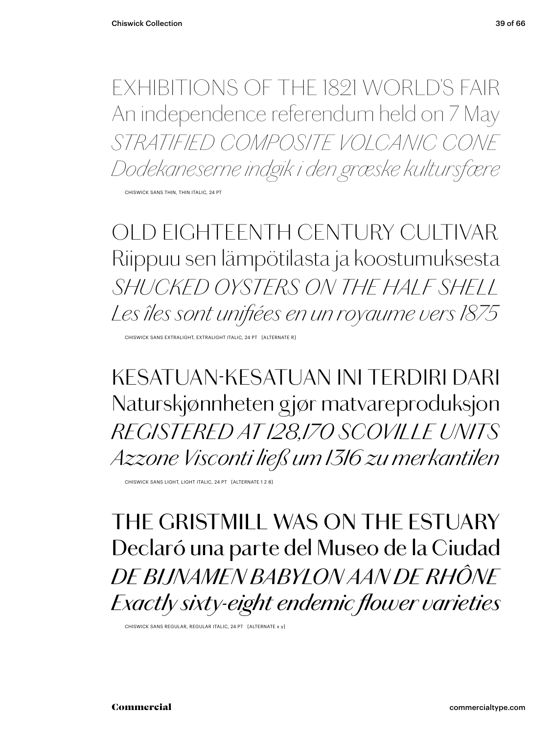EXHIBITIONS OF THE 1821 WORLD'S FAIR
An independence referendum held on 7 May
*STRATIFIED COMPOSITE VOLCANIC CONE*
*Dodekaneserne indgik i den græske kultursfære*

CHISWICK SANS THIN, THIN ITALIC, 24 PT

OLD EIGHTEENTH CENTURY CULTIVAR
Riippuu sen lämpötilasta ja koostumuksesta
*SHUCKED OYSTERS ON THE HALF SHELL*
*Les îles sont unifiées en un royaume vers 1875*

CHISWICK SANS EXTRALIGHT, EXTRALIGHT ITALIC, 24 PT [ALTERNATE R]

KESATUAN-KESATUAN INI TERDIRI DARI
Naturskjønnheten gjør matvareproduksjon
*REGISTERED AT 128,170 SCOVILLE UNITS*
*Azzone Visconti ließ um 1316 zu merkantilen*

CHISWICK SANS LIGHT, LIGHT ITALIC, 24 PT [ALTERNATE 1 2 8]

THE GRISTMILL WAS ON THE ESTUARY
Declaró una parte del Museo de la Ciudad
*DE BIJNAMEN BABYLON AAN DE RHÔNE*
*Exactly sixty-eight endemic flower varieties*

CHISWICK SANS REGULAR, REGULAR ITALIC, 24 PT [ALTERNATE x y]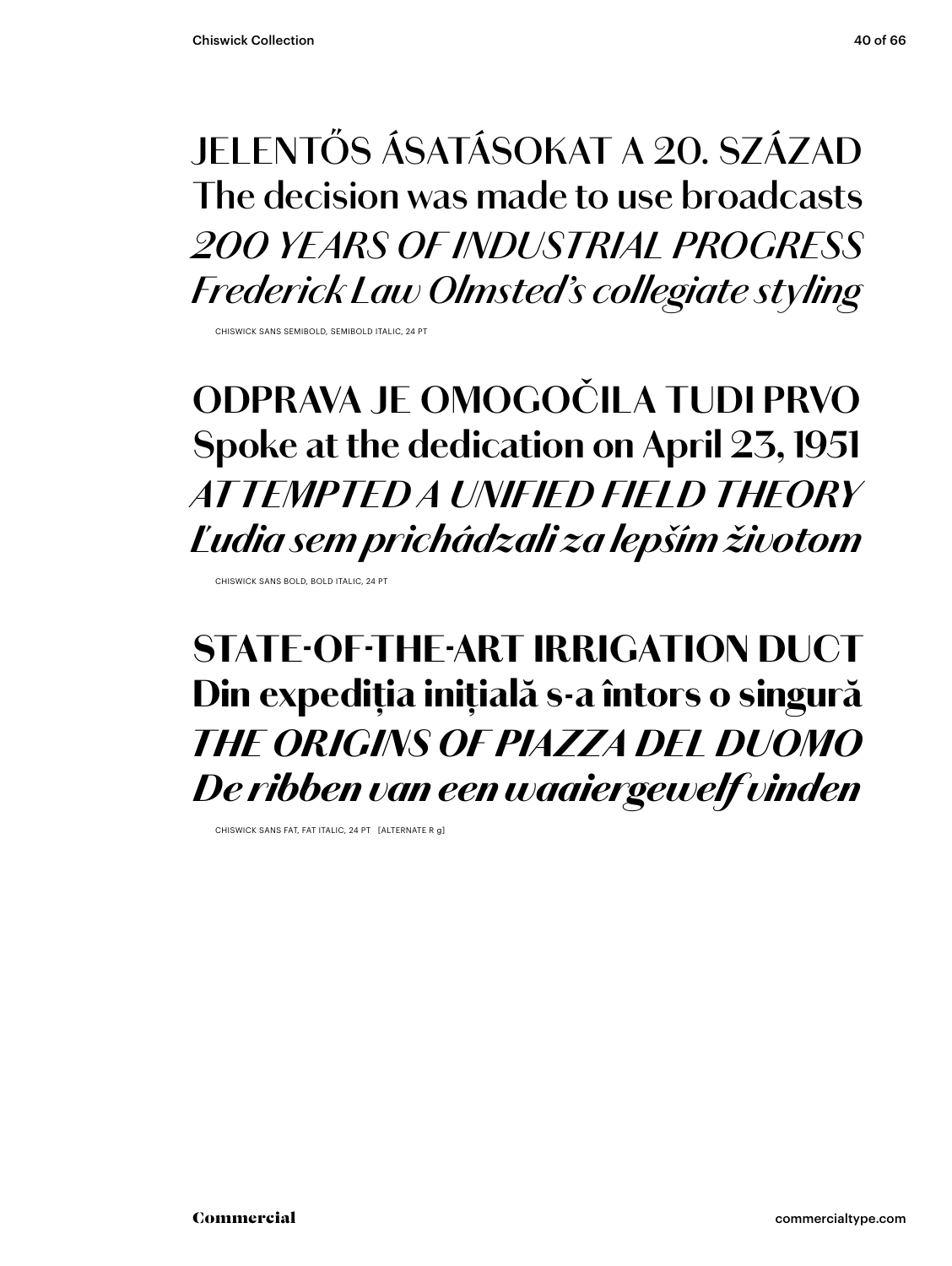JELENTŐS ÁSATÁSOKAT A 20. SZÁZAD
The decision was made to use broadcasts
*200 YEARS OF INDUSTRIAL PROGRESS*
*Frederick Law Olmsted's collegiate styling*

CHISWICK SANS SEMIBOLD, SEMIBOLD ITALIC, 24 PT

**ODPRAVA JE OMOGOČILA TUDI PRVO**
**Spoke at the dedication on April 23, 1951**
***ATTEMPTED A UNIFIED FIELD THEORY***
***Ľudia sem prichádzali za lepším životom***

CHISWICK SANS BOLD, BOLD ITALIC, 24 PT

**STATE-OF-THE-ART IRRIGATION DUCT**
**Din expediția inițială s-a întors o singură**
***THE ORIGINS OF PIAZZA DEL DUOMO***
***De ribben van een waaiergewelf vinden***

CHISWICK SANS FAT, FAT ITALIC, 24 PT [ALTERNATE R g]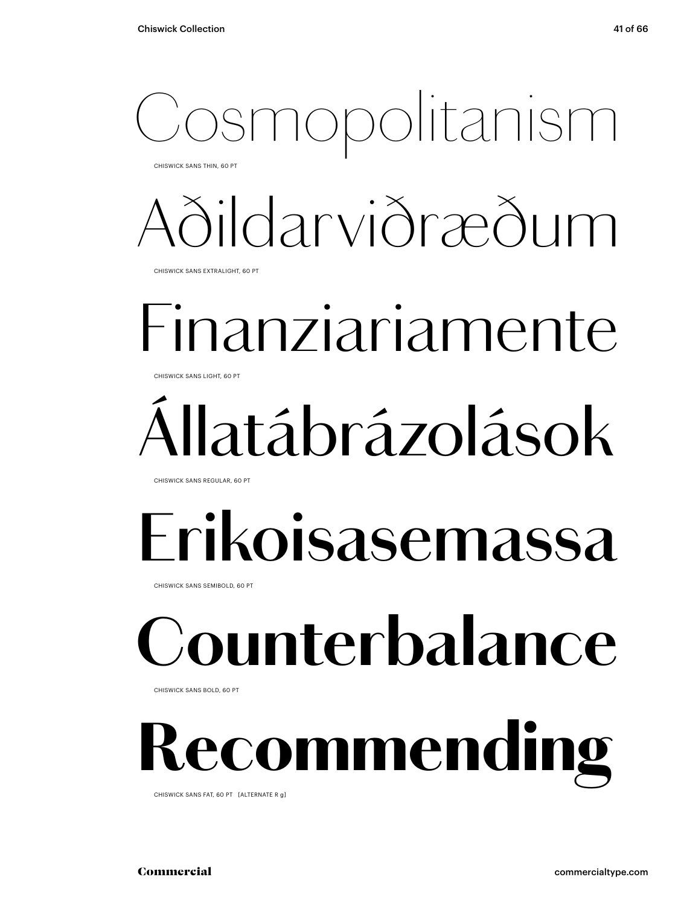Cosmopolitanism

CHISWICK SANS THIN, 60 PT

Aðildarviðræðum

CHISWICK SANS EXTRALIGHT, 60 PT

Finanziariamente

CHISWICK SANS LIGHT, 60 PT

Állatábrázolások

CHISWICK SANS REGULAR, 60 PT

Erikoisasemassa

CHISWICK SANS SEMIBOLD, 60 PT

**Counterbalance**

CHISWICK SANS BOLD, 60 PT

**Recommending**

CHISWICK SANS FAT, 60 PT [ALTERNATE R g]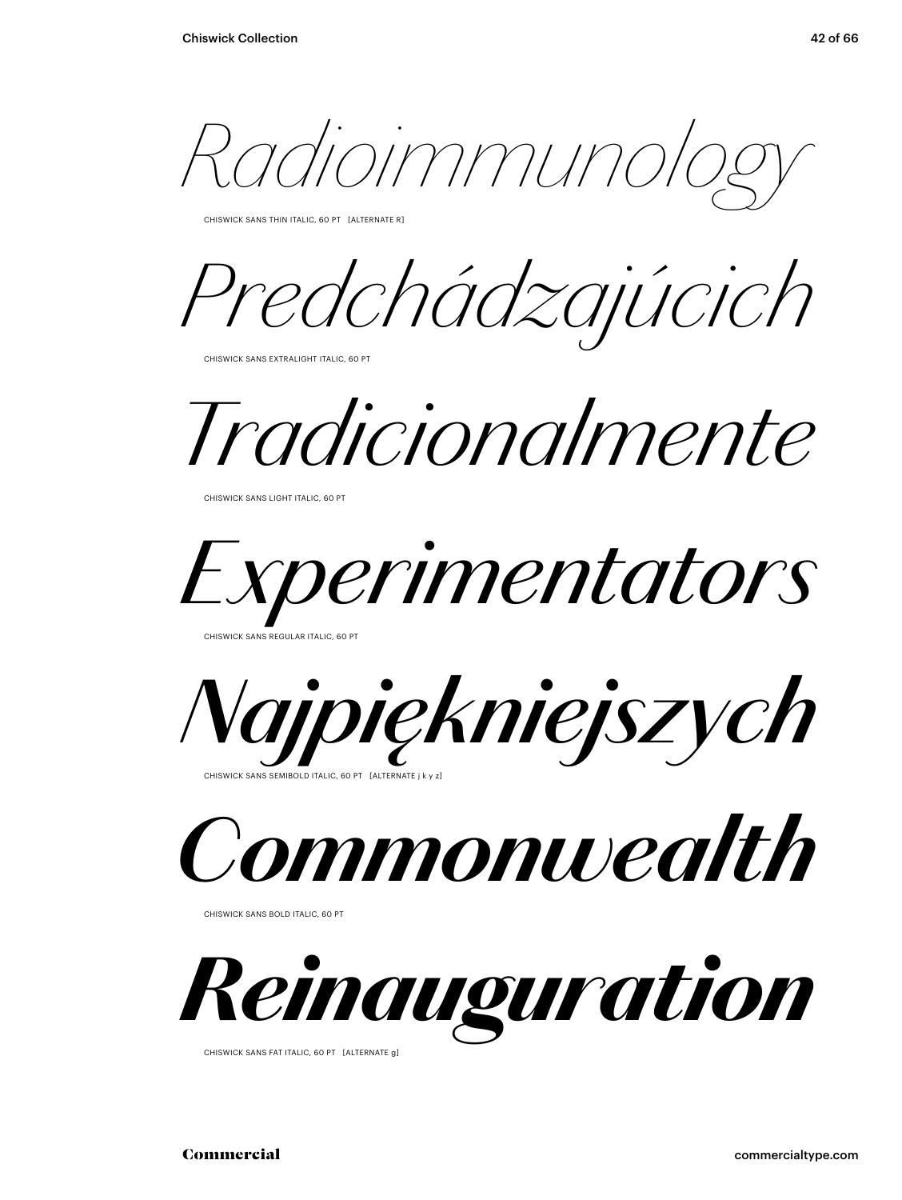*Radioimmunology*

CHISWICK SANS THIN ITALIC, 60 PT [ALTERNATE R]

*Predchádzajúcich*

CHISWICK SANS EXTRALIGHT ITALIC, 60 PT

*Tradicionalmente*

CHISWICK SANS LIGHT ITALIC, 60 PT

*Experimentators*

CHISWICK SANS REGULAR ITALIC, 60 PT

***Najpiękniejszych***

CHISWICK SANS SEMIBOLD ITALIC, 60 PT [ALTERNATE j k y z]

***Commonwealth***

CHISWICK SANS BOLD ITALIC, 60 PT

***Reinauguration***

CHISWICK SANS FAT ITALIC, 60 PT [ALTERNATE g]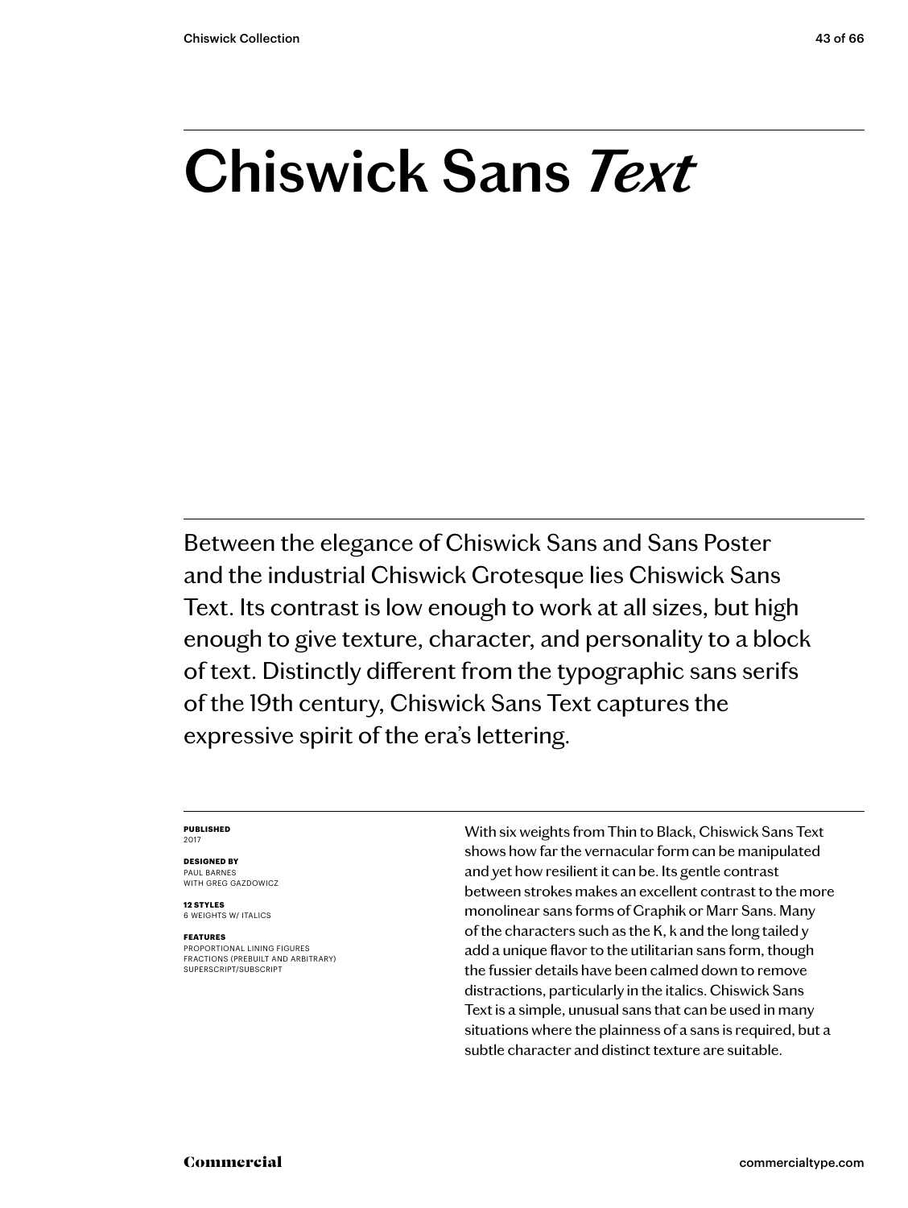# Chiswick Sans *Text*

Between the elegance of Chiswick Sans and Sans Poster and the industrial Chiswick Grotesque lies Chiswick Sans Text. Its contrast is low enough to work at all sizes, but high enough to give texture, character, and personality to a block of text. Distinctly different from the typographic sans serifs of the 19th century, Chiswick Sans Text captures the expressive spirit of the era's lettering.

**PUBLISHED**
2017

**DESIGNED BY**
PAUL BARNES
WITH GREG GAZDOWICZ

**12 STYLES**
6 WEIGHTS W/ ITALICS

**FEATURES**
PROPORTIONAL LINING FIGURES
FRACTIONS (PREBUILT AND ARBITRARY)
SUPERSCRIPT/SUBSCRIPT

With six weights from Thin to Black, Chiswick Sans Text shows how far the vernacular form can be manipulated and yet how resilient it can be. Its gentle contrast between strokes makes an excellent contrast to the more monolinear sans forms of Graphik or Marr Sans. Many of the characters such as the K, k and the long tailed y add a unique flavor to the utilitarian sans form, though the fussier details have been calmed down to remove distractions, particularly in the italics. Chiswick Sans Text is a simple, unusual sans that can be used in many situations where the plainness of a sans is required, but a subtle character and distinct texture are suitable.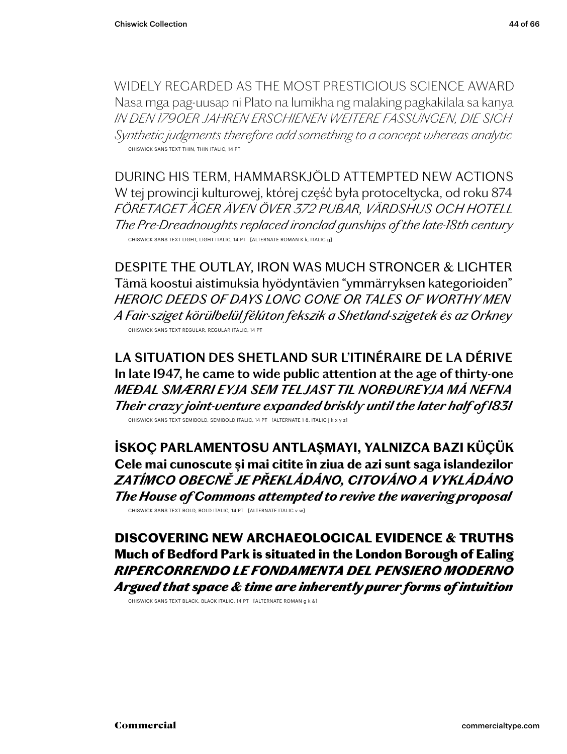WIDELY REGARDED AS THE MOST PRESTIGIOUS SCIENCE AWARD
Nasa mga pag-uusap ni Plato na lumikha ng malaking pagkakilala sa kanya
*IN DEN 1790ER JAHREN ERSCHIENEN WEITERE FASSUNGEN, DIE SICH*
*Synthetic judgments therefore add something to a concept whereas analytic*

CHISWICK SANS TEXT THIN, THIN ITALIC, 14 PT

DURING HIS TERM, HAMMARSKJÖLD ATTEMPTED NEW ACTIONS
W tej prowincji kulturowej, której część była protoceltycka, od roku 874
*FÖRETAGET ÄGER ÄVEN ÖVER 372 PUBAR, VÄRDSHUS OCH HOTELL*
*The Pre-Dreadnoughts replaced ironclad gunships of the late-18th century*

CHISWICK SANS TEXT LIGHT, LIGHT ITALIC, 14 PT [ALTERNATE ROMAN K k, ITALIC g]

DESPITE THE OUTLAY, IRON WAS MUCH STRONGER & LIGHTER
Tämä koostui aistimuksia hyödyntävien "ymmärryksen kategorioiden"
*HEROIC DEEDS OF DAYS LONG GONE OR TALES OF WORTHY MEN*
*A Fair-sziget körülbelül félúton fekszik a Shetland-szigetek és az Orkney*

CHISWICK SANS TEXT REGULAR, REGULAR ITALIC, 14 PT

**LA SITUATION DES SHETLAND SUR L'ITINÉRAIRE DE LA DÉRIVE**
**In late 1947, he came to wide public attention at the age of thirty-one**
***MEÐAL SMÆRRI EYJA SEM TELJAST TIL NORÐUREYJA MÁ NEFNA***
***Their crazy joint-venture expanded briskly until the later half of 1831***

CHISWICK SANS TEXT SEMIBOLD, SEMIBOLD ITALIC, 14 PT [ALTERNATE 1 8, ITALIC j k x y z]

**İSKOÇ PARLAMENTOSU ANTLAŞMAYI, YALNIZCA BAZI KÜÇÜK**
**Cele mai cunoscute și mai citite în ziua de azi sunt saga islandezilor**
***ZATÍMCO OBECNĚ JE PŘEKLÁDÁNO, CITOVÁNO A VYKLÁDÁNO***
***The House of Commons attempted to revive the wavering proposal***

CHISWICK SANS TEXT BOLD, BOLD ITALIC, 14 PT [ALTERNATE ITALIC v w]

**DISCOVERING NEW ARCHAEOLOGICAL EVIDENCE & TRUTHS**
**Much of Bedford Park is situated in the London Borough of Ealing**
***RIPERCORRENDO LE FONDAMENTA DEL PENSIERO MODERNO***
***Argued that space & time are inherently purer forms of intuition***

CHISWICK SANS TEXT BLACK, BLACK ITALIC, 14 PT [ALTERNATE ROMAN g k &]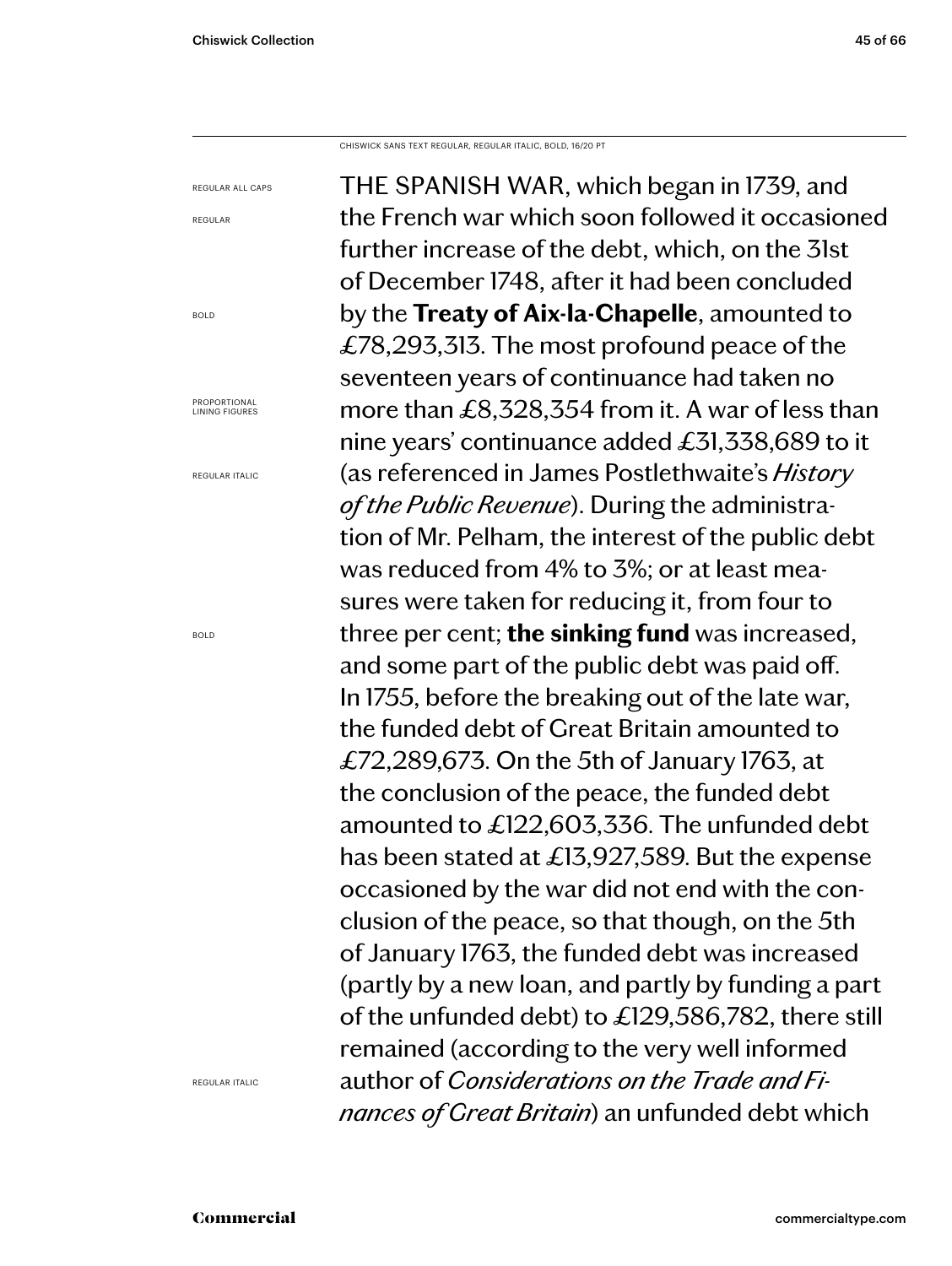CHISWICK SANS TEXT REGULAR, REGULAR ITALIC, BOLD, 16/20 PT

REGULAR ALL CAPS

REGULAR

BOLD

PROPORTIONAL LINING FIGURES

REGULAR ITALIC

BOLD

REGULAR ITALIC

THE SPANISH WAR, which began in 1739, and the French war which soon followed it occasioned further increase of the debt, which, on the 31st of December 1748, after it had been concluded by the **Treaty of Aix-la-Chapelle**, amounted to £78,293,313. The most profound peace of the seventeen years of continuance had taken no more than £8,328,354 from it. A war of less than nine years' continuance added £31,338,689 to it (as referenced in James Postlethwaite's *History of the Public Revenue*). During the administration of Mr. Pelham, the interest of the public debt was reduced from 4% to 3%; or at least measures were taken for reducing it, from four to three per cent; **the sinking fund** was increased, and some part of the public debt was paid off. In 1755, before the breaking out of the late war, the funded debt of Great Britain amounted to £72,289,673. On the 5th of January 1763, at the conclusion of the peace, the funded debt amounted to £122,603,336. The unfunded debt has been stated at £13,927,589. But the expense occasioned by the war did not end with the conclusion of the peace, so that though, on the 5th of January 1763, the funded debt was increased (partly by a new loan, and partly by funding a part of the unfunded debt) to £129,586,782, there still remained (according to the very well informed author of *Considerations on the Trade and Finances of Great Britain*) an unfunded debt which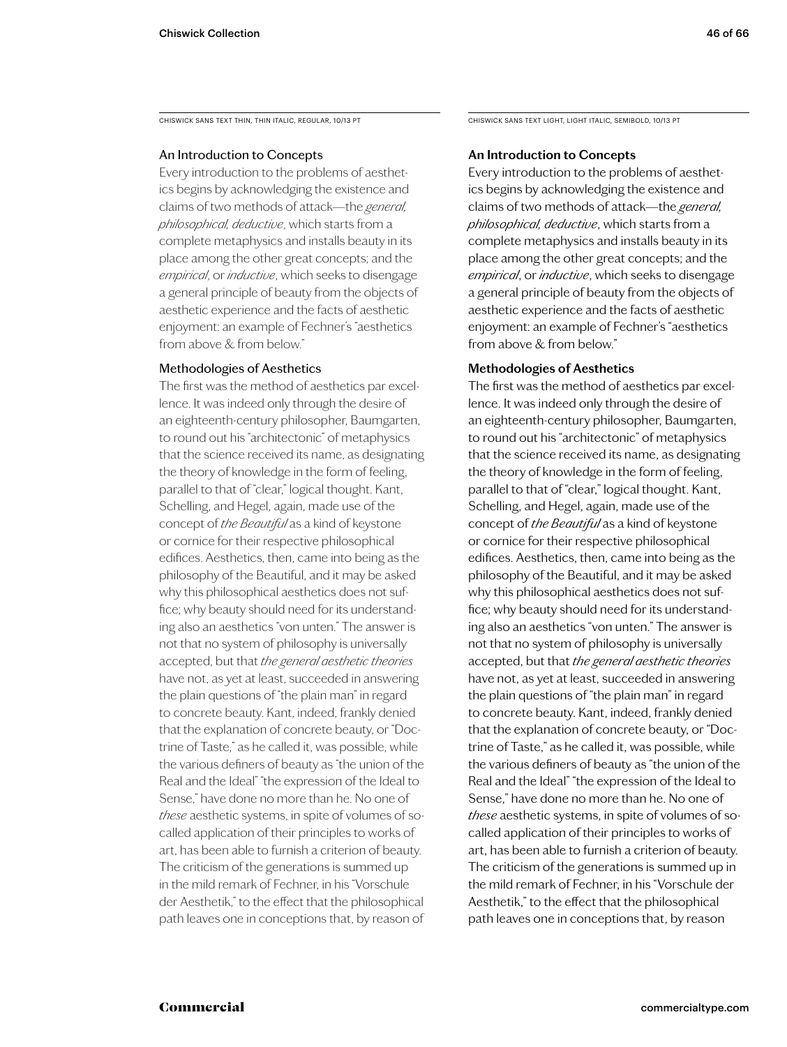CHISWICK SANS TEXT THIN, THIN ITALIC, REGULAR, 10/13 PT

An Introduction to Concepts

Every introduction to the problems of aesthetics begins by acknowledging the existence and claims of two methods of attack—the *general, philosophical, deductive*, which starts from a complete metaphysics and installs beauty in its place among the other great concepts; and the *empirical*, or *inductive*, which seeks to disengage a general principle of beauty from the objects of aesthetic experience and the facts of aesthetic enjoyment: an example of Fechner's "aesthetics from above & from below."

Methodologies of Aesthetics

The first was the method of aesthetics par excellence. It was indeed only through the desire of an eighteenth-century philosopher, Baumgarten, to round out his "architectonic" of metaphysics that the science received its name, as designating the theory of knowledge in the form of feeling, parallel to that of "clear," logical thought. Kant, Schelling, and Hegel, again, made use of the concept of *the Beautiful* as a kind of keystone or cornice for their respective philosophical edifices. Aesthetics, then, came into being as the philosophy of the Beautiful, and it may be asked why this philosophical aesthetics does not suffice; why beauty should need for its understanding also an aesthetics "von unten." The answer is not that no system of philosophy is universally accepted, but that *the general aesthetic theories* have not, as yet at least, succeeded in answering the plain questions of "the plain man" in regard to concrete beauty. Kant, indeed, frankly denied that the explanation of concrete beauty, or "Doctrine of Taste," as he called it, was possible, while the various definers of beauty as "the union of the Real and the Ideal" "the expression of the Ideal to Sense," have done no more than he. No one of *these* aesthetic systems, in spite of volumes of so-called application of their principles to works of art, has been able to furnish a criterion of beauty. The criticism of the generations is summed up in the mild remark of Fechner, in his "Vorschule der Aesthetik," to the effect that the philosophical path leaves one in conceptions that, by reason of

CHISWICK SANS TEXT LIGHT, LIGHT ITALIC, SEMIBOLD, 10/13 PT

**An Introduction to Concepts**

Every introduction to the problems of aesthetics begins by acknowledging the existence and claims of two methods of attack—the *general, philosophical, deductive*, which starts from a complete metaphysics and installs beauty in its place among the other great concepts; and the *empirical*, or *inductive*, which seeks to disengage a general principle of beauty from the objects of aesthetic experience and the facts of aesthetic enjoyment: an example of Fechner's "aesthetics from above & from below."

**Methodologies of Aesthetics**

The first was the method of aesthetics par excellence. It was indeed only through the desire of an eighteenth-century philosopher, Baumgarten, to round out his "architectonic" of metaphysics that the science received its name, as designating the theory of knowledge in the form of feeling, parallel to that of "clear," logical thought. Kant, Schelling, and Hegel, again, made use of the concept of *the Beautiful* as a kind of keystone or cornice for their respective philosophical edifices. Aesthetics, then, came into being as the philosophy of the Beautiful, and it may be asked why this philosophical aesthetics does not suffice; why beauty should need for its understanding also an aesthetics "von unten." The answer is not that no system of philosophy is universally accepted, but that *the general aesthetic theories* have not, as yet at least, succeeded in answering the plain questions of "the plain man" in regard to concrete beauty. Kant, indeed, frankly denied that the explanation of concrete beauty, or "Doctrine of Taste," as he called it, was possible, while the various definers of beauty as "the union of the Real and the Ideal" "the expression of the Ideal to Sense," have done no more than he. No one of *these* aesthetic systems, in spite of volumes of so-called application of their principles to works of art, has been able to furnish a criterion of beauty. The criticism of the generations is summed up in the mild remark of Fechner, in his "Vorschule der Aesthetik," to the effect that the philosophical path leaves one in conceptions that, by reason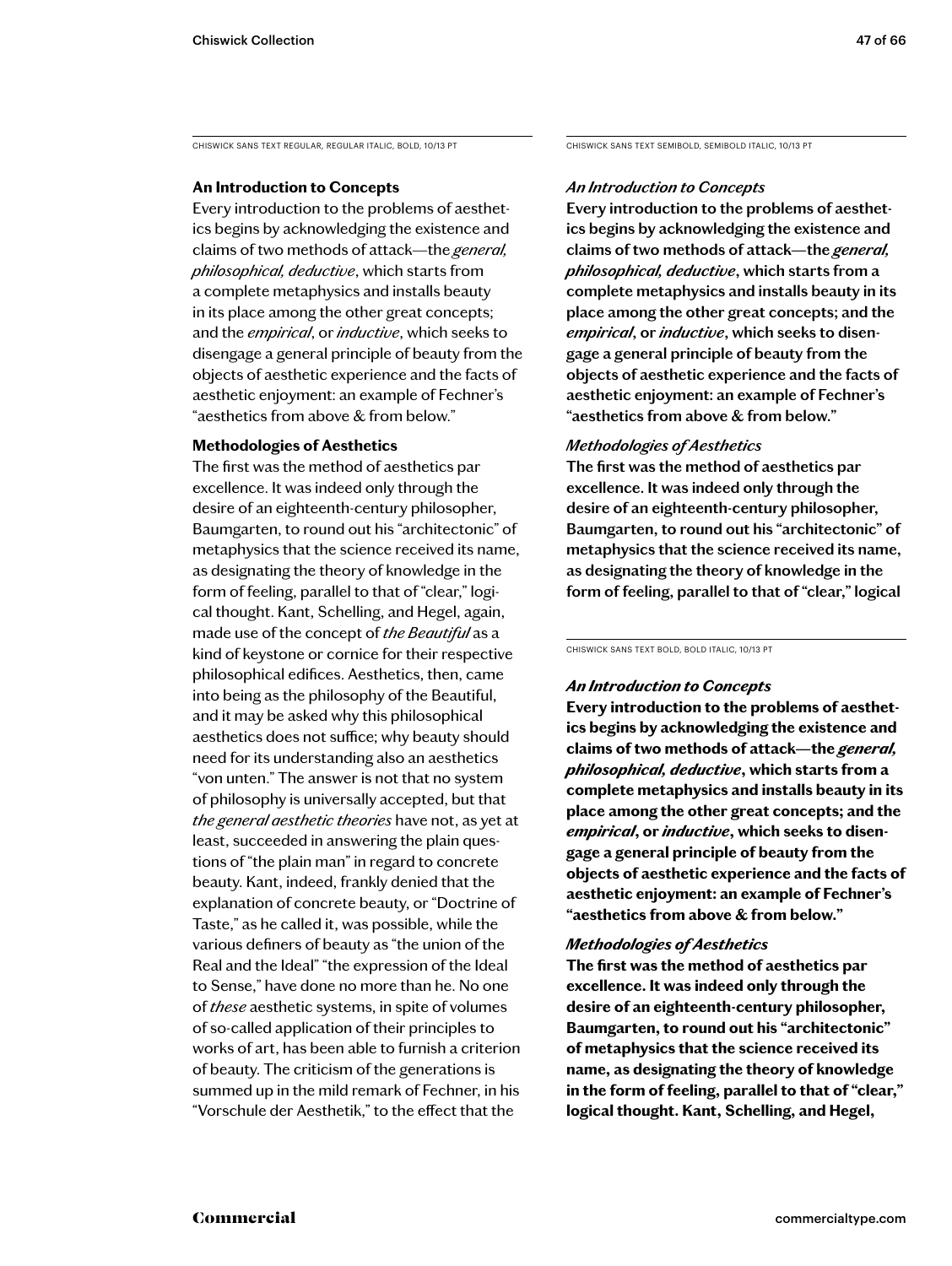CHISWICK SANS TEXT REGULAR, REGULAR ITALIC, BOLD, 10/13 PT

**An Introduction to Concepts**

Every introduction to the problems of aesthetics begins by acknowledging the existence and claims of two methods of attack—the *general, philosophical, deductive*, which starts from a complete metaphysics and installs beauty in its place among the other great concepts; and the *empirical*, or *inductive*, which seeks to disengage a general principle of beauty from the objects of aesthetic experience and the facts of aesthetic enjoyment: an example of Fechner's "aesthetics from above & from below."

**Methodologies of Aesthetics**

The first was the method of aesthetics par excellence. It was indeed only through the desire of an eighteenth-century philosopher, Baumgarten, to round out his "architectonic" of metaphysics that the science received its name, as designating the theory of knowledge in the form of feeling, parallel to that of "clear," logical thought. Kant, Schelling, and Hegel, again, made use of the concept of *the Beautiful* as a kind of keystone or cornice for their respective philosophical edifices. Aesthetics, then, came into being as the philosophy of the Beautiful, and it may be asked why this philosophical aesthetics does not suffice; why beauty should need for its understanding also an aesthetics "von unten." The answer is not that no system of philosophy is universally accepted, but that *the general aesthetic theories* have not, as yet at least, succeeded in answering the plain questions of "the plain man" in regard to concrete beauty. Kant, indeed, frankly denied that the explanation of concrete beauty, or "Doctrine of Taste," as he called it, was possible, while the various definers of beauty as "the union of the Real and the Ideal" "the expression of the Ideal to Sense," have done no more than he. No one of *these* aesthetic systems, in spite of volumes of so-called application of their principles to works of art, has been able to furnish a criterion of beauty. The criticism of the generations is summed up in the mild remark of Fechner, in his "Vorschule der Aesthetik," to the effect that the

CHISWICK SANS TEXT SEMIBOLD, SEMIBOLD ITALIC, 10/13 PT

***An Introduction to Concepts***

**Every introduction to the problems of aesthetics begins by acknowledging the existence and claims of two methods of attack—the *general, philosophical, deductive*, which starts from a complete metaphysics and installs beauty in its place among the other great concepts; and the *empirical*, or *inductive*, which seeks to disengage a general principle of beauty from the objects of aesthetic experience and the facts of aesthetic enjoyment: an example of Fechner's "aesthetics from above & from below."**

***Methodologies of Aesthetics***

**The first was the method of aesthetics par excellence. It was indeed only through the desire of an eighteenth-century philosopher, Baumgarten, to round out his "architectonic" of metaphysics that the science received its name, as designating the theory of knowledge in the form of feeling, parallel to that of "clear," logical**

CHISWICK SANS TEXT BOLD, BOLD ITALIC, 10/13 PT

***An Introduction to Concepts***

**Every introduction to the problems of aesthetics begins by acknowledging the existence and claims of two methods of attack—the *general, philosophical, deductive*, which starts from a complete metaphysics and installs beauty in its place among the other great concepts; and the *empirical*, or *inductive*, which seeks to disengage a general principle of beauty from the objects of aesthetic experience and the facts of aesthetic enjoyment: an example of Fechner's "aesthetics from above & from below."**

***Methodologies of Aesthetics***

**The first was the method of aesthetics par excellence. It was indeed only through the desire of an eighteenth-century philosopher, Baumgarten, to round out his "architectonic" of metaphysics that the science received its name, as designating the theory of knowledge in the form of feeling, parallel to that of "clear," logical thought. Kant, Schelling, and Hegel,**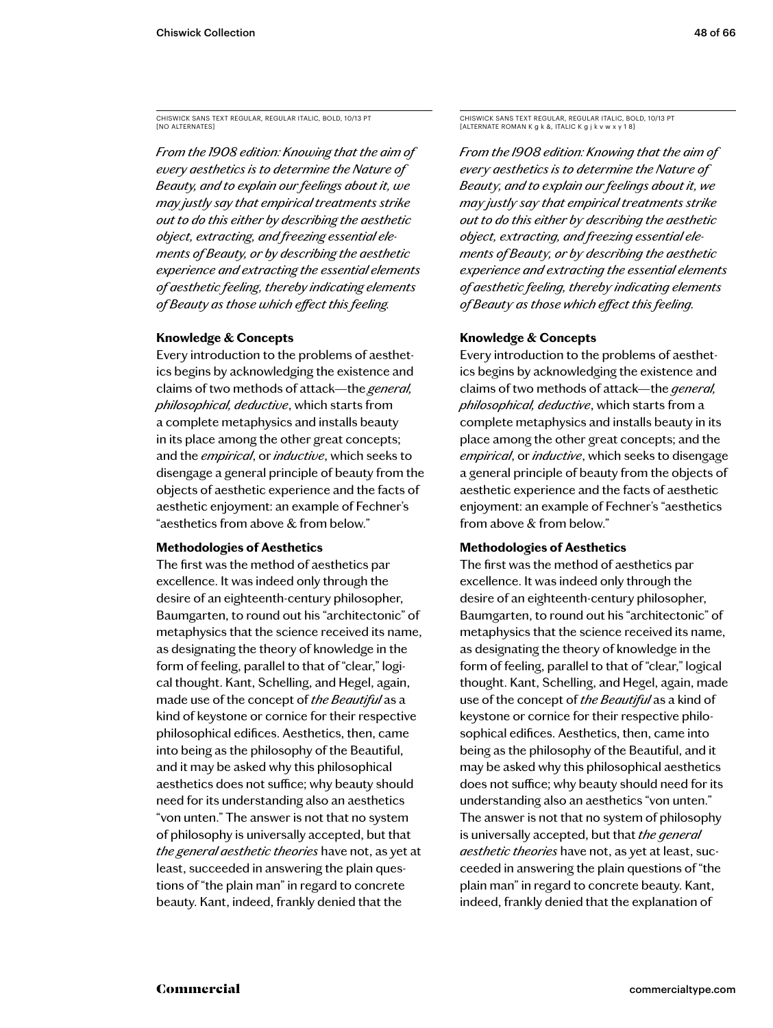CHISWICK SANS TEXT REGULAR, REGULAR ITALIC, BOLD, 10/13 PT
[NO ALTERNATES]

*From the 1908 edition: Knowing that the aim of every aesthetics is to determine the Nature of Beauty, and to explain our feelings about it, we may justly say that empirical treatments strike out to do this either by describing the aesthetic object, extracting, and freezing essential elements of Beauty, or by describing the aesthetic experience and extracting the essential elements of aesthetic feeling, thereby indicating elements of Beauty as those which effect this feeling.*

**Knowledge & Concepts**

Every introduction to the problems of aesthetics begins by acknowledging the existence and claims of two methods of attack—the *general, philosophical, deductive*, which starts from a complete metaphysics and installs beauty in its place among the other great concepts; and the *empirical*, or *inductive*, which seeks to disengage a general principle of beauty from the objects of aesthetic experience and the facts of aesthetic enjoyment: an example of Fechner's "aesthetics from above & from below."

**Methodologies of Aesthetics**

The first was the method of aesthetics par excellence. It was indeed only through the desire of an eighteenth-century philosopher, Baumgarten, to round out his "architectonic" of metaphysics that the science received its name, as designating the theory of knowledge in the form of feeling, parallel to that of "clear," logical thought. Kant, Schelling, and Hegel, again, made use of the concept of *the Beautiful* as a kind of keystone or cornice for their respective philosophical edifices. Aesthetics, then, came into being as the philosophy of the Beautiful, and it may be asked why this philosophical aesthetics does not suffice; why beauty should need for its understanding also an aesthetics "von unten." The answer is not that no system of philosophy is universally accepted, but that *the general aesthetic theories* have not, as yet at least, succeeded in answering the plain questions of "the plain man" in regard to concrete beauty. Kant, indeed, frankly denied that the

CHISWICK SANS TEXT REGULAR, REGULAR ITALIC, BOLD, 10/13 PT
[ALTERNATE ROMAN K g k &, ITALIC K g j k v w x y 1 8]

*From the 1908 edition: Knowing that the aim of every aesthetics is to determine the Nature of Beauty, and to explain our feelings about it, we may justly say that empirical treatments strike out to do this either by describing the aesthetic object, extracting, and freezing essential elements of Beauty, or by describing the aesthetic experience and extracting the essential elements of aesthetic feeling, thereby indicating elements of Beauty as those which effect this feeling.*

**Knowledge & Concepts**

Every introduction to the problems of aesthetics begins by acknowledging the existence and claims of two methods of attack—the *general, philosophical, deductive*, which starts from a complete metaphysics and installs beauty in its place among the other great concepts; and the *empirical*, or *inductive*, which seeks to disengage a general principle of beauty from the objects of aesthetic experience and the facts of aesthetic enjoyment: an example of Fechner's "aesthetics from above & from below."

**Methodologies of Aesthetics**

The first was the method of aesthetics par excellence. It was indeed only through the desire of an eighteenth-century philosopher, Baumgarten, to round out his "architectonic" of metaphysics that the science received its name, as designating the theory of knowledge in the form of feeling, parallel to that of "clear," logical thought. Kant, Schelling, and Hegel, again, made use of the concept of *the Beautiful* as a kind of keystone or cornice for their respective philosophical edifices. Aesthetics, then, came into being as the philosophy of the Beautiful, and it may be asked why this philosophical aesthetics does not suffice; why beauty should need for its understanding also an aesthetics "von unten." The answer is not that no system of philosophy is universally accepted, but that *the general aesthetic theories* have not, as yet at least, succeeded in answering the plain questions of "the plain man" in regard to concrete beauty. Kant, indeed, frankly denied that the explanation of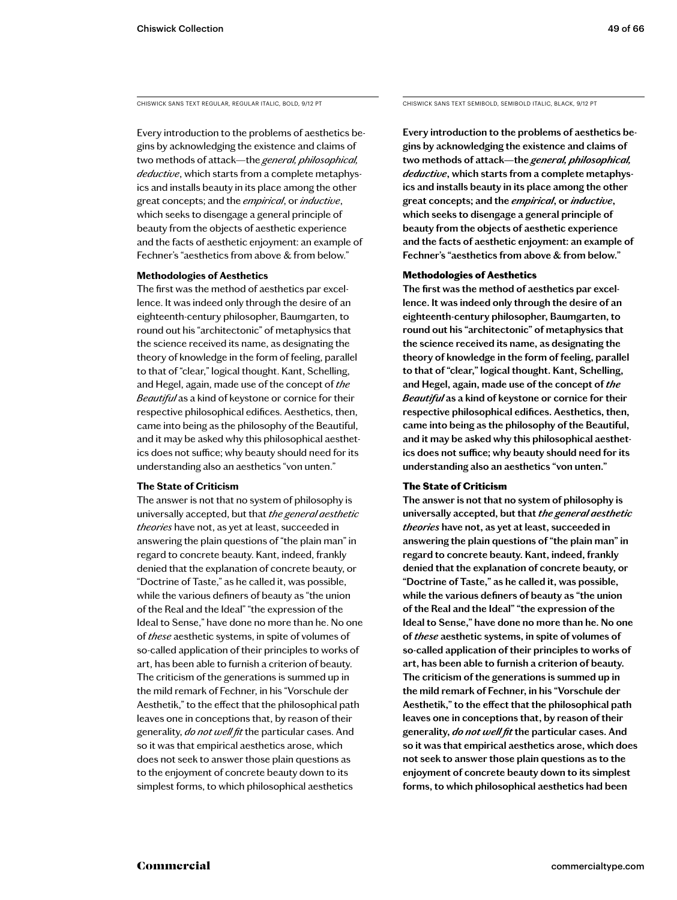CHISWICK SANS TEXT REGULAR, REGULAR ITALIC, BOLD, 9/12 PT

Every introduction to the problems of aesthetics begins by acknowledging the existence and claims of two methods of attack—the *general, philosophical, deductive*, which starts from a complete metaphysics and installs beauty in its place among the other great concepts; and the *empirical*, or *inductive*, which seeks to disengage a general principle of beauty from the objects of aesthetic experience and the facts of aesthetic enjoyment: an example of Fechner's "aesthetics from above & from below."

**Methodologies of Aesthetics**

The first was the method of aesthetics par excellence. It was indeed only through the desire of an eighteenth-century philosopher, Baumgarten, to round out his "architectonic" of metaphysics that the science received its name, as designating the theory of knowledge in the form of feeling, parallel to that of "clear," logical thought. Kant, Schelling, and Hegel, again, made use of the concept of *the Beautiful* as a kind of keystone or cornice for their respective philosophical edifices. Aesthetics, then, came into being as the philosophy of the Beautiful, and it may be asked why this philosophical aesthetics does not suffice; why beauty should need for its understanding also an aesthetics "von unten."

**The State of Criticism**

The answer is not that no system of philosophy is universally accepted, but that *the general aesthetic theories* have not, as yet at least, succeeded in answering the plain questions of "the plain man" in regard to concrete beauty. Kant, indeed, frankly denied that the explanation of concrete beauty, or "Doctrine of Taste," as he called it, was possible, while the various definers of beauty as "the union of the Real and the Ideal" "the expression of the Ideal to Sense," have done no more than he. No one of *these* aesthetic systems, in spite of volumes of so-called application of their principles to works of art, has been able to furnish a criterion of beauty. The criticism of the generations is summed up in the mild remark of Fechner, in his "Vorschule der Aesthetik," to the effect that the philosophical path leaves one in conceptions that, by reason of their generality, *do not well fit* the particular cases. And so it was that empirical aesthetics arose, which does not seek to answer those plain questions as to the enjoyment of concrete beauty down to its simplest forms, to which philosophical aesthetics

CHISWICK SANS TEXT SEMIBOLD, SEMIBOLD ITALIC, BLACK, 9/12 PT

**Every introduction to the problems of aesthetics begins by acknowledging the existence and claims of two methods of attack—the *general, philosophical, deductive*, which starts from a complete metaphysics and installs beauty in its place among the other great concepts; and the *empirical*, or *inductive*, which seeks to disengage a general principle of beauty from the objects of aesthetic experience and the facts of aesthetic enjoyment: an example of Fechner's "aesthetics from above & from below."**

**Methodologies of Aesthetics**

**The first was the method of aesthetics par excellence. It was indeed only through the desire of an eighteenth-century philosopher, Baumgarten, to round out his "architectonic" of metaphysics that the science received its name, as designating the theory of knowledge in the form of feeling, parallel to that of "clear," logical thought. Kant, Schelling, and Hegel, again, made use of the concept of *the Beautiful* as a kind of keystone or cornice for their respective philosophical edifices. Aesthetics, then, came into being as the philosophy of the Beautiful, and it may be asked why this philosophical aesthetics does not suffice; why beauty should need for its understanding also an aesthetics "von unten."**

**The State of Criticism**

**The answer is not that no system of philosophy is universally accepted, but that *the general aesthetic theories* have not, as yet at least, succeeded in answering the plain questions of "the plain man" in regard to concrete beauty. Kant, indeed, frankly denied that the explanation of concrete beauty, or "Doctrine of Taste," as he called it, was possible, while the various definers of beauty as "the union of the Real and the Ideal" "the expression of the Ideal to Sense," have done no more than he. No one of *these* aesthetic systems, in spite of volumes of so-called application of their principles to works of art, has been able to furnish a criterion of beauty. The criticism of the generations is summed up in the mild remark of Fechner, in his "Vorschule der Aesthetik," to the effect that the philosophical path leaves one in conceptions that, by reason of their generality, *do not well fit* the particular cases. And so it was that empirical aesthetics arose, which does not seek to answer those plain questions as to the enjoyment of concrete beauty down to its simplest forms, to which philosophical aesthetics had been**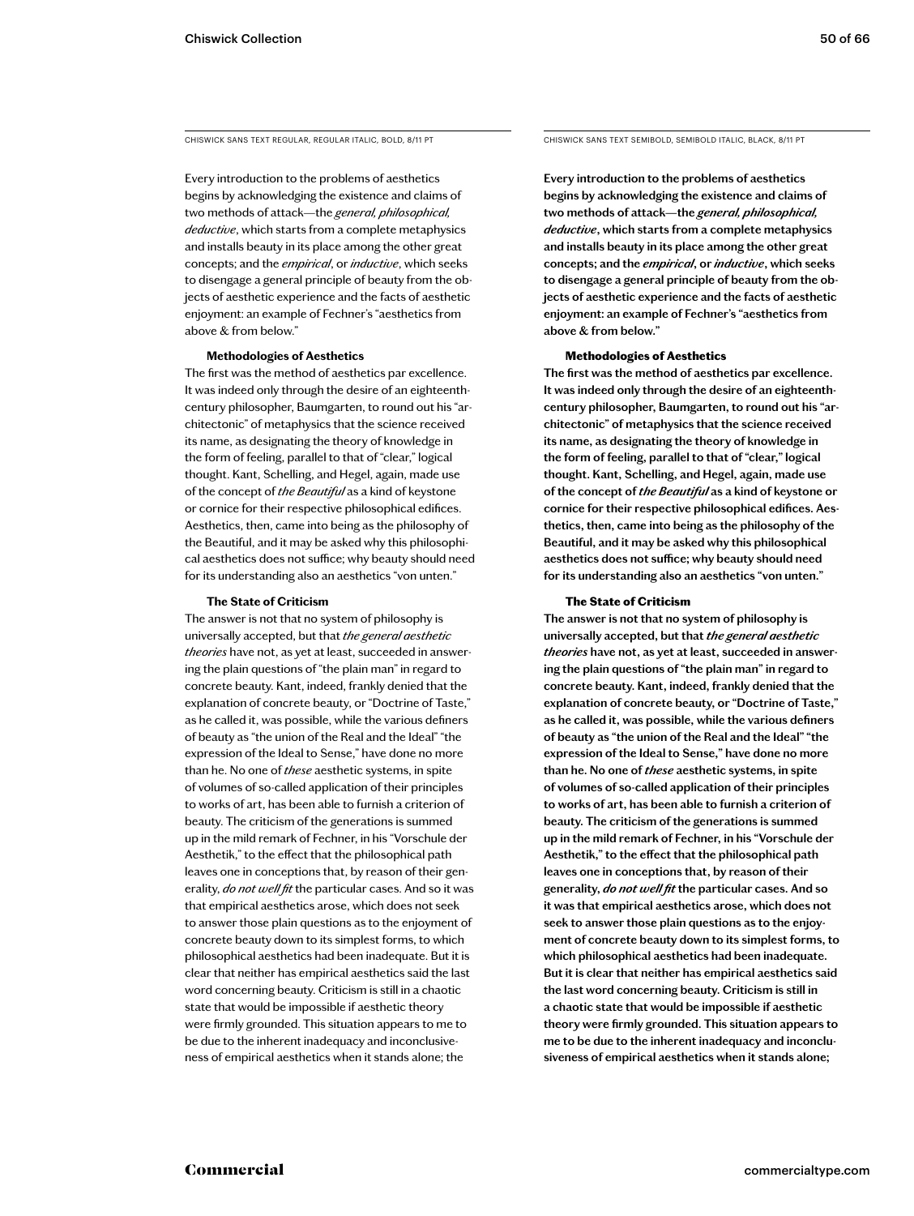CHISWICK SANS TEXT REGULAR, REGULAR ITALIC, BOLD, 8/11 PT

Every introduction to the problems of aesthetics begins by acknowledging the existence and claims of two methods of attack—the *general, philosophical, deductive*, which starts from a complete metaphysics and installs beauty in its place among the other great concepts; and the *empirical*, or *inductive*, which seeks to disengage a general principle of beauty from the objects of aesthetic experience and the facts of aesthetic enjoyment: an example of Fechner's "aesthetics from above & from below."

**Methodologies of Aesthetics**

The first was the method of aesthetics par excellence. It was indeed only through the desire of an eighteenth-century philosopher, Baumgarten, to round out his "architectonic" of metaphysics that the science received its name, as designating the theory of knowledge in the form of feeling, parallel to that of "clear," logical thought. Kant, Schelling, and Hegel, again, made use of the concept of *the Beautiful* as a kind of keystone or cornice for their respective philosophical edifices. Aesthetics, then, came into being as the philosophy of the Beautiful, and it may be asked why this philosophical aesthetics does not suffice; why beauty should need for its understanding also an aesthetics "von unten."

**The State of Criticism**

The answer is not that no system of philosophy is universally accepted, but that *the general aesthetic theories* have not, as yet at least, succeeded in answering the plain questions of "the plain man" in regard to concrete beauty. Kant, indeed, frankly denied that the explanation of concrete beauty, or "Doctrine of Taste," as he called it, was possible, while the various definers of beauty as "the union of the Real and the Ideal" "the expression of the Ideal to Sense," have done no more than he. No one of *these* aesthetic systems, in spite of volumes of so-called application of their principles to works of art, has been able to furnish a criterion of beauty. The criticism of the generations is summed up in the mild remark of Fechner, in his "Vorschule der Aesthetik," to the effect that the philosophical path leaves one in conceptions that, by reason of their generality, *do not well fit* the particular cases. And so it was that empirical aesthetics arose, which does not seek to answer those plain questions as to the enjoyment of concrete beauty down to its simplest forms, to which philosophical aesthetics had been inadequate. But it is clear that neither has empirical aesthetics said the last word concerning beauty. Criticism is still in a chaotic state that would be impossible if aesthetic theory were firmly grounded. This situation appears to me to be due to the inherent inadequacy and inconclusiveness of empirical aesthetics when it stands alone; the

CHISWICK SANS TEXT SEMIBOLD, SEMIBOLD ITALIC, BLACK, 8/11 PT

**Every introduction to the problems of aesthetics begins by acknowledging the existence and claims of two methods of attack—the *general, philosophical, deductive*, which starts from a complete metaphysics and installs beauty in its place among the other great concepts; and the *empirical*, or *inductive*, which seeks to disengage a general principle of beauty from the objects of aesthetic experience and the facts of aesthetic enjoyment: an example of Fechner's "aesthetics from above & from below."**

**Methodologies of Aesthetics**

**The first was the method of aesthetics par excellence. It was indeed only through the desire of an eighteenth-century philosopher, Baumgarten, to round out his "architectonic" of metaphysics that the science received its name, as designating the theory of knowledge in the form of feeling, parallel to that of "clear," logical thought. Kant, Schelling, and Hegel, again, made use of the concept of *the Beautiful* as a kind of keystone or cornice for their respective philosophical edifices. Aesthetics, then, came into being as the philosophy of the Beautiful, and it may be asked why this philosophical aesthetics does not suffice; why beauty should need for its understanding also an aesthetics "von unten."**

**The State of Criticism**

**The answer is not that no system of philosophy is universally accepted, but that *the general aesthetic theories* have not, as yet at least, succeeded in answering the plain questions of "the plain man" in regard to concrete beauty. Kant, indeed, frankly denied that the explanation of concrete beauty, or "Doctrine of Taste," as he called it, was possible, while the various definers of beauty as "the union of the Real and the Ideal" "the expression of the Ideal to Sense," have done no more than he. No one of *these* aesthetic systems, in spite of volumes of so-called application of their principles to works of art, has been able to furnish a criterion of beauty. The criticism of the generations is summed up in the mild remark of Fechner, in his "Vorschule der Aesthetik," to the effect that the philosophical path leaves one in conceptions that, by reason of their generality, *do not well fit* the particular cases. And so it was that empirical aesthetics arose, which does not seek to answer those plain questions as to the enjoyment of concrete beauty down to its simplest forms, to which philosophical aesthetics had been inadequate. But it is clear that neither has empirical aesthetics said the last word concerning beauty. Criticism is still in a chaotic state that would be impossible if aesthetic theory were firmly grounded. This situation appears to me to be due to the inherent inadequacy and inconclusiveness of empirical aesthetics when it stands alone;**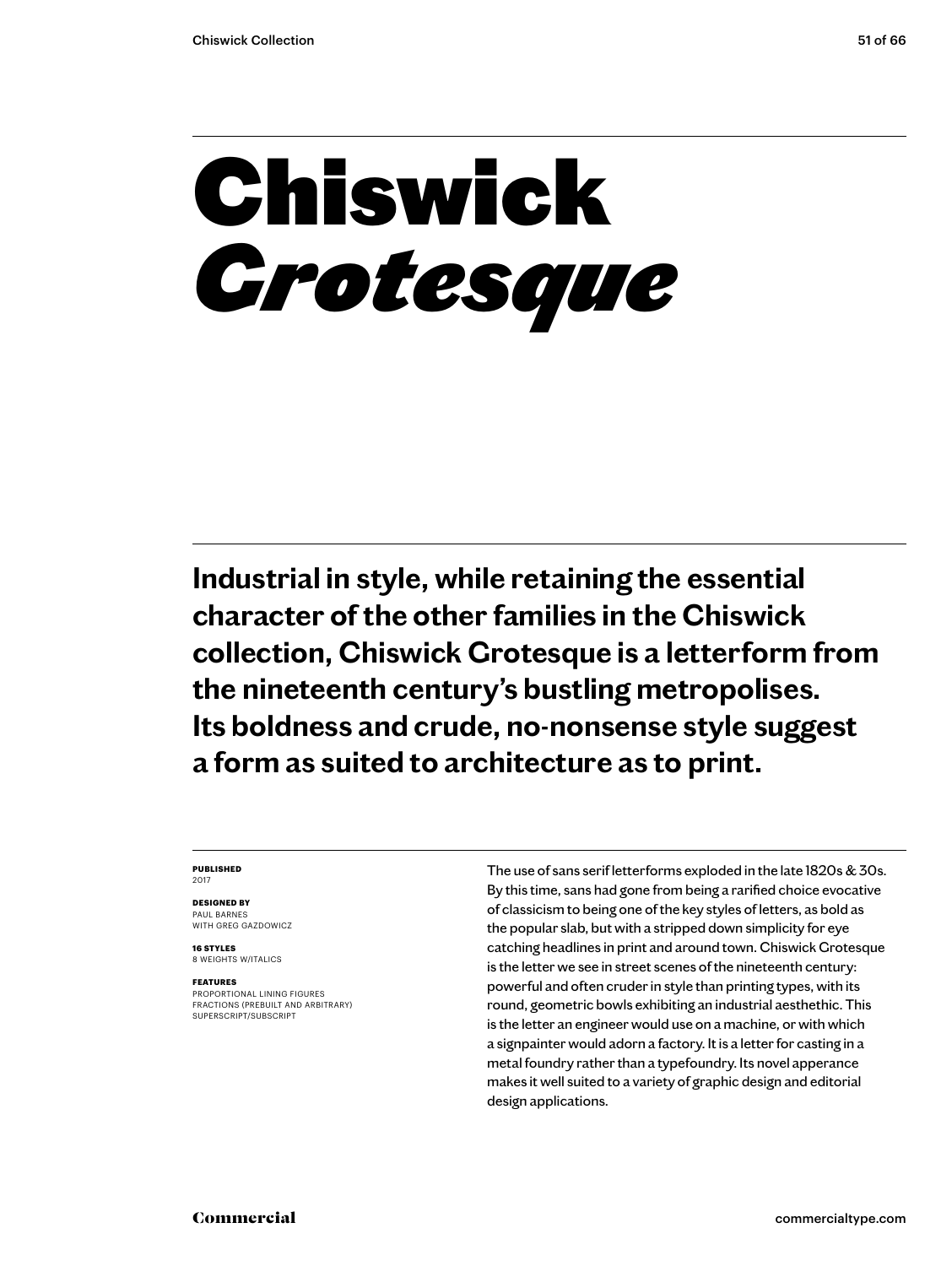# Chiswick *Grotesque*

**Industrial in style, while retaining the essential character of the other families in the Chiswick collection, Chiswick Grotesque is a letterform from the nineteenth century's bustling metropolises. Its boldness and crude, no-nonsense style suggest a form as suited to architecture as to print.**

**PUBLISHED**
2017

**DESIGNED BY**
PAUL BARNES
WITH GREG GAZDOWICZ

**16 STYLES**
8 WEIGHTS W/ITALICS

**FEATURES**
PROPORTIONAL LINING FIGURES
FRACTIONS (PREBUILT AND ARBITRARY)
SUPERSCRIPT/SUBSCRIPT

The use of sans serif letterforms exploded in the late 1820s & 30s. By this time, sans had gone from being a rarified choice evocative of classicism to being one of the key styles of letters, as bold as the popular slab, but with a stripped down simplicity for eye catching headlines in print and around town. Chiswick Grotesque is the letter we see in street scenes of the nineteenth century: powerful and often cruder in style than printing types, with its round, geometric bowls exhibiting an industrial aesthethic. This is the letter an engineer would use on a machine, or with which a signpainter would adorn a factory. It is a letter for casting in a metal foundry rather than a typefoundry. Its novel apperance makes it well suited to a variety of graphic design and editorial design applications.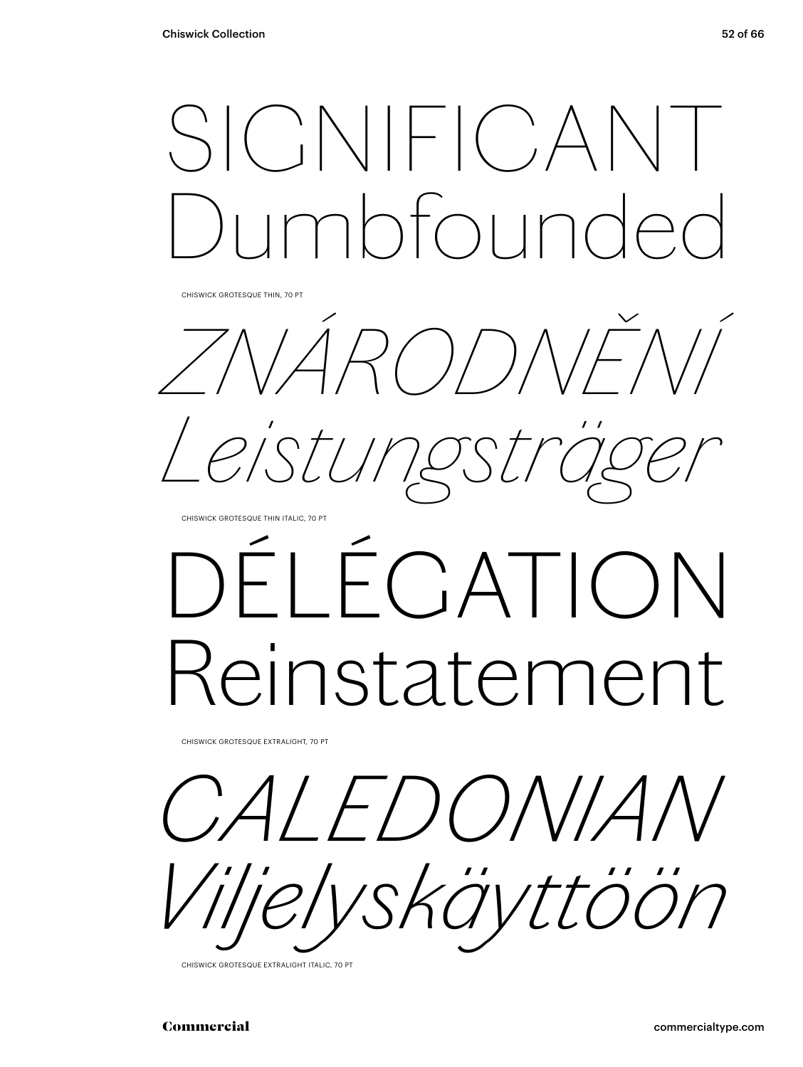SIGNIFICANT
Dumbfounded

CHISWICK GROTESQUE THIN, 70 PT

*ZNÁRODNĚNÍ*
*Leistungsträger*

CHISWICK GROTESQUE THIN ITALIC, 70 PT

DÉLÉGATION
Reinstatement

CHISWICK GROTESQUE EXTRALIGHT, 70 PT

*CALEDONIAN*
*Viljelyskäyttöön*

CHISWICK GROTESQUE EXTRALIGHT ITALIC, 70 PT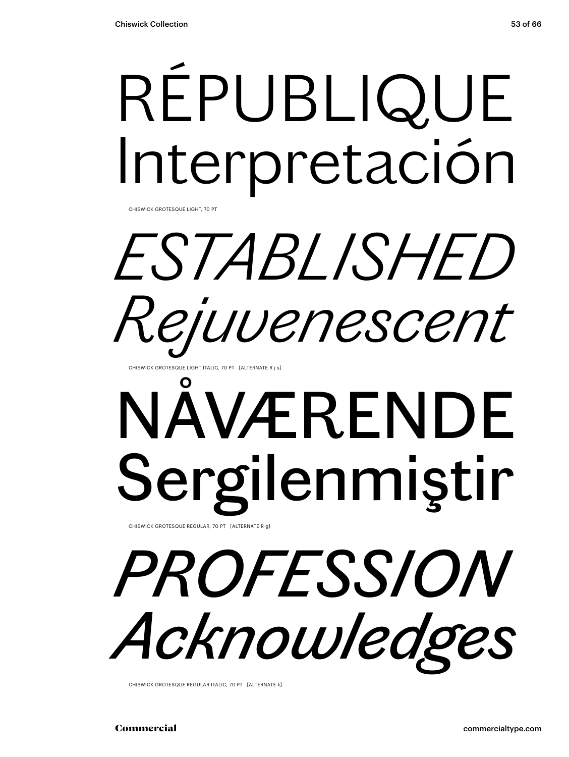RÉPUBLIQUE
Interpretación

CHISWICK GROTESQUE LIGHT, 70 PT

*ESTABLISHED*
*Rejuvenescent*

CHISWICK GROTESQUE LIGHT ITALIC, 70 PT [ALTERNATE R j s]

NÅVÆRENDE
Sergilenmiştir

CHISWICK GROTESQUE REGULAR, 70 PT [ALTERNATE R g]

*PROFESSION*
*Acknowledges*

CHISWICK GROTESQUE REGULAR ITALIC, 70 PT [ALTERNATE k]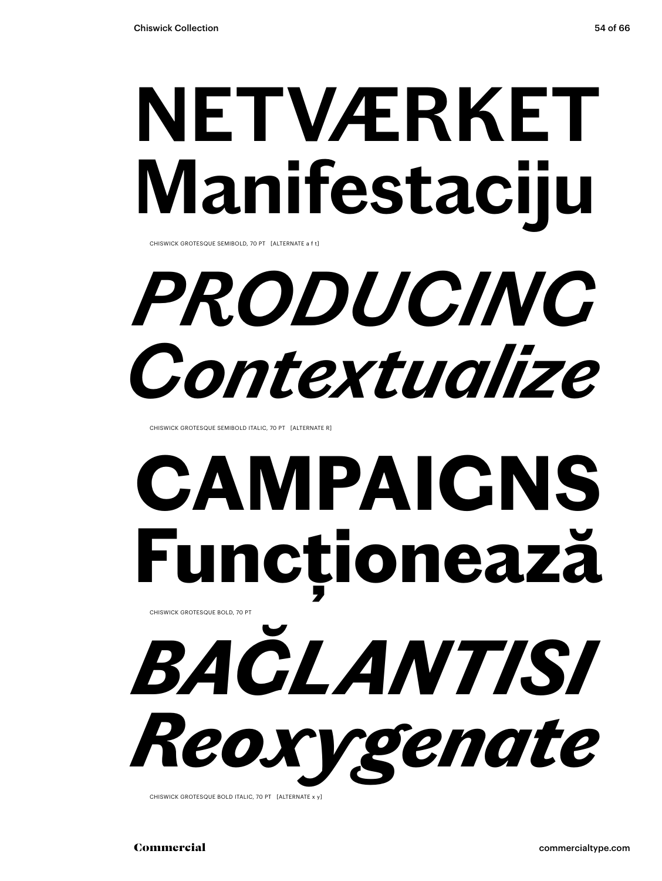NETVÆRKET
Manifestaciju

CHISWICK GROTESQUE SEMIBOLD, 70 PT [ALTERNATE a f t]

*PRODUCING*
*Contextualize*

CHISWICK GROTESQUE SEMIBOLD ITALIC, 70 PT [ALTERNATE R]

**CAMPAIGNS**
**Funcționează**

CHISWICK GROTESQUE BOLD, 70 PT

***BAČLANTISI***
***Reoxygenate***

CHISWICK GROTESQUE BOLD ITALIC, 70 PT [ALTERNATE x y]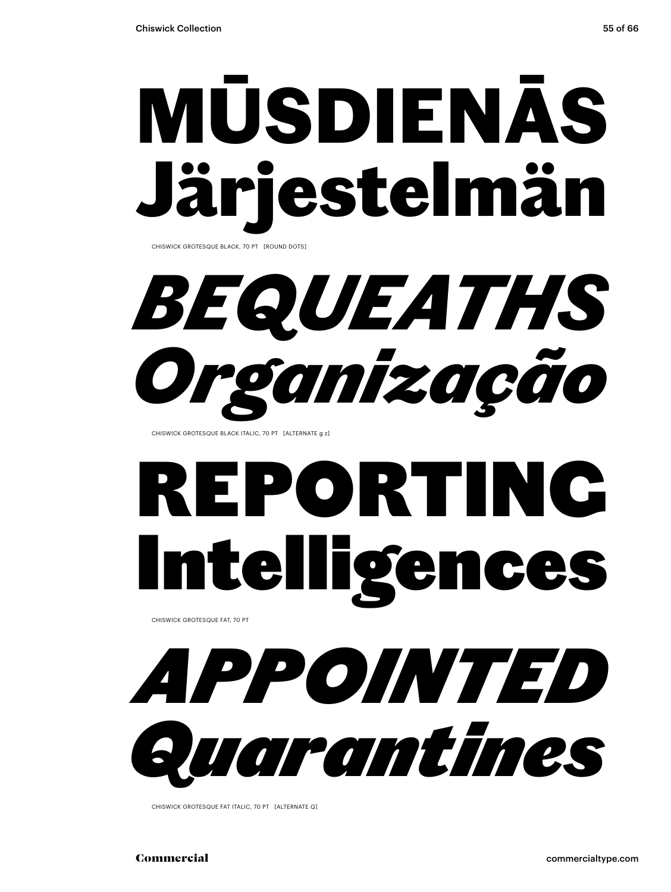MŪSDIENĀS
Järjestelmän

CHISWICK GROTESQUE BLACK, 70 PT [ROUND DOTS]

*BEQUEATHS*
*Organização*

CHISWICK GROTESQUE BLACK ITALIC, 70 PT [ALTERNATE g z]

REPORTING
Intelligences

CHISWICK GROTESQUE FAT, 70 PT

*APPOINTED*
*Quarantines*

CHISWICK GROTESQUE FAT ITALIC, 70 PT [ALTERNATE Q]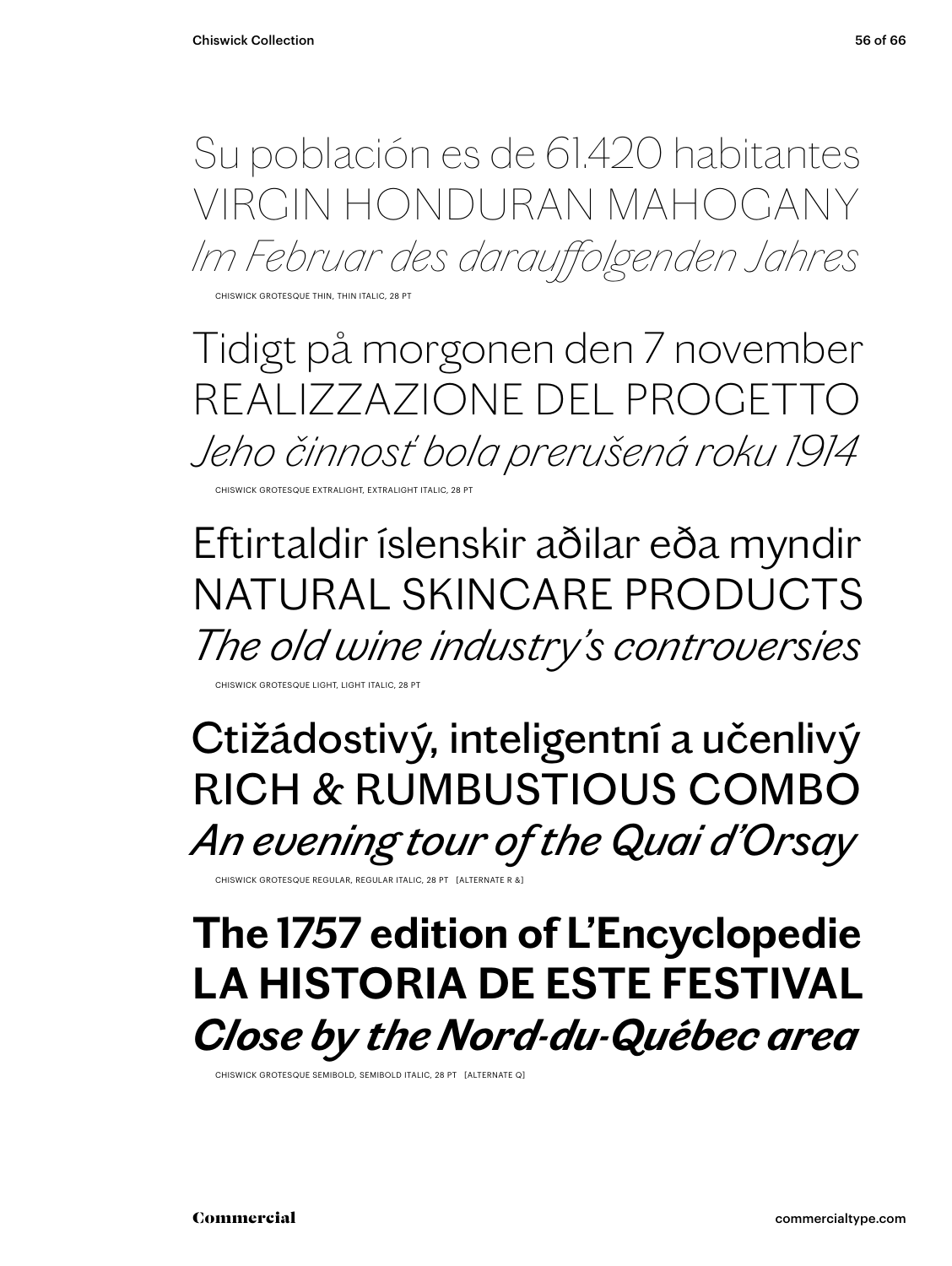Su población es de 61.420 habitantes
VIRGIN HONDURAN MAHOGANY
*Im Februar des darauffolgenden Jahres*

CHISWICK GROTESQUE THIN, THIN ITALIC, 28 PT

Tidigt på morgonen den 7 november
REALIZZAZIONE DEL PROGETTO
*Jeho činnosť bola prerušená roku 1914*

CHISWICK GROTESQUE EXTRALIGHT, EXTRALIGHT ITALIC, 28 PT

Eftirtaldir íslenskir aðilar eða myndir
NATURAL SKINCARE PRODUCTS
*The old wine industry's controversies*

CHISWICK GROTESQUE LIGHT, LIGHT ITALIC, 28 PT

Ctižádostivý, inteligentní a učenlivý
RICH & RUMBUSTIOUS COMBO
*An evening tour of the Quai d'Orsay*

CHISWICK GROTESQUE REGULAR, REGULAR ITALIC, 28 PT [ALTERNATE R &]

**The 1757 edition of L'Encyclopedie**
**LA HISTORIA DE ESTE FESTIVAL**
***Close by the Nord-du-Québec area***

CHISWICK GROTESQUE SEMIBOLD, SEMIBOLD ITALIC, 28 PT [ALTERNATE Q]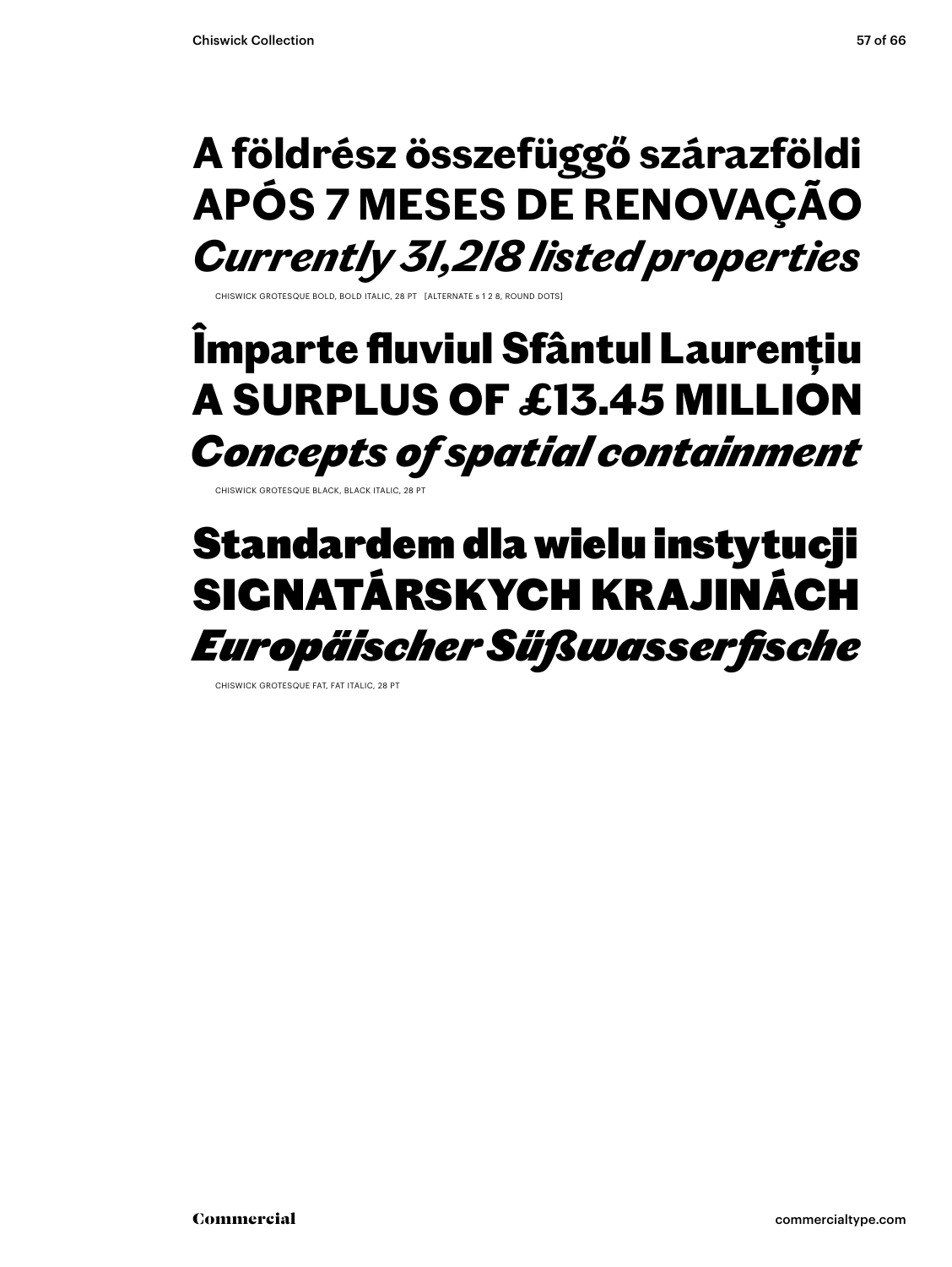**A földrész összefüggő szárazföldi**
**APÓS 7 MESES DE RENOVAÇÃO**
***Currently 31,218 listed properties***

CHISWICK GROTESQUE BOLD, BOLD ITALIC, 28 PT [ALTERNATE s 1 2 8, ROUND DOTS]

**Împarte fluviul Sfântul Laurențiu**
**A SURPLUS OF £13.45 MILLION**
***Concepts of spatial containment***

CHISWICK GROTESQUE BLACK, BLACK ITALIC, 28 PT

**Standardem dla wielu instytucji**
**SIGNATÁRSKYCH KRAJINÁCH**
***Europäischer Süßwasserfische***

CHISWICK GROTESQUE FAT, FAT ITALIC, 28 PT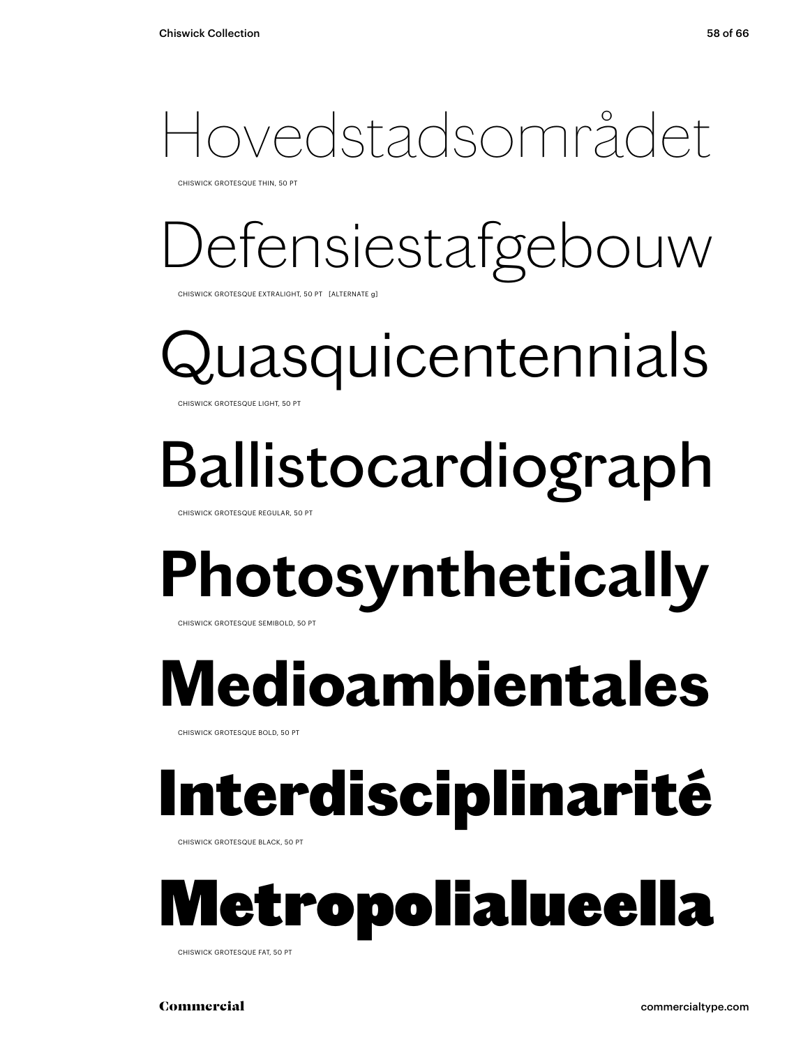Hovedstadsområdet

CHISWICK GROTESQUE THIN, 50 PT

Defensiestafgebouw

CHISWICK GROTESQUE EXTRALIGHT, 50 PT [ALTERNATE g]

Quasquicentennials

CHISWICK GROTESQUE LIGHT, 50 PT

Ballistocardiograph

CHISWICK GROTESQUE REGULAR, 50 PT

**Photosynthetically**

CHISWICK GROTESQUE SEMIBOLD, 50 PT

**Medioambientales**

CHISWICK GROTESQUE BOLD, 50 PT

**Interdisciplinarité**

CHISWICK GROTESQUE BLACK, 50 PT

**Metropolialueella**

CHISWICK GROTESQUE FAT, 50 PT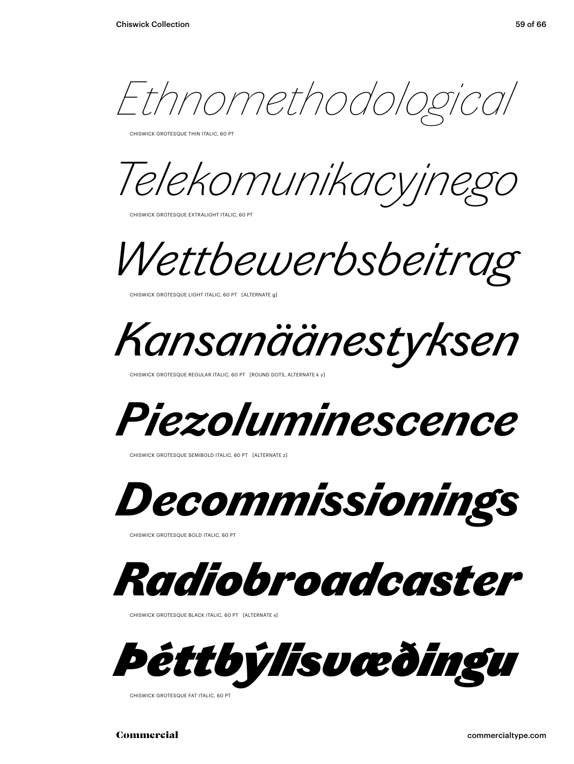*Ethnomethodological*

CHISWICK GROTESQUE THIN ITALIC, 60 PT

*Telekomunikacyjnego*

CHISWICK GROTESQUE EXTRALIGHT ITALIC, 60 PT

*Wettbewerbsbeitrag*

CHISWICK GROTESQUE LIGHT ITALIC, 60 PT [ALTERNATE g]

*Kansanäänestyksen*

CHISWICK GROTESQUE REGULAR ITALIC, 60 PT [ROUND DOTS, ALTERNATE k y]

***Piezoluminescence***

CHISWICK GROTESQUE SEMIBOLD ITALIC, 60 PT [ALTERNATE z]

***Decommissionings***

CHISWICK GROTESQUE BOLD ITALIC, 60 PT

***Radiobroadcaster***

CHISWICK GROTESQUE BLACK ITALIC, 60 PT [ALTERNATE s]

***Þéttbýlisvæðingu***

CHISWICK GROTESQUE FAT ITALIC, 60 PT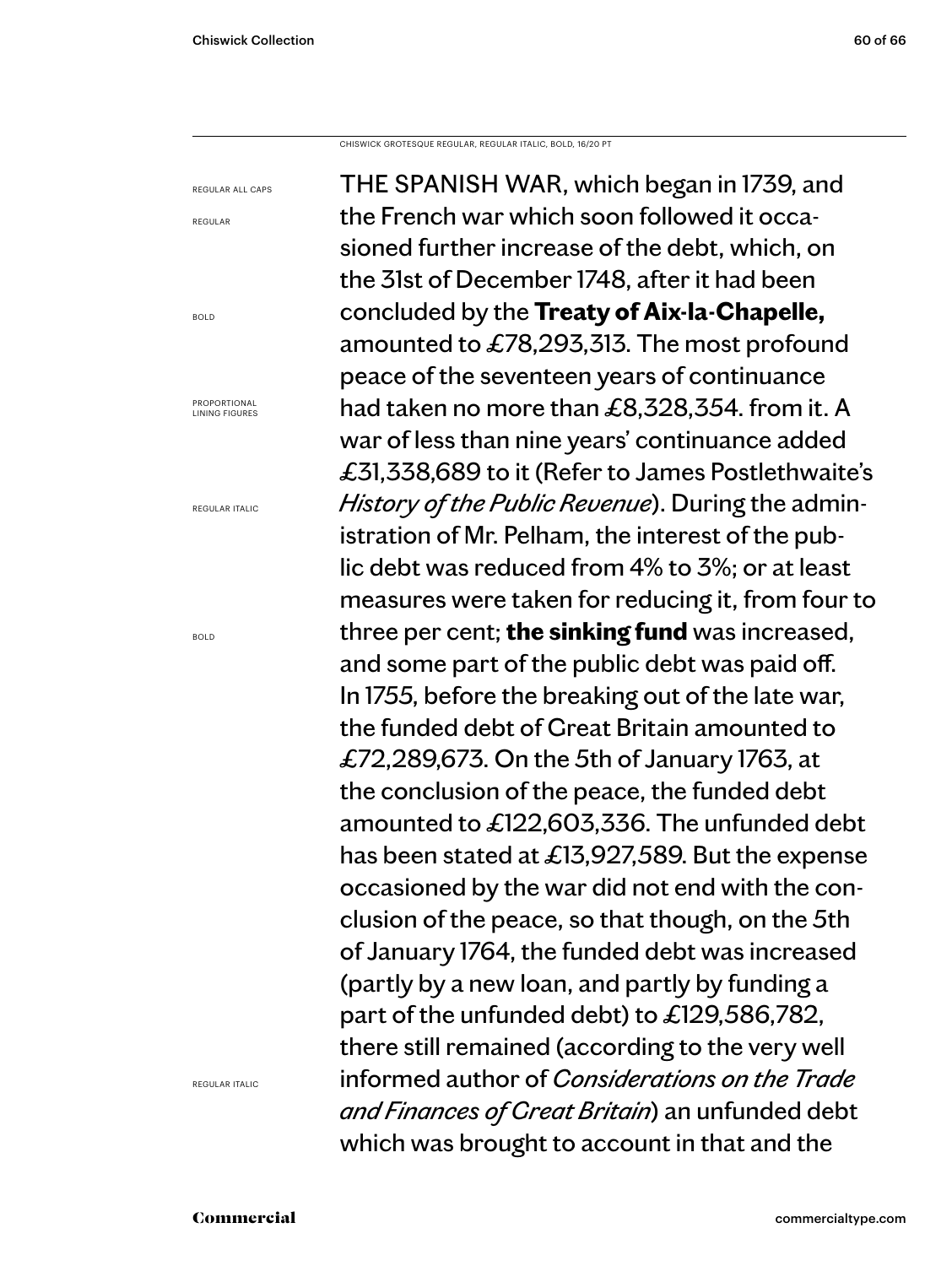CHISWICK GROTESQUE REGULAR, REGULAR ITALIC, BOLD, 16/20 PT

REGULAR ALL CAPS

REGULAR

BOLD

PROPORTIONAL LINING FIGURES

REGULAR ITALIC

BOLD

REGULAR ITALIC

THE SPANISH WAR, which began in 1739, and the French war which soon followed it occasioned further increase of the debt, which, on the 31st of December 1748, after it had been concluded by the **Treaty of Aix-la-Chapelle,** amounted to £78,293,313. The most profound peace of the seventeen years of continuance had taken no more than £8,328,354. from it. A war of less than nine years' continuance added £31,338,689 to it (Refer to James Postlethwaite's *History of the Public Revenue*). During the administration of Mr. Pelham, the interest of the public debt was reduced from 4% to 3%; or at least measures were taken for reducing it, from four to three per cent; **the sinking fund** was increased, and some part of the public debt was paid off. In 1755, before the breaking out of the late war, the funded debt of Great Britain amounted to £72,289,673. On the 5th of January 1763, at the conclusion of the peace, the funded debt amounted to £122,603,336. The unfunded debt has been stated at £13,927,589. But the expense occasioned by the war did not end with the conclusion of the peace, so that though, on the 5th of January 1764, the funded debt was increased (partly by a new loan, and partly by funding a part of the unfunded debt) to £129,586,782, there still remained (according to the very well informed author of *Considerations on the Trade and Finances of Great Britain*) an unfunded debt which was brought to account in that and the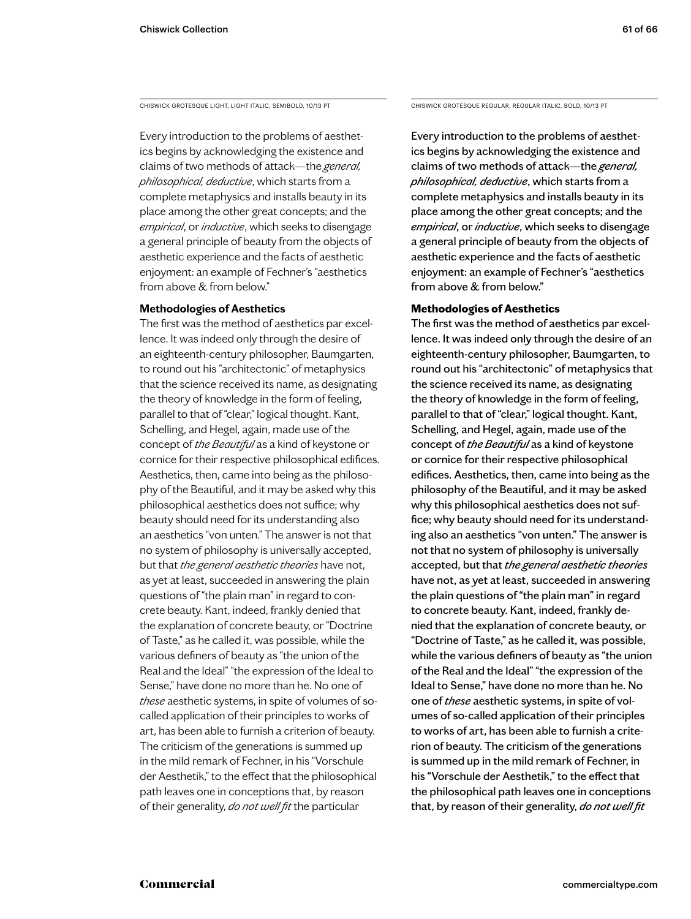CHISWICK GROTESQUE LIGHT, LIGHT ITALIC, SEMIBOLD, 10/13 PT

Every introduction to the problems of aesthetics begins by acknowledging the existence and claims of two methods of attack—the *general, philosophical, deductive*, which starts from a complete metaphysics and installs beauty in its place among the other great concepts; and the *empirical*, or *inductive*, which seeks to disengage a general principle of beauty from the objects of aesthetic experience and the facts of aesthetic enjoyment: an example of Fechner's "aesthetics from above & from below."

**Methodologies of Aesthetics**

The first was the method of aesthetics par excellence. It was indeed only through the desire of an eighteenth-century philosopher, Baumgarten, to round out his "architectonic" of metaphysics that the science received its name, as designating the theory of knowledge in the form of feeling, parallel to that of "clear," logical thought. Kant, Schelling, and Hegel, again, made use of the concept of *the Beautiful* as a kind of keystone or cornice for their respective philosophical edifices. Aesthetics, then, came into being as the philosophy of the Beautiful, and it may be asked why this philosophical aesthetics does not suffice; why beauty should need for its understanding also an aesthetics "von unten." The answer is not that no system of philosophy is universally accepted, but that *the general aesthetic theories* have not, as yet at least, succeeded in answering the plain questions of "the plain man" in regard to concrete beauty. Kant, indeed, frankly denied that the explanation of concrete beauty, or "Doctrine of Taste," as he called it, was possible, while the various definers of beauty as "the union of the Real and the Ideal" "the expression of the Ideal to Sense," have done no more than he. No one of *these* aesthetic systems, in spite of volumes of so-called application of their principles to works of art, has been able to furnish a criterion of beauty. The criticism of the generations is summed up in the mild remark of Fechner, in his "Vorschule der Aesthetik," to the effect that the philosophical path leaves one in conceptions that, by reason of their generality, *do not well fit* the particular

CHISWICK GROTESQUE REGULAR, REGULAR ITALIC, BOLD, 10/13 PT

Every introduction to the problems of aesthetics begins by acknowledging the existence and claims of two methods of attack—the *general, philosophical, deductive*, which starts from a complete metaphysics and installs beauty in its place among the other great concepts; and the *empirical*, or *inductive*, which seeks to disengage a general principle of beauty from the objects of aesthetic experience and the facts of aesthetic enjoyment: an example of Fechner's "aesthetics from above & from below."

**Methodologies of Aesthetics**

The first was the method of aesthetics par excellence. It was indeed only through the desire of an eighteenth-century philosopher, Baumgarten, to round out his "architectonic" of metaphysics that the science received its name, as designating the theory of knowledge in the form of feeling, parallel to that of "clear," logical thought. Kant, Schelling, and Hegel, again, made use of the concept of *the Beautiful* as a kind of keystone or cornice for their respective philosophical edifices. Aesthetics, then, came into being as the philosophy of the Beautiful, and it may be asked why this philosophical aesthetics does not suffice; why beauty should need for its understanding also an aesthetics "von unten." The answer is not that no system of philosophy is universally accepted, but that *the general aesthetic theories* have not, as yet at least, succeeded in answering the plain questions of "the plain man" in regard to concrete beauty. Kant, indeed, frankly denied that the explanation of concrete beauty, or "Doctrine of Taste," as he called it, was possible, while the various definers of beauty as "the union of the Real and the Ideal" "the expression of the Ideal to Sense," have done no more than he. No one of *these* aesthetic systems, in spite of volumes of so-called application of their principles to works of art, has been able to furnish a criterion of beauty. The criticism of the generations is summed up in the mild remark of Fechner, in his "Vorschule der Aesthetik," to the effect that the philosophical path leaves one in conceptions that, by reason of their generality, *do not well fit*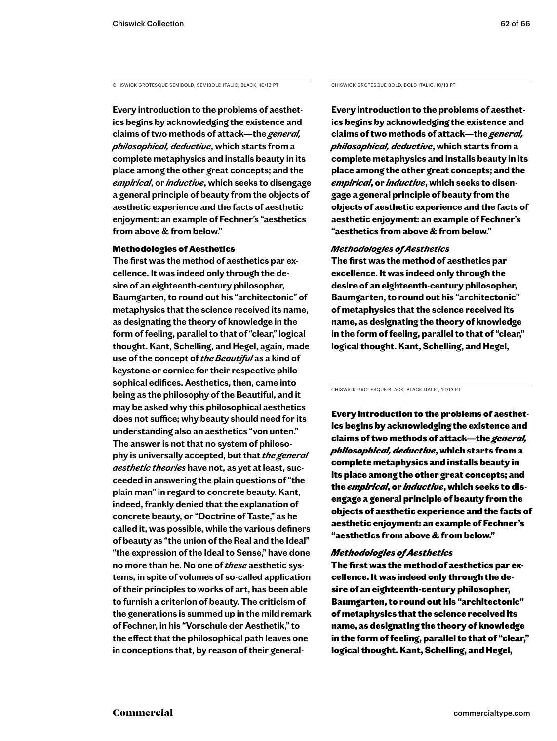CHISWICK GROTESQUE SEMIBOLD, SEMIBOLD ITALIC, BLACK, 10/13 PT

**Every introduction to the problems of aesthetics begins by acknowledging the existence and claims of two methods of attack—the *general, philosophical, deductive*, which starts from a complete metaphysics and installs beauty in its place among the other great concepts; and the *empirical*, or *inductive*, which seeks to disengage a general principle of beauty from the objects of aesthetic experience and the facts of aesthetic enjoyment: an example of Fechner's "aesthetics from above & from below."**

**Methodologies of Aesthetics**

**The first was the method of aesthetics par excellence. It was indeed only through the desire of an eighteenth-century philosopher, Baumgarten, to round out his "architectonic" of metaphysics that the science received its name, as designating the theory of knowledge in the form of feeling, parallel to that of "clear," logical thought. Kant, Schelling, and Hegel, again, made use of the concept of *the Beautiful* as a kind of keystone or cornice for their respective philosophical edifices. Aesthetics, then, came into being as the philosophy of the Beautiful, and it may be asked why this philosophical aesthetics does not suffice; why beauty should need for its understanding also an aesthetics "von unten." The answer is not that no system of philosophy is universally accepted, but that *the general aesthetic theories* have not, as yet at least, succeeded in answering the plain questions of "the plain man" in regard to concrete beauty. Kant, indeed, frankly denied that the explanation of concrete beauty, or "Doctrine of Taste," as he called it, was possible, while the various definers of beauty as "the union of the Real and the Ideal" "the expression of the Ideal to Sense," have done no more than he. No one of *these* aesthetic systems, in spite of volumes of so-called application of their principles to works of art, has been able to furnish a criterion of beauty. The criticism of the generations is summed up in the mild remark of Fechner, in his "Vorschule der Aesthetik," to the effect that the philosophical path leaves one in conceptions that, by reason of their general-**

CHISWICK GROTESQUE BOLD, BOLD ITALIC, 10/13 PT

**Every introduction to the problems of aesthetics begins by acknowledging the existence and claims of two methods of attack—the *general, philosophical, deductive*, which starts from a complete metaphysics and installs beauty in its place among the other great concepts; and the *empirical*, or *inductive*, which seeks to disengage a general principle of beauty from the objects of aesthetic experience and the facts of aesthetic enjoyment: an example of Fechner's "aesthetics from above & from below."**

***Methodologies of Aesthetics***

**The first was the method of aesthetics par excellence. It was indeed only through the desire of an eighteenth-century philosopher, Baumgarten, to round out his "architectonic" of metaphysics that the science received its name, as designating the theory of knowledge in the form of feeling, parallel to that of "clear," logical thought. Kant, Schelling, and Hegel,**

CHISWICK GROTESQUE BLACK, BLACK ITALIC, 10/13 PT

**Every introduction to the problems of aesthetics begins by acknowledging the existence and claims of two methods of attack—the *general, philosophical, deductive*, which starts from a complete metaphysics and installs beauty in its place among the other great concepts; and the *empirical*, or *inductive*, which seeks to disengage a general principle of beauty from the objects of aesthetic experience and the facts of aesthetic enjoyment: an example of Fechner's "aesthetics from above & from below."**

***Methodologies of Aesthetics***

**The first was the method of aesthetics par excellence. It was indeed only through the desire of an eighteenth-century philosopher, Baumgarten, to round out his "architectonic" of metaphysics that the science received its name, as designating the theory of knowledge in the form of feeling, parallel to that of "clear," logical thought. Kant, Schelling, and Hegel,**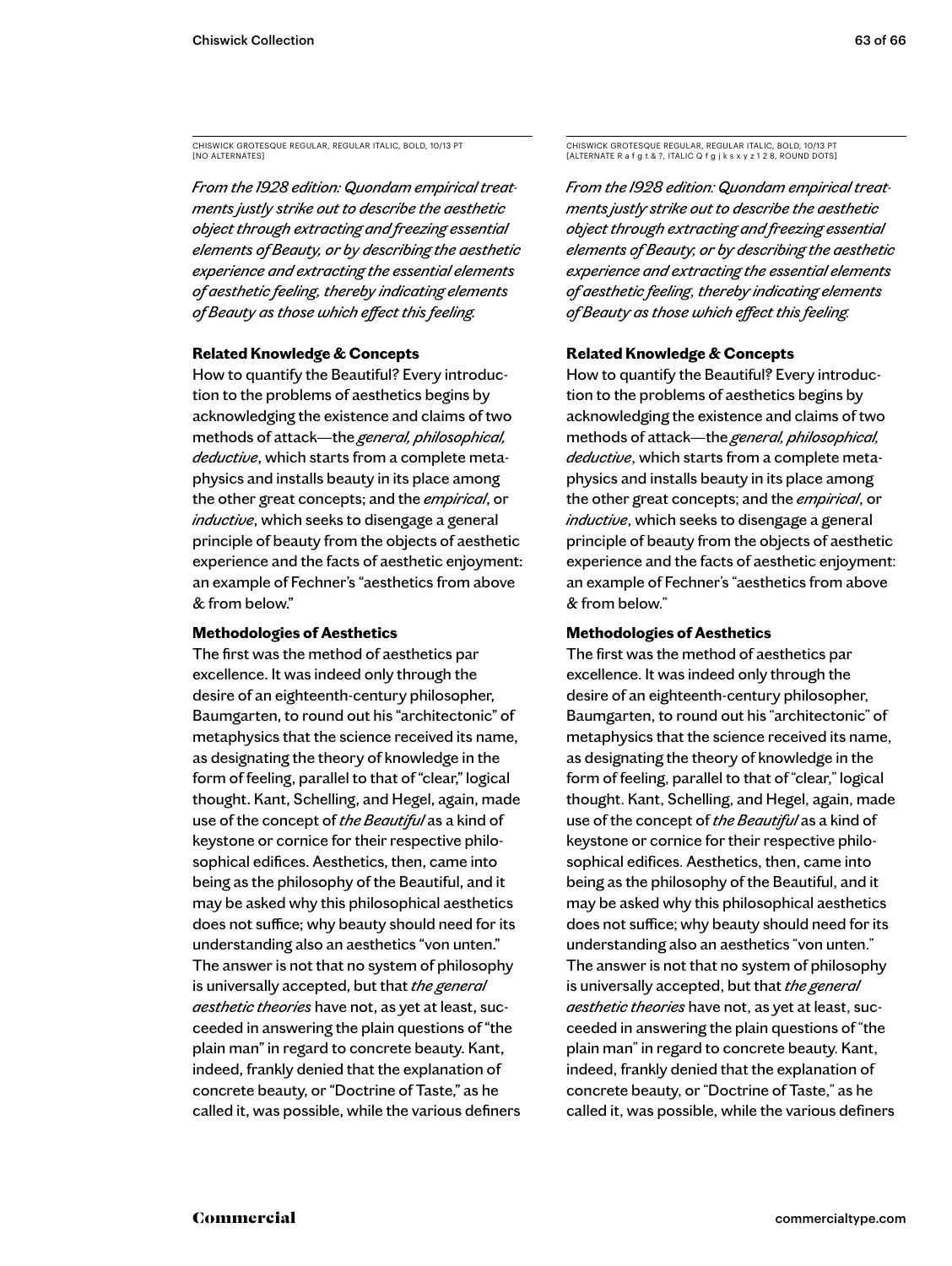CHISWICK GROTESQUE REGULAR, REGULAR ITALIC, BOLD, 10/13 PT
[NO ALTERNATES]

*From the 1928 edition: Quondam empirical treatments justly strike out to describe the aesthetic object through extracting and freezing essential elements of Beauty, or by describing the aesthetic experience and extracting the essential elements of aesthetic feeling, thereby indicating elements of Beauty as those which effect this feeling.*

**Related Knowledge & Concepts**

How to quantify the Beautiful? Every introduction to the problems of aesthetics begins by acknowledging the existence and claims of two methods of attack—the *general, philosophical, deductive*, which starts from a complete metaphysics and installs beauty in its place among the other great concepts; and the *empirical*, or *inductive*, which seeks to disengage a general principle of beauty from the objects of aesthetic experience and the facts of aesthetic enjoyment: an example of Fechner's "aesthetics from above & from below."

**Methodologies of Aesthetics**

The first was the method of aesthetics par excellence. It was indeed only through the desire of an eighteenth-century philosopher, Baumgarten, to round out his "architectonic" of metaphysics that the science received its name, as designating the theory of knowledge in the form of feeling, parallel to that of "clear," logical thought. Kant, Schelling, and Hegel, again, made use of the concept of *the Beautiful* as a kind of keystone or cornice for their respective philosophical edifices. Aesthetics, then, came into being as the philosophy of the Beautiful, and it may be asked why this philosophical aesthetics does not suffice; why beauty should need for its understanding also an aesthetics "von unten." The answer is not that no system of philosophy is universally accepted, but that *the general aesthetic theories* have not, as yet at least, succeeded in answering the plain questions of "the plain man" in regard to concrete beauty. Kant, indeed, frankly denied that the explanation of concrete beauty, or "Doctrine of Taste," as he called it, was possible, while the various definers

CHISWICK GROTESQUE REGULAR, REGULAR ITALIC, BOLD, 10/13 PT
[ALTERNATE R a f g t & ?, ITALIC Q f g j k s x y z 1 2 8, ROUND DOTS]

*From the 1928 edition: Quondam empirical treatments justly strike out to describe the aesthetic object through extracting and freezing essential elements of Beauty, or by describing the aesthetic experience and extracting the essential elements of aesthetic feeling, thereby indicating elements of Beauty as those which effect this feeling.*

**Related Knowledge & Concepts**

How to quantify the Beautiful? Every introduction to the problems of aesthetics begins by acknowledging the existence and claims of two methods of attack—the *general, philosophical, deductive*, which starts from a complete metaphysics and installs beauty in its place among the other great concepts; and the *empirical*, or *inductive*, which seeks to disengage a general principle of beauty from the objects of aesthetic experience and the facts of aesthetic enjoyment: an example of Fechner's "aesthetics from above & from below."

**Methodologies of Aesthetics**

The first was the method of aesthetics par excellence. It was indeed only through the desire of an eighteenth-century philosopher, Baumgarten, to round out his "architectonic" of metaphysics that the science received its name, as designating the theory of knowledge in the form of feeling, parallel to that of "clear," logical thought. Kant, Schelling, and Hegel, again, made use of the concept of *the Beautiful* as a kind of keystone or cornice for their respective philosophical edifices. Aesthetics, then, came into being as the philosophy of the Beautiful, and it may be asked why this philosophical aesthetics does not suffice; why beauty should need for its understanding also an aesthetics "von unten." The answer is not that no system of philosophy is universally accepted, but that *the general aesthetic theories* have not, as yet at least, succeeded in answering the plain questions of "the plain man" in regard to concrete beauty. Kant, indeed, frankly denied that the explanation of concrete beauty, or "Doctrine of Taste," as he called it, was possible, while the various definers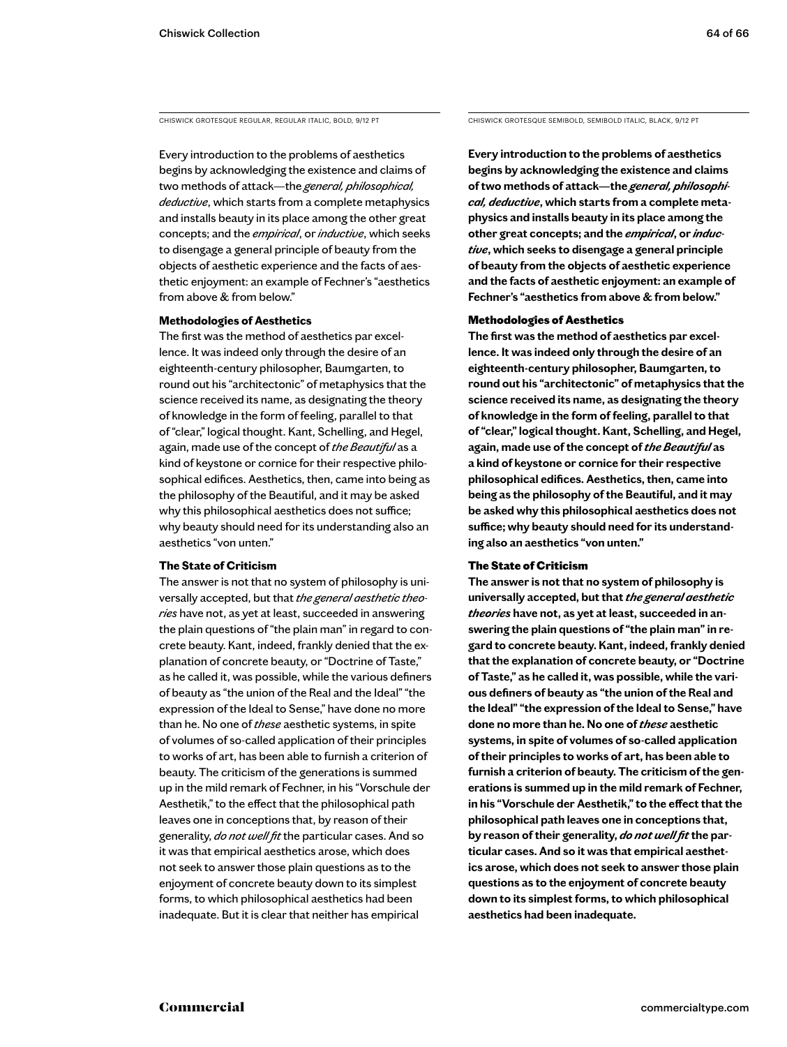CHISWICK GROTESQUE REGULAR, REGULAR ITALIC, BOLD, 9/12 PT

Every introduction to the problems of aesthetics begins by acknowledging the existence and claims of two methods of attack—the *general, philosophical, deductive*, which starts from a complete metaphysics and installs beauty in its place among the other great concepts; and the *empirical*, or *inductive*, which seeks to disengage a general principle of beauty from the objects of aesthetic experience and the facts of aesthetic enjoyment: an example of Fechner's "aesthetics from above & from below."

**Methodologies of Aesthetics**

The first was the method of aesthetics par excellence. It was indeed only through the desire of an eighteenth-century philosopher, Baumgarten, to round out his "architectonic" of metaphysics that the science received its name, as designating the theory of knowledge in the form of feeling, parallel to that of "clear," logical thought. Kant, Schelling, and Hegel, again, made use of the concept of *the Beautiful* as a kind of keystone or cornice for their respective philosophical edifices. Aesthetics, then, came into being as the philosophy of the Beautiful, and it may be asked why this philosophical aesthetics does not suffice; why beauty should need for its understanding also an aesthetics "von unten."

**The State of Criticism**

The answer is not that no system of philosophy is universally accepted, but that *the general aesthetic theories* have not, as yet at least, succeeded in answering the plain questions of "the plain man" in regard to concrete beauty. Kant, indeed, frankly denied that the explanation of concrete beauty, or "Doctrine of Taste," as he called it, was possible, while the various definers of beauty as "the union of the Real and the Ideal" "the expression of the Ideal to Sense," have done no more than he. No one of *these* aesthetic systems, in spite of volumes of so-called application of their principles to works of art, has been able to furnish a criterion of beauty. The criticism of the generations is summed up in the mild remark of Fechner, in his "Vorschule der Aesthetik," to the effect that the philosophical path leaves one in conceptions that, by reason of their generality, *do not well fit* the particular cases. And so it was that empirical aesthetics arose, which does not seek to answer those plain questions as to the enjoyment of concrete beauty down to its simplest forms, to which philosophical aesthetics had been inadequate. But it is clear that neither has empirical

CHISWICK GROTESQUE SEMIBOLD, SEMIBOLD ITALIC, BLACK, 9/12 PT

**Every introduction to the problems of aesthetics begins by acknowledging the existence and claims of two methods of attack—the *general, philosophical, deductive*, which starts from a complete metaphysics and installs beauty in its place among the other great concepts; and the *empirical*, or *inductive*, which seeks to disengage a general principle of beauty from the objects of aesthetic experience and the facts of aesthetic enjoyment: an example of Fechner's "aesthetics from above & from below."**

**Methodologies of Aesthetics**

**The first was the method of aesthetics par excellence. It was indeed only through the desire of an eighteenth-century philosopher, Baumgarten, to round out his "architectonic" of metaphysics that the science received its name, as designating the theory of knowledge in the form of feeling, parallel to that of "clear," logical thought. Kant, Schelling, and Hegel, again, made use of the concept of *the Beautiful* as a kind of keystone or cornice for their respective philosophical edifices. Aesthetics, then, came into being as the philosophy of the Beautiful, and it may be asked why this philosophical aesthetics does not suffice; why beauty should need for its understanding also an aesthetics "von unten."**

**The State of Criticism**

**The answer is not that no system of philosophy is universally accepted, but that *the general aesthetic theories* have not, as yet at least, succeeded in answering the plain questions of "the plain man" in regard to concrete beauty. Kant, indeed, frankly denied that the explanation of concrete beauty, or "Doctrine of Taste," as he called it, was possible, while the various definers of beauty as "the union of the Real and the Ideal" "the expression of the Ideal to Sense," have done no more than he. No one of *these* aesthetic systems, in spite of volumes of so-called application of their principles to works of art, has been able to furnish a criterion of beauty. The criticism of the generations is summed up in the mild remark of Fechner, in his "Vorschule der Aesthetik," to the effect that the philosophical path leaves one in conceptions that, by reason of their generality, *do not well fit* the particular cases. And so it was that empirical aesthetics arose, which does not seek to answer those plain questions as to the enjoyment of concrete beauty down to its simplest forms, to which philosophical aesthetics had been inadequate.**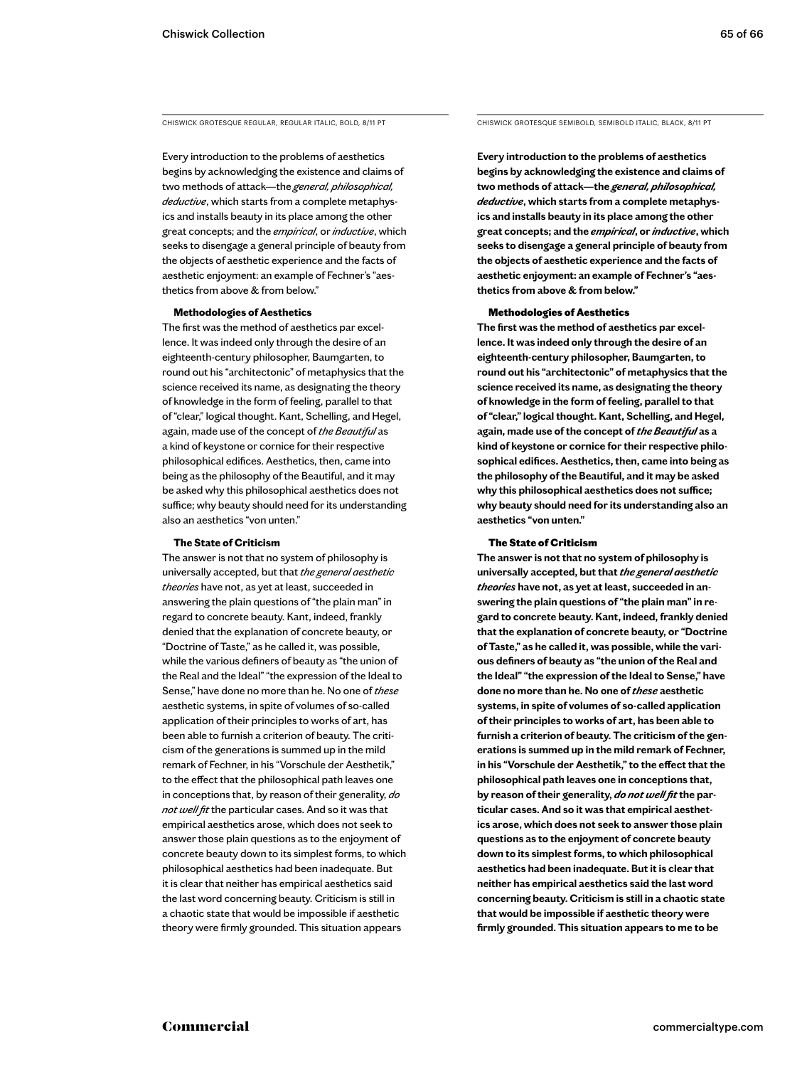CHISWICK GROTESQUE REGULAR, REGULAR ITALIC, BOLD, 8/11 PT

Every introduction to the problems of aesthetics begins by acknowledging the existence and claims of two methods of attack—the *general, philosophical, deductive*, which starts from a complete metaphysics and installs beauty in its place among the other great concepts; and the *empirical*, or *inductive*, which seeks to disengage a general principle of beauty from the objects of aesthetic experience and the facts of aesthetic enjoyment: an example of Fechner's "aesthetics from above & from below."

**Methodologies of Aesthetics**

The first was the method of aesthetics par excellence. It was indeed only through the desire of an eighteenth-century philosopher, Baumgarten, to round out his "architectonic" of metaphysics that the science received its name, as designating the theory of knowledge in the form of feeling, parallel to that of "clear," logical thought. Kant, Schelling, and Hegel, again, made use of the concept of *the Beautiful* as a kind of keystone or cornice for their respective philosophical edifices. Aesthetics, then, came into being as the philosophy of the Beautiful, and it may be asked why this philosophical aesthetics does not suffice; why beauty should need for its understanding also an aesthetics "von unten."

**The State of Criticism**

The answer is not that no system of philosophy is universally accepted, but that *the general aesthetic theories* have not, as yet at least, succeeded in answering the plain questions of "the plain man" in regard to concrete beauty. Kant, indeed, frankly denied that the explanation of concrete beauty, or "Doctrine of Taste," as he called it, was possible, while the various definers of beauty as "the union of the Real and the Ideal" "the expression of the Ideal to Sense," have done no more than he. No one of *these* aesthetic systems, in spite of volumes of so-called application of their principles to works of art, has been able to furnish a criterion of beauty. The criticism of the generations is summed up in the mild remark of Fechner, in his "Vorschule der Aesthetik," to the effect that the philosophical path leaves one in conceptions that, by reason of their generality, *do not well fit* the particular cases. And so it was that empirical aesthetics arose, which does not seek to answer those plain questions as to the enjoyment of concrete beauty down to its simplest forms, to which philosophical aesthetics had been inadequate. But it is clear that neither has empirical aesthetics said the last word concerning beauty. Criticism is still in a chaotic state that would be impossible if aesthetic theory were firmly grounded. This situation appears

CHISWICK GROTESQUE SEMIBOLD, SEMIBOLD ITALIC, BLACK, 8/11 PT

**Every introduction to the problems of aesthetics begins by acknowledging the existence and claims of two methods of attack—the *general, philosophical, deductive*, which starts from a complete metaphysics and installs beauty in its place among the other great concepts; and the *empirical*, or *inductive*, which seeks to disengage a general principle of beauty from the objects of aesthetic experience and the facts of aesthetic enjoyment: an example of Fechner's "aesthetics from above & from below."**

**Methodologies of Aesthetics**

**The first was the method of aesthetics par excellence. It was indeed only through the desire of an eighteenth-century philosopher, Baumgarten, to round out his "architectonic" of metaphysics that the science received its name, as designating the theory of knowledge in the form of feeling, parallel to that of "clear," logical thought. Kant, Schelling, and Hegel, again, made use of the concept of *the Beautiful* as a kind of keystone or cornice for their respective philosophical edifices. Aesthetics, then, came into being as the philosophy of the Beautiful, and it may be asked why this philosophical aesthetics does not suffice; why beauty should need for its understanding also an aesthetics "von unten."**

**The State of Criticism**

**The answer is not that no system of philosophy is universally accepted, but that *the general aesthetic theories* have not, as yet at least, succeeded in answering the plain questions of "the plain man" in regard to concrete beauty. Kant, indeed, frankly denied that the explanation of concrete beauty, or "Doctrine of Taste," as he called it, was possible, while the various definers of beauty as "the union of the Real and the Ideal" "the expression of the Ideal to Sense," have done no more than he. No one of *these* aesthetic systems, in spite of volumes of so-called application of their principles to works of art, has been able to furnish a criterion of beauty. The criticism of the generations is summed up in the mild remark of Fechner, in his "Vorschule der Aesthetik," to the effect that the philosophical path leaves one in conceptions that, by reason of their generality, *do not well fit* the particular cases. And so it was that empirical aesthetics arose, which does not seek to answer those plain questions as to the enjoyment of concrete beauty down to its simplest forms, to which philosophical aesthetics had been inadequate. But it is clear that neither has empirical aesthetics said the last word concerning beauty. Criticism is still in a chaotic state that would be impossible if aesthetic theory were firmly grounded. This situation appears to me to be**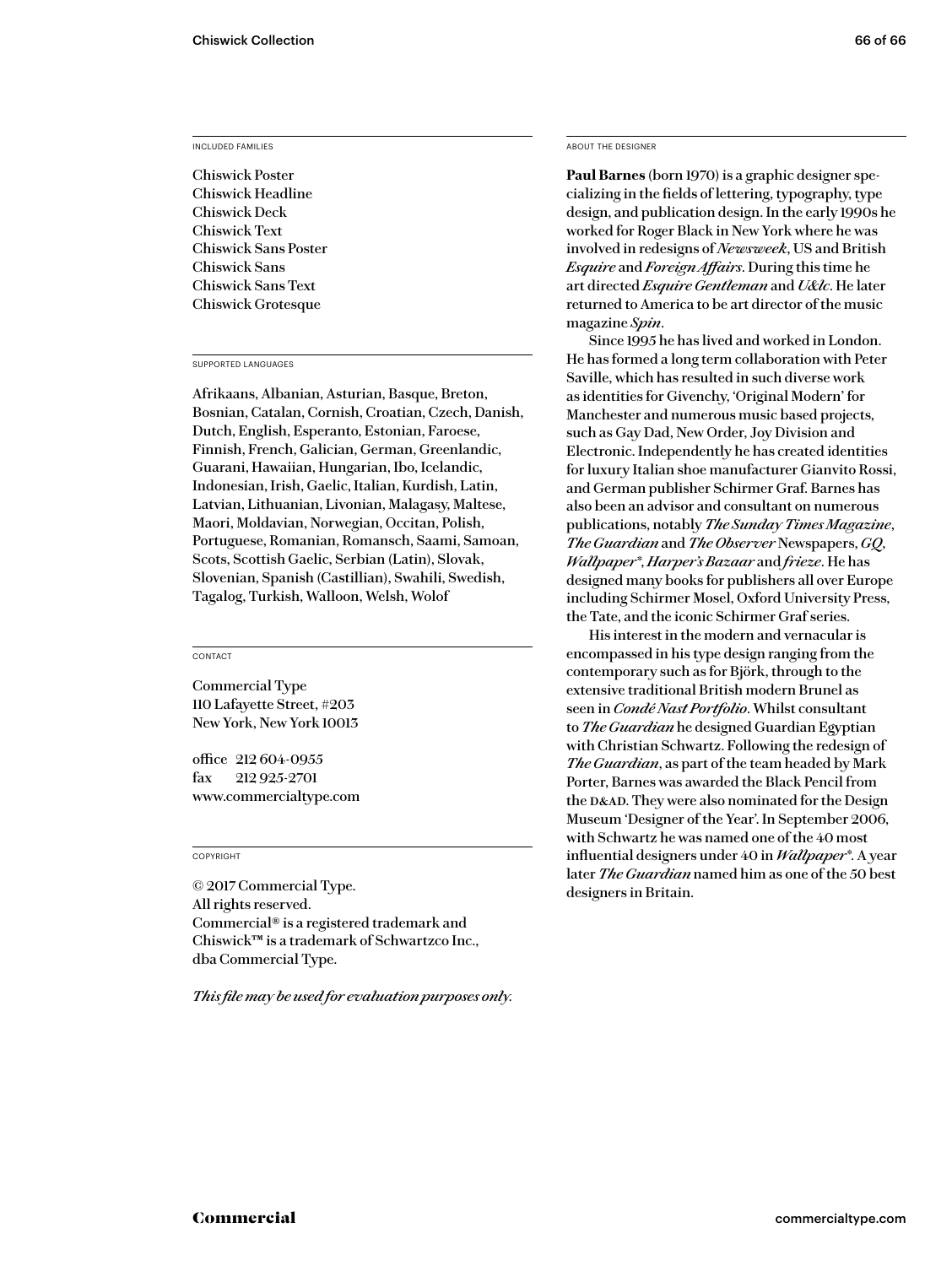## INCLUDED FAMILIES

Chiswick Poster
Chiswick Headline
Chiswick Deck
Chiswick Text
Chiswick Sans Poster
Chiswick Sans
Chiswick Sans Text
Chiswick Grotesque

## SUPPORTED LANGUAGES

Afrikaans, Albanian, Asturian, Basque, Breton, Bosnian, Catalan, Cornish, Croatian, Czech, Danish, Dutch, English, Esperanto, Estonian, Faroese, Finnish, French, Galician, German, Greenlandic, Guarani, Hawaiian, Hungarian, Ibo, Icelandic, Indonesian, Irish, Gaelic, Italian, Kurdish, Latin, Latvian, Lithuanian, Livonian, Malagasy, Maltese, Maori, Moldavian, Norwegian, Occitan, Polish, Portuguese, Romanian, Romansch, Saami, Samoan, Scots, Scottish Gaelic, Serbian (Latin), Slovak, Slovenian, Spanish (Castillian), Swahili, Swedish, Tagalog, Turkish, Walloon, Welsh, Wolof

## CONTACT

Commercial Type
110 Lafayette Street, #203
New York, New York 10013

office 212 604-0955
fax 212 925-2701
www.commercialtype.com

## COPYRIGHT

© 2017 Commercial Type.
All rights reserved.
Commercial® is a registered trademark and Chiswick™ is a trademark of Schwartzco Inc., dba Commercial Type.

*This file may be used for evaluation purposes only.*

## ABOUT THE DESIGNER

**Paul Barnes** (born 1970) is a graphic designer specializing in the fields of lettering, typography, type design, and publication design. In the early 1990s he worked for Roger Black in New York where he was involved in redesigns of *Newsweek*, US and British *Esquire* and *Foreign Affairs*. During this time he art directed *Esquire Gentleman* and *U&lc*. He later returned to America to be art director of the music magazine *Spin*.

Since 1995 he has lived and worked in London. He has formed a long term collaboration with Peter Saville, which has resulted in such diverse work as identities for Givenchy, 'Original Modern' for Manchester and numerous music based projects, such as Gay Dad, New Order, Joy Division and Electronic. Independently he has created identities for luxury Italian shoe manufacturer Gianvito Rossi, and German publisher Schirmer Graf. Barnes has also been an advisor and consultant on numerous publications, notably *The Sunday Times Magazine*, *The Guardian* and *The Observer* Newspapers, *GQ*, *Wallpaper\**, *Harper's Bazaar* and *frieze*. He has designed many books for publishers all over Europe including Schirmer Mosel, Oxford University Press, the Tate, and the iconic Schirmer Graf series.

His interest in the modern and vernacular is encompassed in his type design ranging from the contemporary such as for Björk, through to the extensive traditional British modern Brunel as seen in *Condé Nast Portfolio*. Whilst consultant to *The Guardian* he designed Guardian Egyptian with Christian Schwartz. Following the redesign of *The Guardian*, as part of the team headed by Mark Porter, Barnes was awarded the Black Pencil from the D&AD. They were also nominated for the Design Museum 'Designer of the Year'. In September 2006, with Schwartz he was named one of the 40 most influential designers under 40 in *Wallpaper\**. A year later *The Guardian* named him as one of the 50 best designers in Britain.